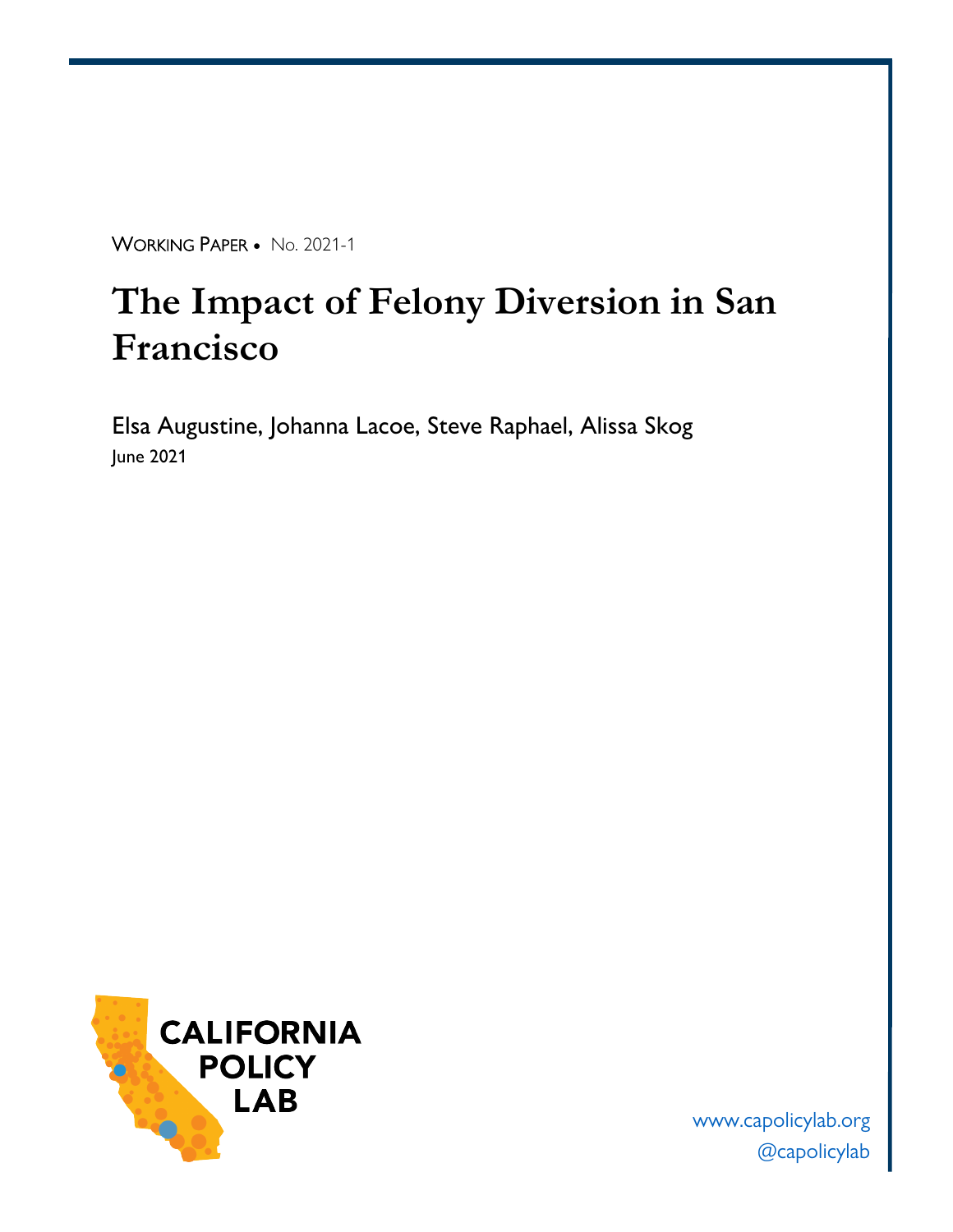WORKING PAPER • No. 2021-1

# The Impact of Felony Diversion in San Francisco

Elsa Augustine, Johanna Lacoe, Steve Raphael, Alissa Skog

June 2021

CALIFORNIA POLICY LAB

www.capolicylab.org

@capolicylab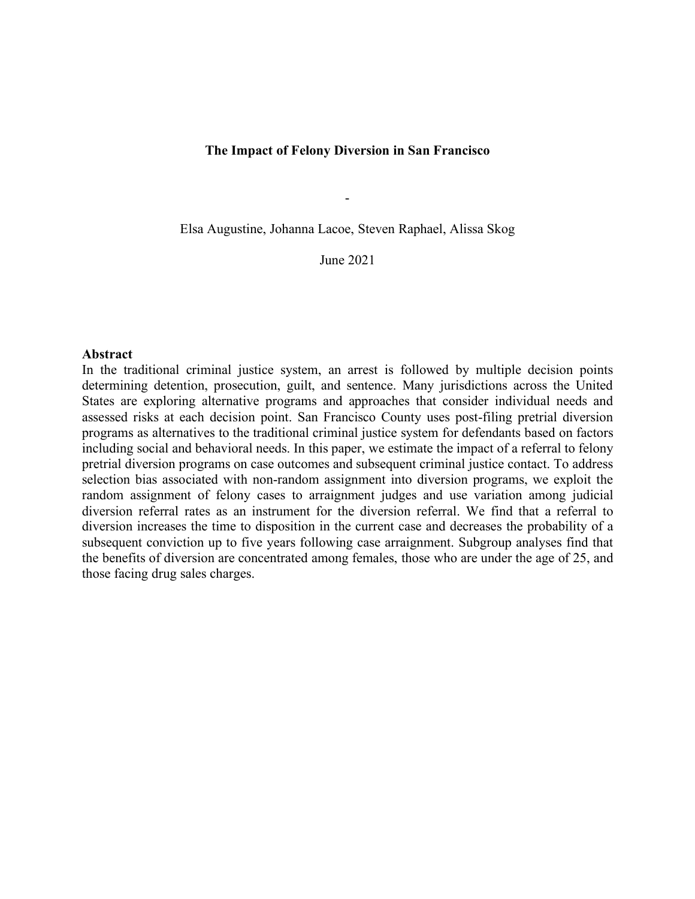**The Impact of Felony Diversion in San Francisco**

-

Elsa Augustine, Johanna Lacoe, Steven Raphael, Alissa Skog

June 2021

**Abstract**

In the traditional criminal justice system, an arrest is followed by multiple decision points determining detention, prosecution, guilt, and sentence. Many jurisdictions across the United States are exploring alternative programs and approaches that consider individual needs and assessed risks at each decision point. San Francisco County uses post-filing pretrial diversion programs as alternatives to the traditional criminal justice system for defendants based on factors including social and behavioral needs. In this paper, we estimate the impact of a referral to felony pretrial diversion programs on case outcomes and subsequent criminal justice contact. To address selection bias associated with non-random assignment into diversion programs, we exploit the random assignment of felony cases to arraignment judges and use variation among judicial diversion referral rates as an instrument for the diversion referral. We find that a referral to diversion increases the time to disposition in the current case and decreases the probability of a subsequent conviction up to five years following case arraignment. Subgroup analyses find that the benefits of diversion are concentrated among females, those who are under the age of 25, and those facing drug sales charges.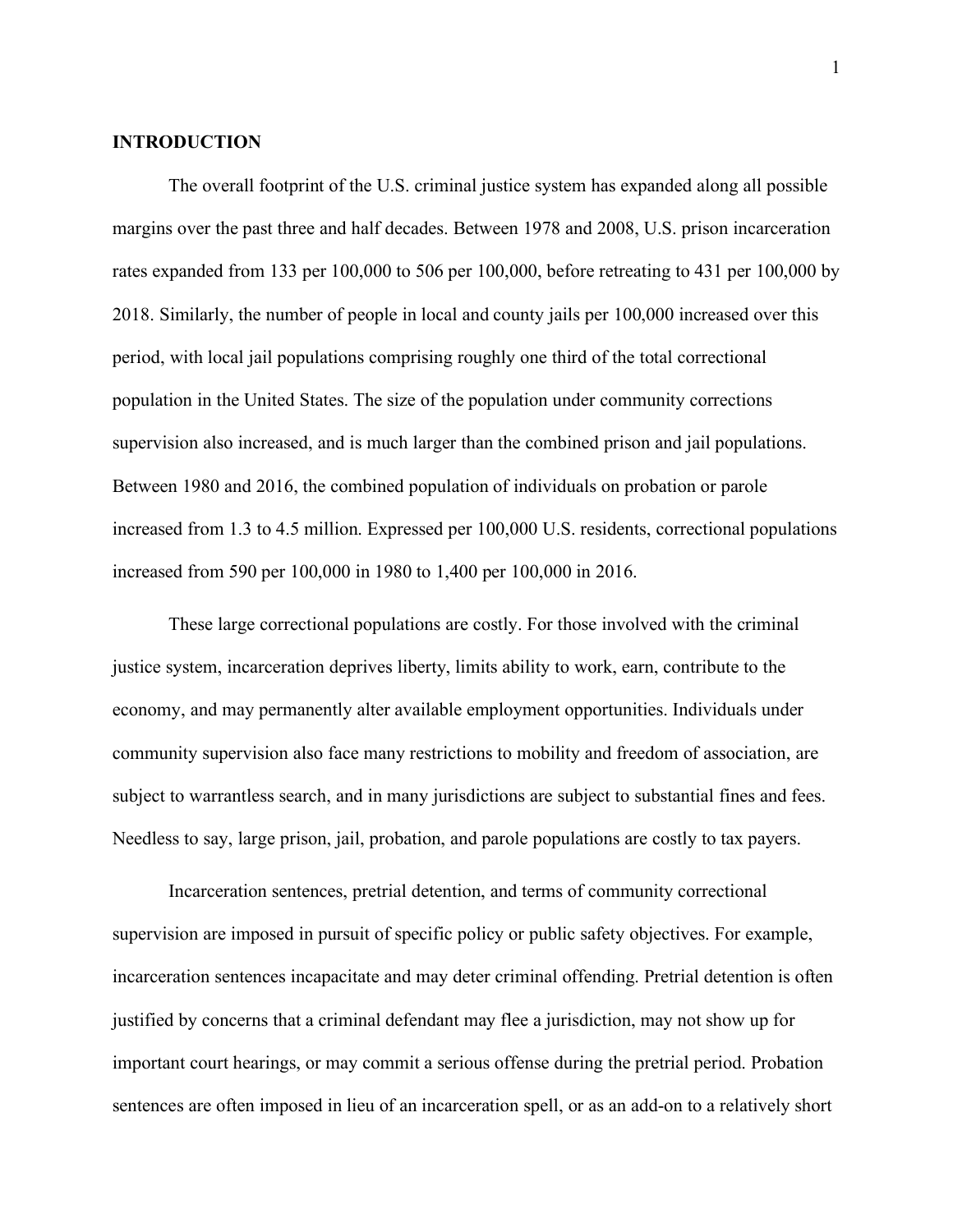## INTRODUCTION

The overall footprint of the U.S. criminal justice system has expanded along all possible margins over the past three and half decades. Between 1978 and 2008, U.S. prison incarceration rates expanded from 133 per 100,000 to 506 per 100,000, before retreating to 431 per 100,000 by 2018. Similarly, the number of people in local and county jails per 100,000 increased over this period, with local jail populations comprising roughly one third of the total correctional population in the United States. The size of the population under community corrections supervision also increased, and is much larger than the combined prison and jail populations. Between 1980 and 2016, the combined population of individuals on probation or parole increased from 1.3 to 4.5 million. Expressed per 100,000 U.S. residents, correctional populations increased from 590 per 100,000 in 1980 to 1,400 per 100,000 in 2016.

These large correctional populations are costly. For those involved with the criminal justice system, incarceration deprives liberty, limits ability to work, earn, contribute to the economy, and may permanently alter available employment opportunities. Individuals under community supervision also face many restrictions to mobility and freedom of association, are subject to warrantless search, and in many jurisdictions are subject to substantial fines and fees. Needless to say, large prison, jail, probation, and parole populations are costly to tax payers.

Incarceration sentences, pretrial detention, and terms of community correctional supervision are imposed in pursuit of specific policy or public safety objectives. For example, incarceration sentences incapacitate and may deter criminal offending. Pretrial detention is often justified by concerns that a criminal defendant may flee a jurisdiction, may not show up for important court hearings, or may commit a serious offense during the pretrial period. Probation sentences are often imposed in lieu of an incarceration spell, or as an add-on to a relatively short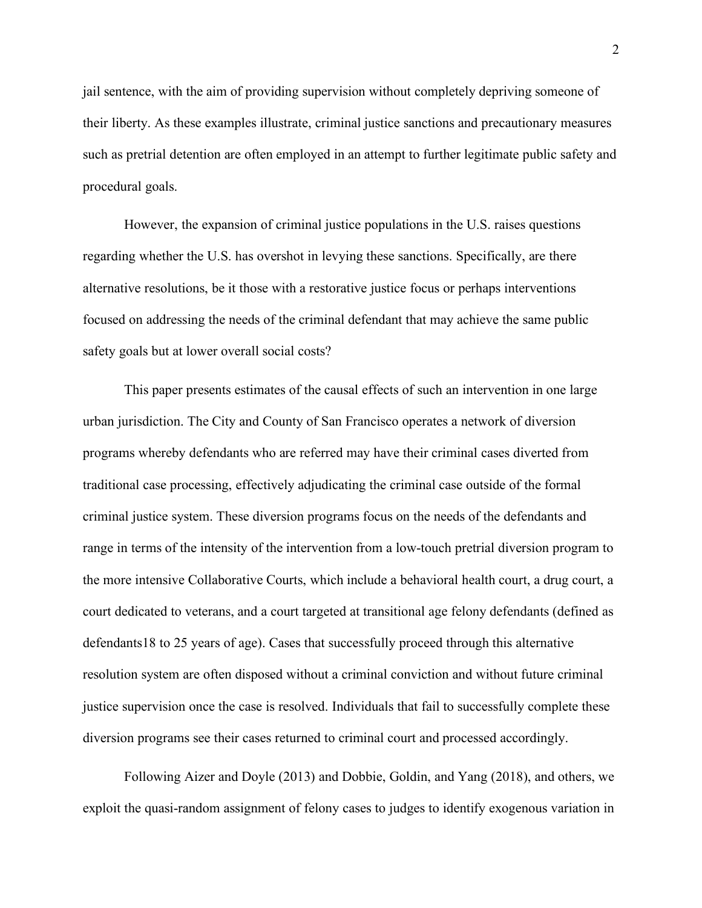jail sentence, with the aim of providing supervision without completely depriving someone of their liberty. As these examples illustrate, criminal justice sanctions and precautionary measures such as pretrial detention are often employed in an attempt to further legitimate public safety and procedural goals.

However, the expansion of criminal justice populations in the U.S. raises questions regarding whether the U.S. has overshot in levying these sanctions. Specifically, are there alternative resolutions, be it those with a restorative justice focus or perhaps interventions focused on addressing the needs of the criminal defendant that may achieve the same public safety goals but at lower overall social costs?

This paper presents estimates of the causal effects of such an intervention in one large urban jurisdiction. The City and County of San Francisco operates a network of diversion programs whereby defendants who are referred may have their criminal cases diverted from traditional case processing, effectively adjudicating the criminal case outside of the formal criminal justice system. These diversion programs focus on the needs of the defendants and range in terms of the intensity of the intervention from a low-touch pretrial diversion program to the more intensive Collaborative Courts, which include a behavioral health court, a drug court, a court dedicated to veterans, and a court targeted at transitional age felony defendants (defined as defendants18 to 25 years of age). Cases that successfully proceed through this alternative resolution system are often disposed without a criminal conviction and without future criminal justice supervision once the case is resolved. Individuals that fail to successfully complete these diversion programs see their cases returned to criminal court and processed accordingly.

Following Aizer and Doyle (2013) and Dobbie, Goldin, and Yang (2018), and others, we exploit the quasi-random assignment of felony cases to judges to identify exogenous variation in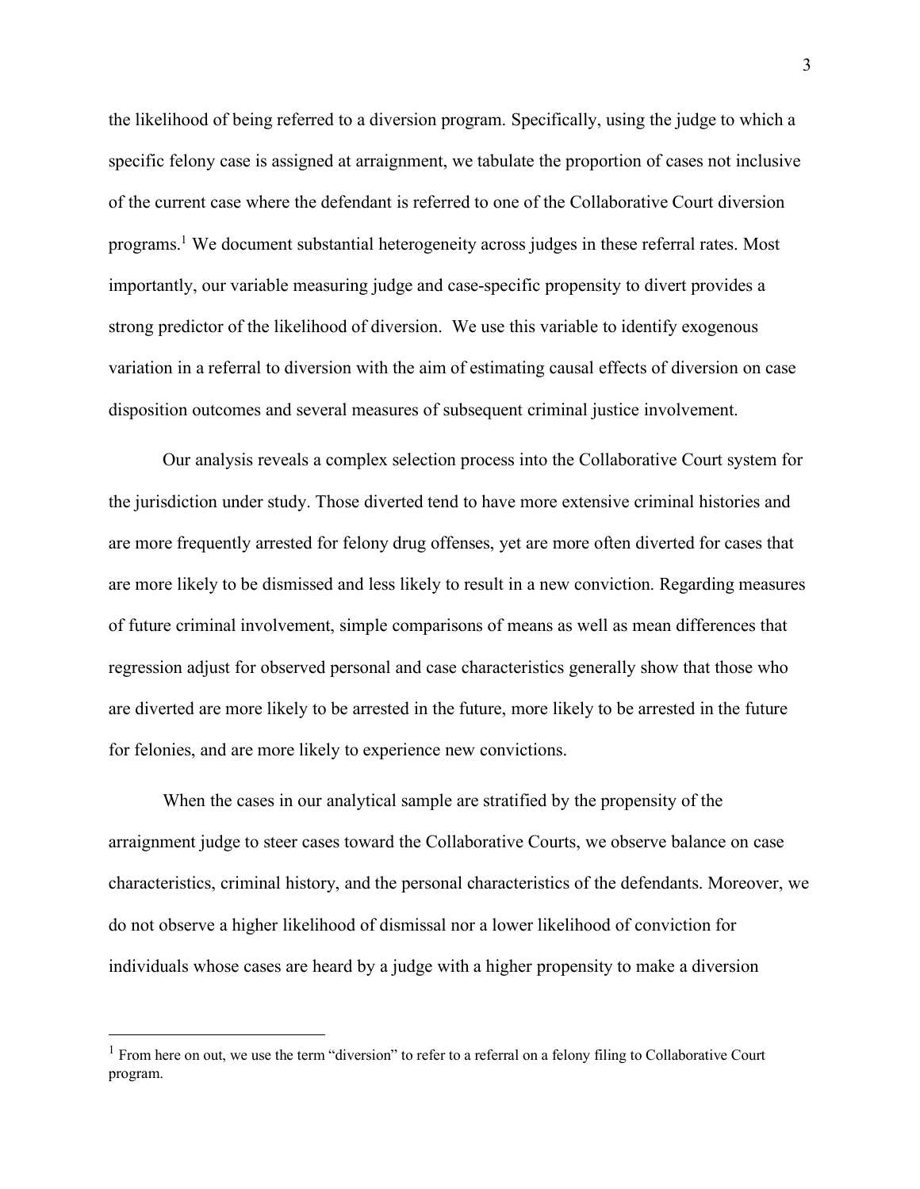the likelihood of being referred to a diversion program. Specifically, using the judge to which a specific felony case is assigned at arraignment, we tabulate the proportion of cases not inclusive of the current case where the defendant is referred to one of the Collaborative Court diversion programs.[1] We document substantial heterogeneity across judges in these referral rates. Most importantly, our variable measuring judge and case-specific propensity to divert provides a strong predictor of the likelihood of diversion. We use this variable to identify exogenous variation in a referral to diversion with the aim of estimating causal effects of diversion on case disposition outcomes and several measures of subsequent criminal justice involvement.

Our analysis reveals a complex selection process into the Collaborative Court system for the jurisdiction under study. Those diverted tend to have more extensive criminal histories and are more frequently arrested for felony drug offenses, yet are more often diverted for cases that are more likely to be dismissed and less likely to result in a new conviction. Regarding measures of future criminal involvement, simple comparisons of means as well as mean differences that regression adjust for observed personal and case characteristics generally show that those who are diverted are more likely to be arrested in the future, more likely to be arrested in the future for felonies, and are more likely to experience new convictions.

When the cases in our analytical sample are stratified by the propensity of the arraignment judge to steer cases toward the Collaborative Courts, we observe balance on case characteristics, criminal history, and the personal characteristics of the defendants. Moreover, we do not observe a higher likelihood of dismissal nor a lower likelihood of conviction for individuals whose cases are heard by a judge with a higher propensity to make a diversion

[1] From here on out, we use the term "diversion" to refer to a referral on a felony filing to Collaborative Court program.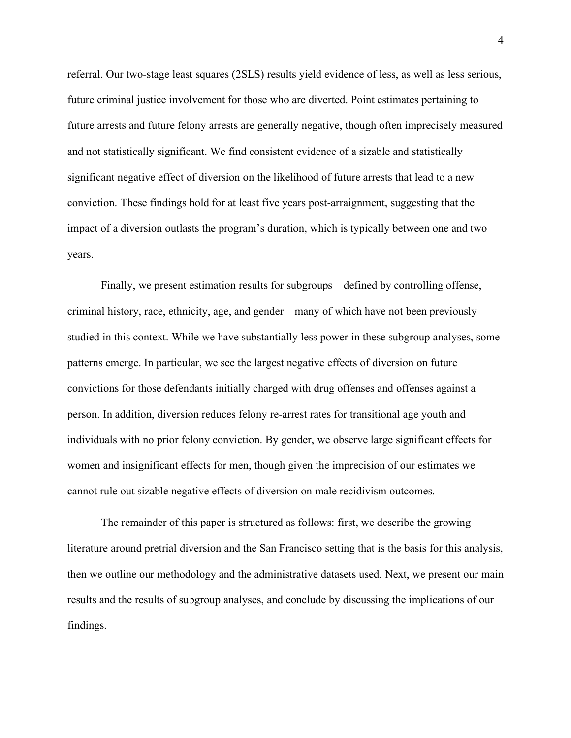referral. Our two-stage least squares (2SLS) results yield evidence of less, as well as less serious, future criminal justice involvement for those who are diverted. Point estimates pertaining to future arrests and future felony arrests are generally negative, though often imprecisely measured and not statistically significant. We find consistent evidence of a sizable and statistically significant negative effect of diversion on the likelihood of future arrests that lead to a new conviction. These findings hold for at least five years post-arraignment, suggesting that the impact of a diversion outlasts the program's duration, which is typically between one and two years.

Finally, we present estimation results for subgroups – defined by controlling offense, criminal history, race, ethnicity, age, and gender – many of which have not been previously studied in this context. While we have substantially less power in these subgroup analyses, some patterns emerge. In particular, we see the largest negative effects of diversion on future convictions for those defendants initially charged with drug offenses and offenses against a person. In addition, diversion reduces felony re-arrest rates for transitional age youth and individuals with no prior felony conviction. By gender, we observe large significant effects for women and insignificant effects for men, though given the imprecision of our estimates we cannot rule out sizable negative effects of diversion on male recidivism outcomes.

The remainder of this paper is structured as follows: first, we describe the growing literature around pretrial diversion and the San Francisco setting that is the basis for this analysis, then we outline our methodology and the administrative datasets used. Next, we present our main results and the results of subgroup analyses, and conclude by discussing the implications of our findings.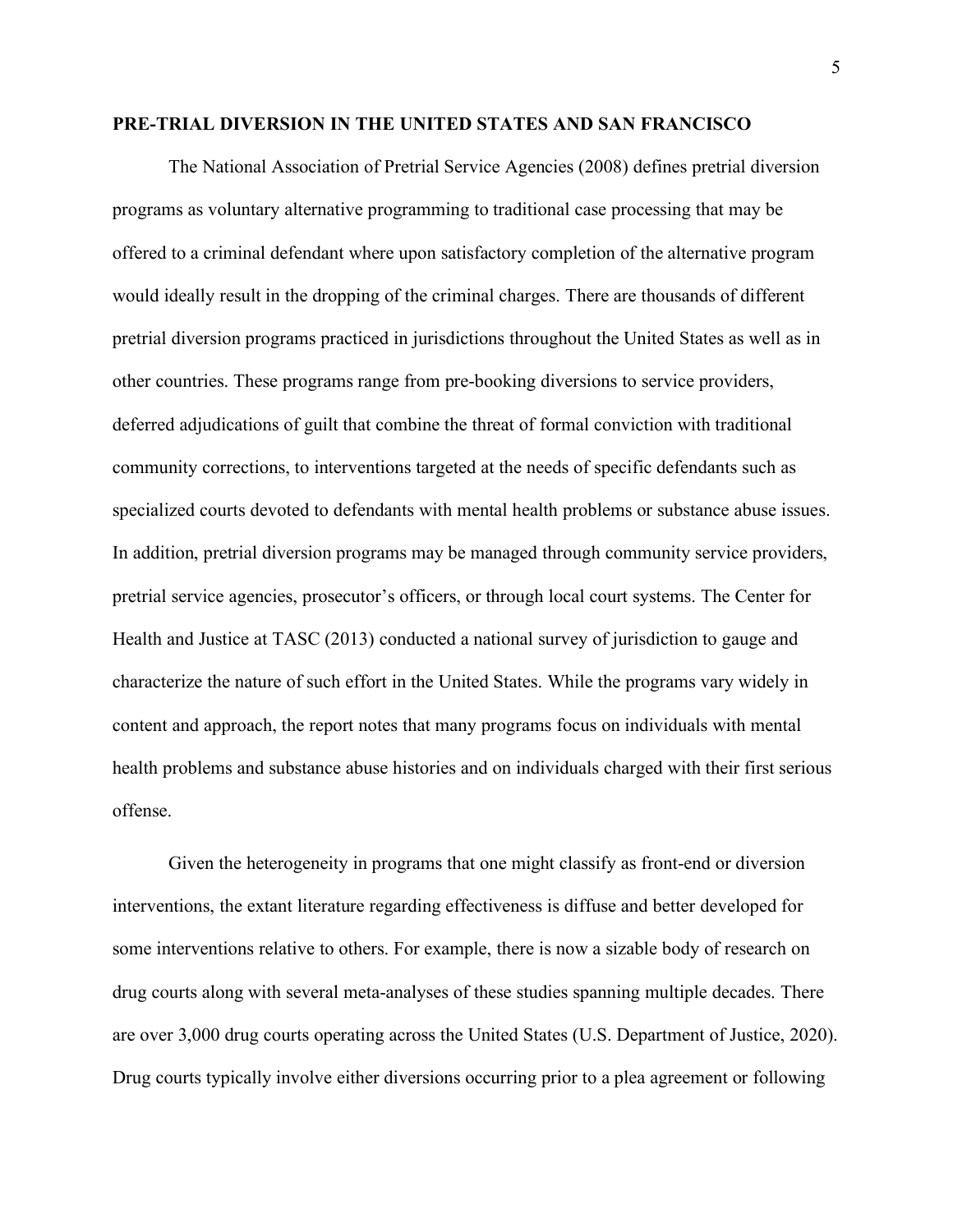## PRE-TRIAL DIVERSION IN THE UNITED STATES AND SAN FRANCISCO

The National Association of Pretrial Service Agencies (2008) defines pretrial diversion programs as voluntary alternative programming to traditional case processing that may be offered to a criminal defendant where upon satisfactory completion of the alternative program would ideally result in the dropping of the criminal charges. There are thousands of different pretrial diversion programs practiced in jurisdictions throughout the United States as well as in other countries. These programs range from pre-booking diversions to service providers, deferred adjudications of guilt that combine the threat of formal conviction with traditional community corrections, to interventions targeted at the needs of specific defendants such as specialized courts devoted to defendants with mental health problems or substance abuse issues. In addition, pretrial diversion programs may be managed through community service providers, pretrial service agencies, prosecutor's officers, or through local court systems. The Center for Health and Justice at TASC (2013) conducted a national survey of jurisdiction to gauge and characterize the nature of such effort in the United States. While the programs vary widely in content and approach, the report notes that many programs focus on individuals with mental health problems and substance abuse histories and on individuals charged with their first serious offense.

Given the heterogeneity in programs that one might classify as front-end or diversion interventions, the extant literature regarding effectiveness is diffuse and better developed for some interventions relative to others. For example, there is now a sizable body of research on drug courts along with several meta-analyses of these studies spanning multiple decades. There are over 3,000 drug courts operating across the United States (U.S. Department of Justice, 2020). Drug courts typically involve either diversions occurring prior to a plea agreement or following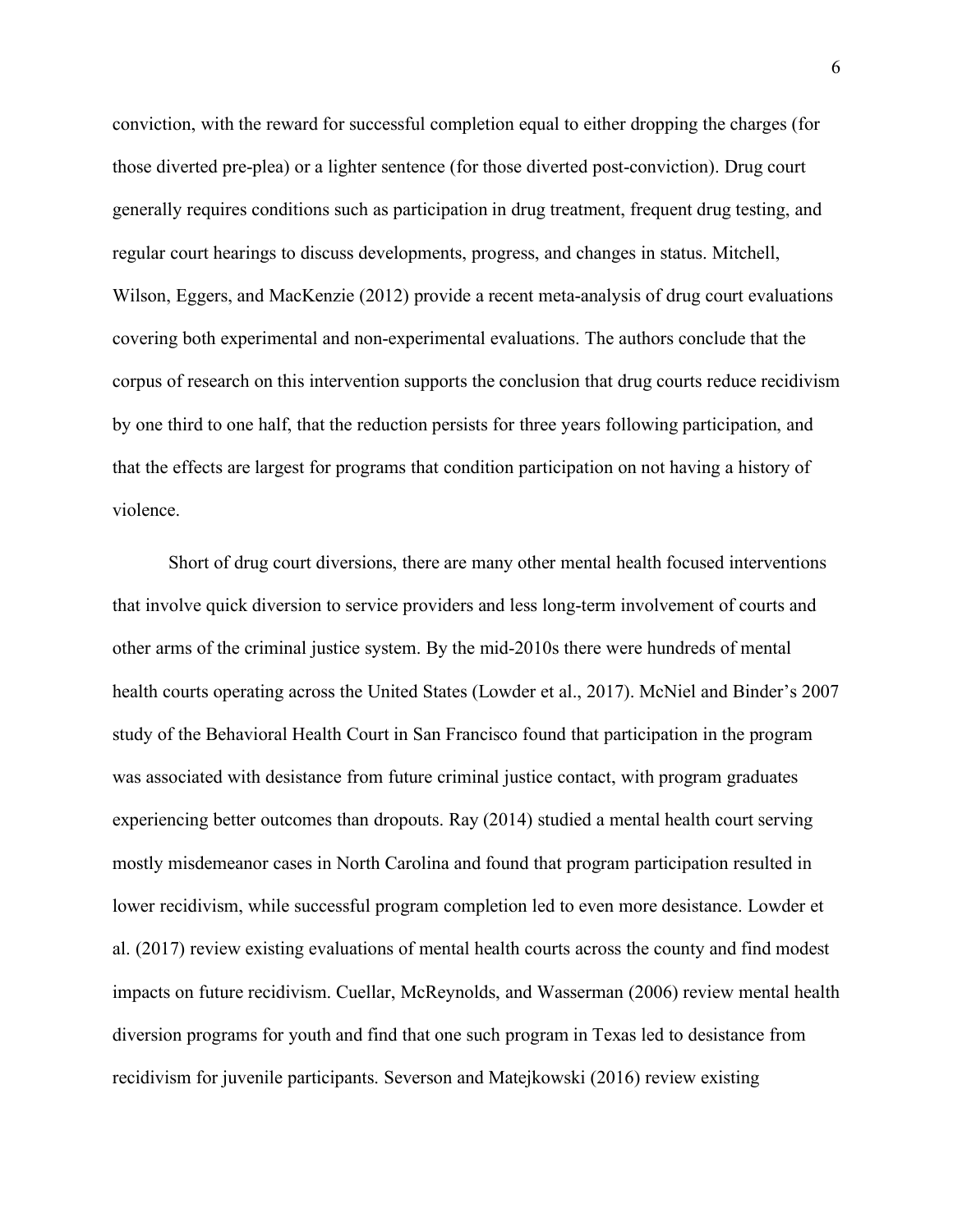conviction, with the reward for successful completion equal to either dropping the charges (for those diverted pre-plea) or a lighter sentence (for those diverted post-conviction). Drug court generally requires conditions such as participation in drug treatment, frequent drug testing, and regular court hearings to discuss developments, progress, and changes in status. Mitchell, Wilson, Eggers, and MacKenzie (2012) provide a recent meta-analysis of drug court evaluations covering both experimental and non-experimental evaluations. The authors conclude that the corpus of research on this intervention supports the conclusion that drug courts reduce recidivism by one third to one half, that the reduction persists for three years following participation, and that the effects are largest for programs that condition participation on not having a history of violence.

Short of drug court diversions, there are many other mental health focused interventions that involve quick diversion to service providers and less long-term involvement of courts and other arms of the criminal justice system. By the mid-2010s there were hundreds of mental health courts operating across the United States (Lowder et al., 2017). McNiel and Binder's 2007 study of the Behavioral Health Court in San Francisco found that participation in the program was associated with desistance from future criminal justice contact, with program graduates experiencing better outcomes than dropouts. Ray (2014) studied a mental health court serving mostly misdemeanor cases in North Carolina and found that program participation resulted in lower recidivism, while successful program completion led to even more desistance. Lowder et al. (2017) review existing evaluations of mental health courts across the county and find modest impacts on future recidivism. Cuellar, McReynolds, and Wasserman (2006) review mental health diversion programs for youth and find that one such program in Texas led to desistance from recidivism for juvenile participants. Severson and Matejkowski (2016) review existing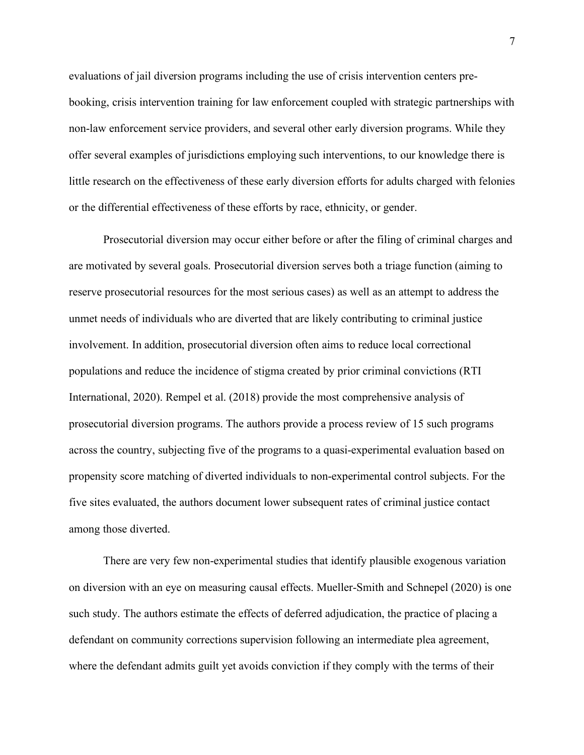evaluations of jail diversion programs including the use of crisis intervention centers pre-booking, crisis intervention training for law enforcement coupled with strategic partnerships with non-law enforcement service providers, and several other early diversion programs. While they offer several examples of jurisdictions employing such interventions, to our knowledge there is little research on the effectiveness of these early diversion efforts for adults charged with felonies or the differential effectiveness of these efforts by race, ethnicity, or gender.

Prosecutorial diversion may occur either before or after the filing of criminal charges and are motivated by several goals. Prosecutorial diversion serves both a triage function (aiming to reserve prosecutorial resources for the most serious cases) as well as an attempt to address the unmet needs of individuals who are diverted that are likely contributing to criminal justice involvement. In addition, prosecutorial diversion often aims to reduce local correctional populations and reduce the incidence of stigma created by prior criminal convictions (RTI International, 2020). Rempel et al. (2018) provide the most comprehensive analysis of prosecutorial diversion programs. The authors provide a process review of 15 such programs across the country, subjecting five of the programs to a quasi-experimental evaluation based on propensity score matching of diverted individuals to non-experimental control subjects. For the five sites evaluated, the authors document lower subsequent rates of criminal justice contact among those diverted.

There are very few non-experimental studies that identify plausible exogenous variation on diversion with an eye on measuring causal effects. Mueller-Smith and Schnepel (2020) is one such study. The authors estimate the effects of deferred adjudication, the practice of placing a defendant on community corrections supervision following an intermediate plea agreement, where the defendant admits guilt yet avoids conviction if they comply with the terms of their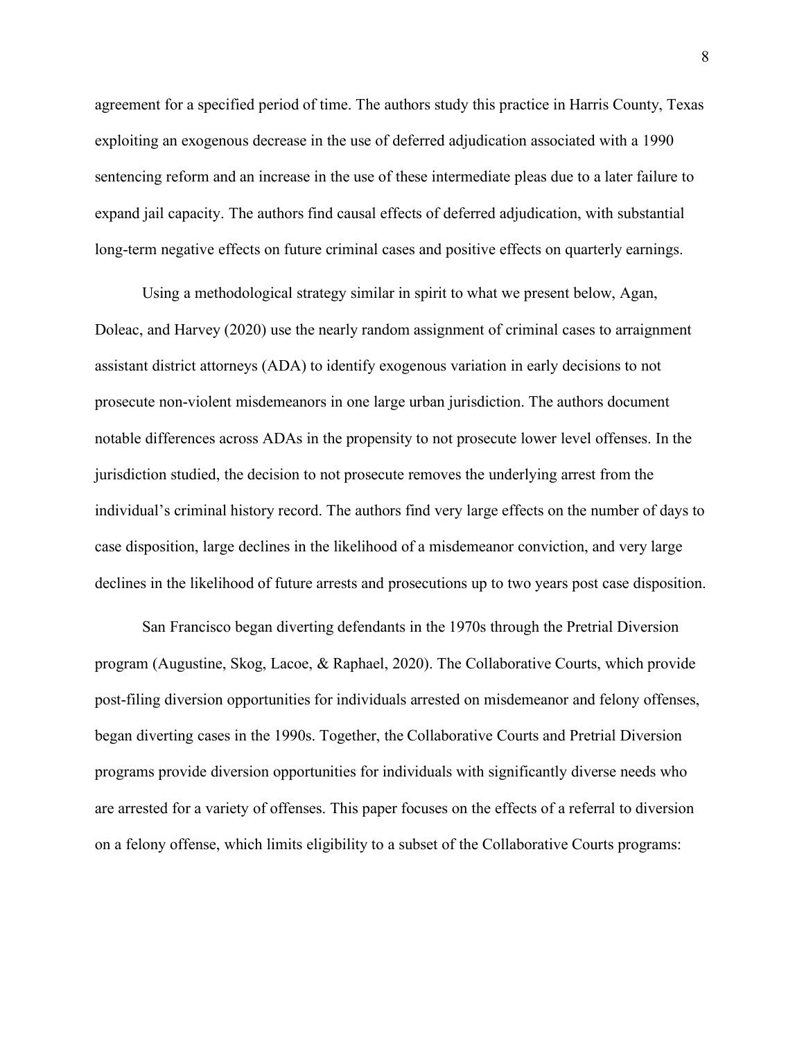agreement for a specified period of time. The authors study this practice in Harris County, Texas exploiting an exogenous decrease in the use of deferred adjudication associated with a 1990 sentencing reform and an increase in the use of these intermediate pleas due to a later failure to expand jail capacity. The authors find causal effects of deferred adjudication, with substantial long-term negative effects on future criminal cases and positive effects on quarterly earnings.

Using a methodological strategy similar in spirit to what we present below, Agan, Doleac, and Harvey (2020) use the nearly random assignment of criminal cases to arraignment assistant district attorneys (ADA) to identify exogenous variation in early decisions to not prosecute non-violent misdemeanors in one large urban jurisdiction. The authors document notable differences across ADAs in the propensity to not prosecute lower level offenses. In the jurisdiction studied, the decision to not prosecute removes the underlying arrest from the individual's criminal history record. The authors find very large effects on the number of days to case disposition, large declines in the likelihood of a misdemeanor conviction, and very large declines in the likelihood of future arrests and prosecutions up to two years post case disposition.

San Francisco began diverting defendants in the 1970s through the Pretrial Diversion program (Augustine, Skog, Lacoe, & Raphael, 2020). The Collaborative Courts, which provide post-filing diversion opportunities for individuals arrested on misdemeanor and felony offenses, began diverting cases in the 1990s. Together, the Collaborative Courts and Pretrial Diversion programs provide diversion opportunities for individuals with significantly diverse needs who are arrested for a variety of offenses. This paper focuses on the effects of a referral to diversion on a felony offense, which limits eligibility to a subset of the Collaborative Courts programs: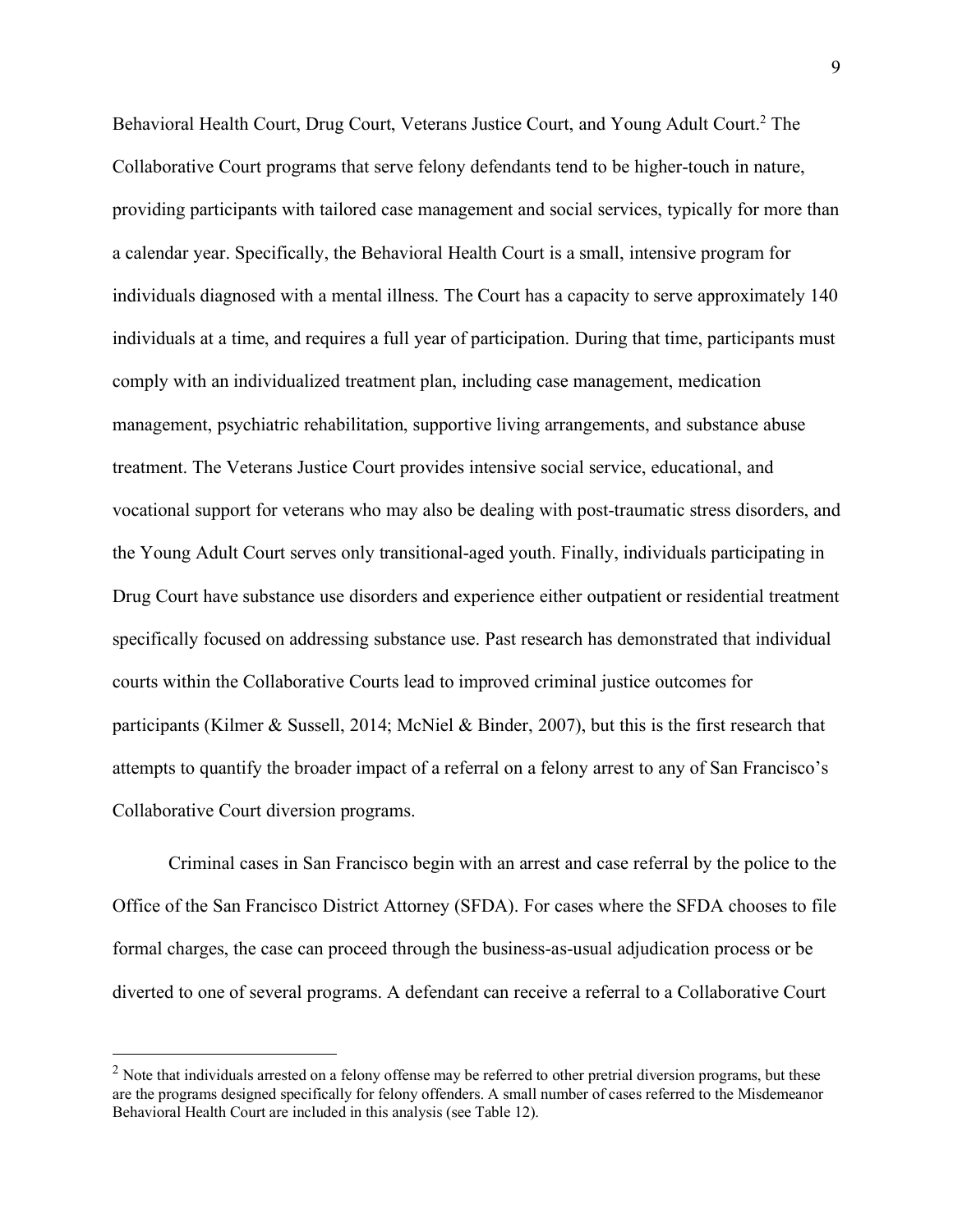Behavioral Health Court, Drug Court, Veterans Justice Court, and Young Adult Court.[2] The Collaborative Court programs that serve felony defendants tend to be higher-touch in nature, providing participants with tailored case management and social services, typically for more than a calendar year. Specifically, the Behavioral Health Court is a small, intensive program for individuals diagnosed with a mental illness. The Court has a capacity to serve approximately 140 individuals at a time, and requires a full year of participation. During that time, participants must comply with an individualized treatment plan, including case management, medication management, psychiatric rehabilitation, supportive living arrangements, and substance abuse treatment. The Veterans Justice Court provides intensive social service, educational, and vocational support for veterans who may also be dealing with post-traumatic stress disorders, and the Young Adult Court serves only transitional-aged youth. Finally, individuals participating in Drug Court have substance use disorders and experience either outpatient or residential treatment specifically focused on addressing substance use. Past research has demonstrated that individual courts within the Collaborative Courts lead to improved criminal justice outcomes for participants (Kilmer & Sussell, 2014; McNiel & Binder, 2007), but this is the first research that attempts to quantify the broader impact of a referral on a felony arrest to any of San Francisco's Collaborative Court diversion programs.

Criminal cases in San Francisco begin with an arrest and case referral by the police to the Office of the San Francisco District Attorney (SFDA). For cases where the SFDA chooses to file formal charges, the case can proceed through the business-as-usual adjudication process or be diverted to one of several programs. A defendant can receive a referral to a Collaborative Court

[2] Note that individuals arrested on a felony offense may be referred to other pretrial diversion programs, but these are the programs designed specifically for felony offenders. A small number of cases referred to the Misdemeanor Behavioral Health Court are included in this analysis (see Table 12).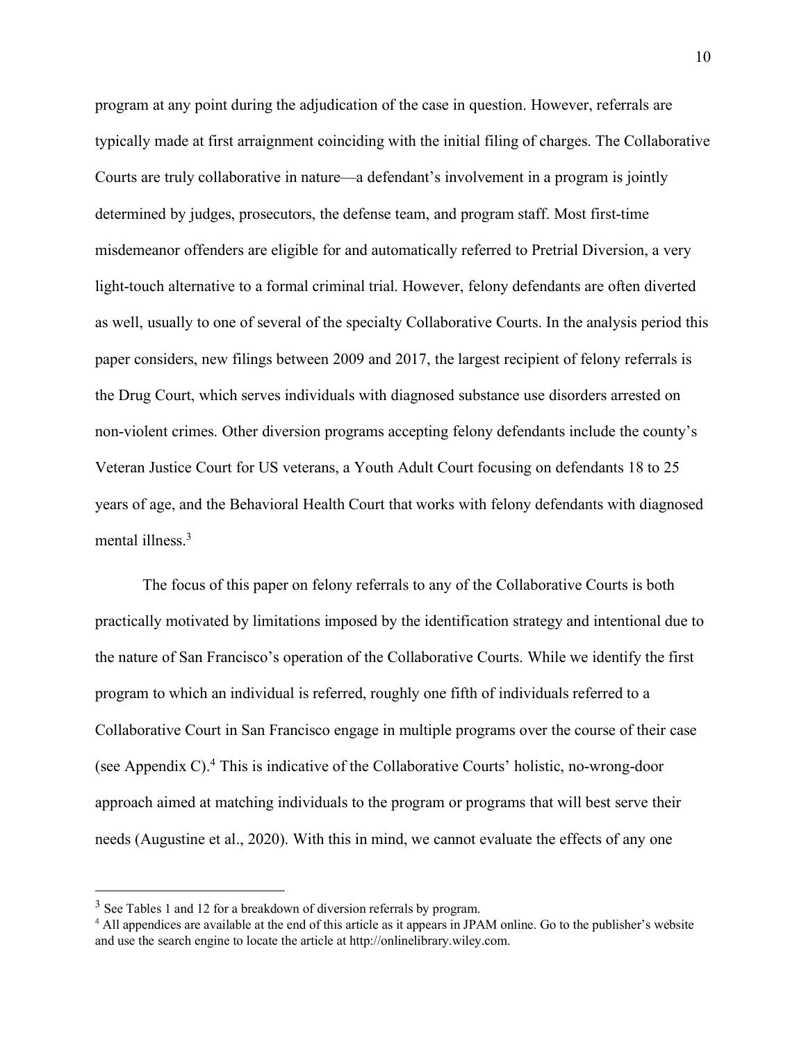program at any point during the adjudication of the case in question. However, referrals are typically made at first arraignment coinciding with the initial filing of charges. The Collaborative Courts are truly collaborative in nature—a defendant's involvement in a program is jointly determined by judges, prosecutors, the defense team, and program staff. Most first-time misdemeanor offenders are eligible for and automatically referred to Pretrial Diversion, a very light-touch alternative to a formal criminal trial. However, felony defendants are often diverted as well, usually to one of several of the specialty Collaborative Courts. In the analysis period this paper considers, new filings between 2009 and 2017, the largest recipient of felony referrals is the Drug Court, which serves individuals with diagnosed substance use disorders arrested on non-violent crimes. Other diversion programs accepting felony defendants include the county's Veteran Justice Court for US veterans, a Youth Adult Court focusing on defendants 18 to 25 years of age, and the Behavioral Health Court that works with felony defendants with diagnosed mental illness.[3]

The focus of this paper on felony referrals to any of the Collaborative Courts is both practically motivated by limitations imposed by the identification strategy and intentional due to the nature of San Francisco's operation of the Collaborative Courts. While we identify the first program to which an individual is referred, roughly one fifth of individuals referred to a Collaborative Court in San Francisco engage in multiple programs over the course of their case (see Appendix C).[4] This is indicative of the Collaborative Courts' holistic, no-wrong-door approach aimed at matching individuals to the program or programs that will best serve their needs (Augustine et al., 2020). With this in mind, we cannot evaluate the effects of any one

---

[3] See Tables 1 and 12 for a breakdown of diversion referrals by program.

[4] All appendices are available at the end of this article as it appears in JPAM online. Go to the publisher's website and use the search engine to locate the article at http://onlinelibrary.wiley.com.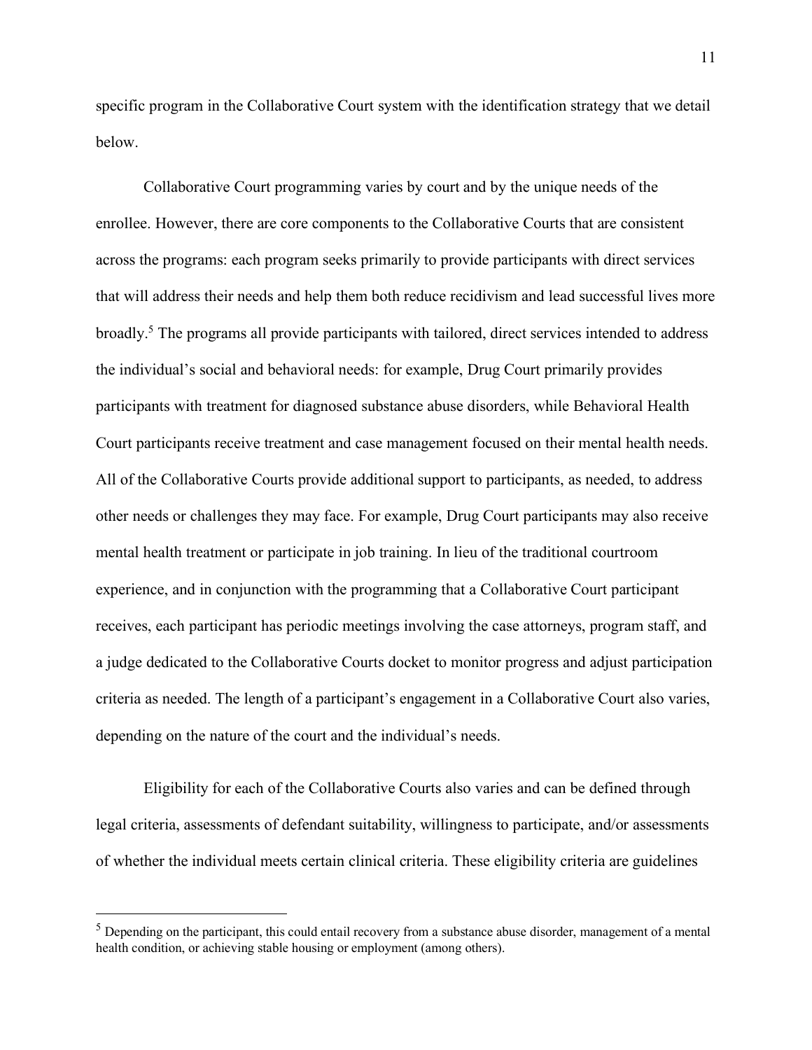specific program in the Collaborative Court system with the identification strategy that we detail below.

Collaborative Court programming varies by court and by the unique needs of the enrollee. However, there are core components to the Collaborative Courts that are consistent across the programs: each program seeks primarily to provide participants with direct services that will address their needs and help them both reduce recidivism and lead successful lives more broadly.[5] The programs all provide participants with tailored, direct services intended to address the individual's social and behavioral needs: for example, Drug Court primarily provides participants with treatment for diagnosed substance abuse disorders, while Behavioral Health Court participants receive treatment and case management focused on their mental health needs. All of the Collaborative Courts provide additional support to participants, as needed, to address other needs or challenges they may face. For example, Drug Court participants may also receive mental health treatment or participate in job training. In lieu of the traditional courtroom experience, and in conjunction with the programming that a Collaborative Court participant receives, each participant has periodic meetings involving the case attorneys, program staff, and a judge dedicated to the Collaborative Courts docket to monitor progress and adjust participation criteria as needed. The length of a participant's engagement in a Collaborative Court also varies, depending on the nature of the court and the individual's needs.

Eligibility for each of the Collaborative Courts also varies and can be defined through legal criteria, assessments of defendant suitability, willingness to participate, and/or assessments of whether the individual meets certain clinical criteria. These eligibility criteria are guidelines

[5] Depending on the participant, this could entail recovery from a substance abuse disorder, management of a mental health condition, or achieving stable housing or employment (among others).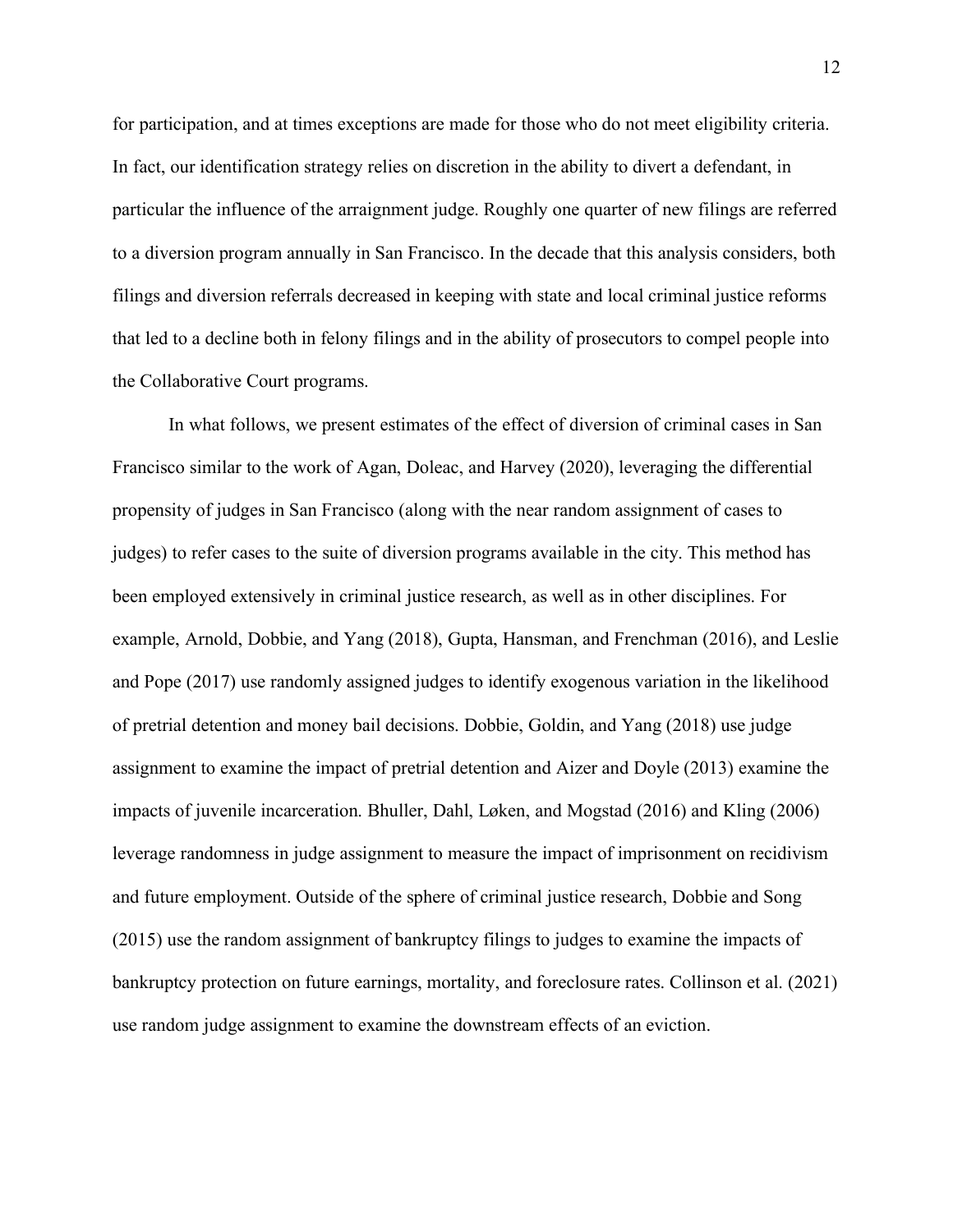for participation, and at times exceptions are made for those who do not meet eligibility criteria. In fact, our identification strategy relies on discretion in the ability to divert a defendant, in particular the influence of the arraignment judge. Roughly one quarter of new filings are referred to a diversion program annually in San Francisco. In the decade that this analysis considers, both filings and diversion referrals decreased in keeping with state and local criminal justice reforms that led to a decline both in felony filings and in the ability of prosecutors to compel people into the Collaborative Court programs.

In what follows, we present estimates of the effect of diversion of criminal cases in San Francisco similar to the work of Agan, Doleac, and Harvey (2020), leveraging the differential propensity of judges in San Francisco (along with the near random assignment of cases to judges) to refer cases to the suite of diversion programs available in the city. This method has been employed extensively in criminal justice research, as well as in other disciplines. For example, Arnold, Dobbie, and Yang (2018), Gupta, Hansman, and Frenchman (2016), and Leslie and Pope (2017) use randomly assigned judges to identify exogenous variation in the likelihood of pretrial detention and money bail decisions. Dobbie, Goldin, and Yang (2018) use judge assignment to examine the impact of pretrial detention and Aizer and Doyle (2013) examine the impacts of juvenile incarceration. Bhuller, Dahl, Løken, and Mogstad (2016) and Kling (2006) leverage randomness in judge assignment to measure the impact of imprisonment on recidivism and future employment. Outside of the sphere of criminal justice research, Dobbie and Song (2015) use the random assignment of bankruptcy filings to judges to examine the impacts of bankruptcy protection on future earnings, mortality, and foreclosure rates. Collinson et al. (2021) use random judge assignment to examine the downstream effects of an eviction.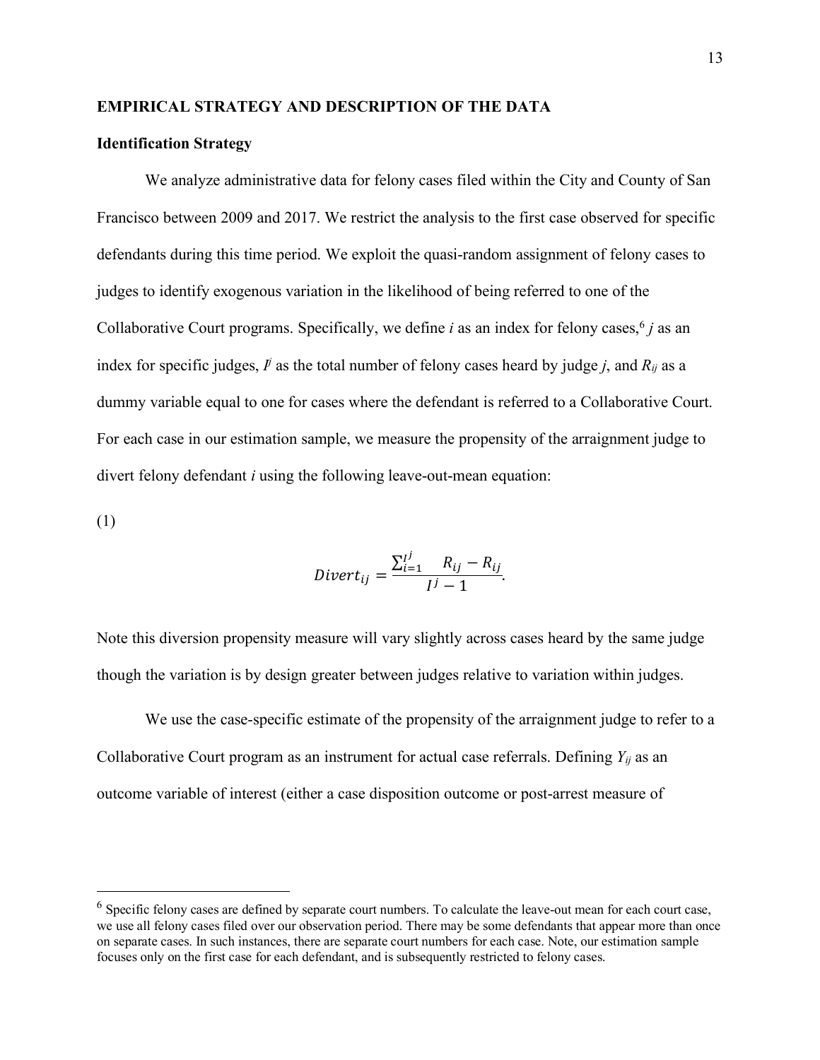## EMPIRICAL STRATEGY AND DESCRIPTION OF THE DATA

### Identification Strategy

We analyze administrative data for felony cases filed within the City and County of San Francisco between 2009 and 2017. We restrict the analysis to the first case observed for specific defendants during this time period. We exploit the quasi-random assignment of felony cases to judges to identify exogenous variation in the likelihood of being referred to one of the Collaborative Court programs. Specifically, we define $i$ as an index for felony cases,[6] $j$ as an index for specific judges, $I^j$ as the total number of felony cases heard by judge $j$, and $R_{ij}$ as a dummy variable equal to one for cases where the defendant is referred to a Collaborative Court. For each case in our estimation sample, we measure the propensity of the arraignment judge to divert felony defendant $i$ using the following leave-out-mean equation:

(1)

$$Divert_{ij} = \frac{\sum_{i=1}^{I^j} \quad R_{ij} - R_{ij}}{I^j - 1}.$$

Note this diversion propensity measure will vary slightly across cases heard by the same judge though the variation is by design greater between judges relative to variation within judges.

We use the case-specific estimate of the propensity of the arraignment judge to refer to a Collaborative Court program as an instrument for actual case referrals. Defining $Y_{ij}$ as an outcome variable of interest (either a case disposition outcome or post-arrest measure of

[6] Specific felony cases are defined by separate court numbers. To calculate the leave-out mean for each court case, we use all felony cases filed over our observation period. There may be some defendants that appear more than once on separate cases. In such instances, there are separate court numbers for each case. Note, our estimation sample focuses only on the first case for each defendant, and is subsequently restricted to felony cases.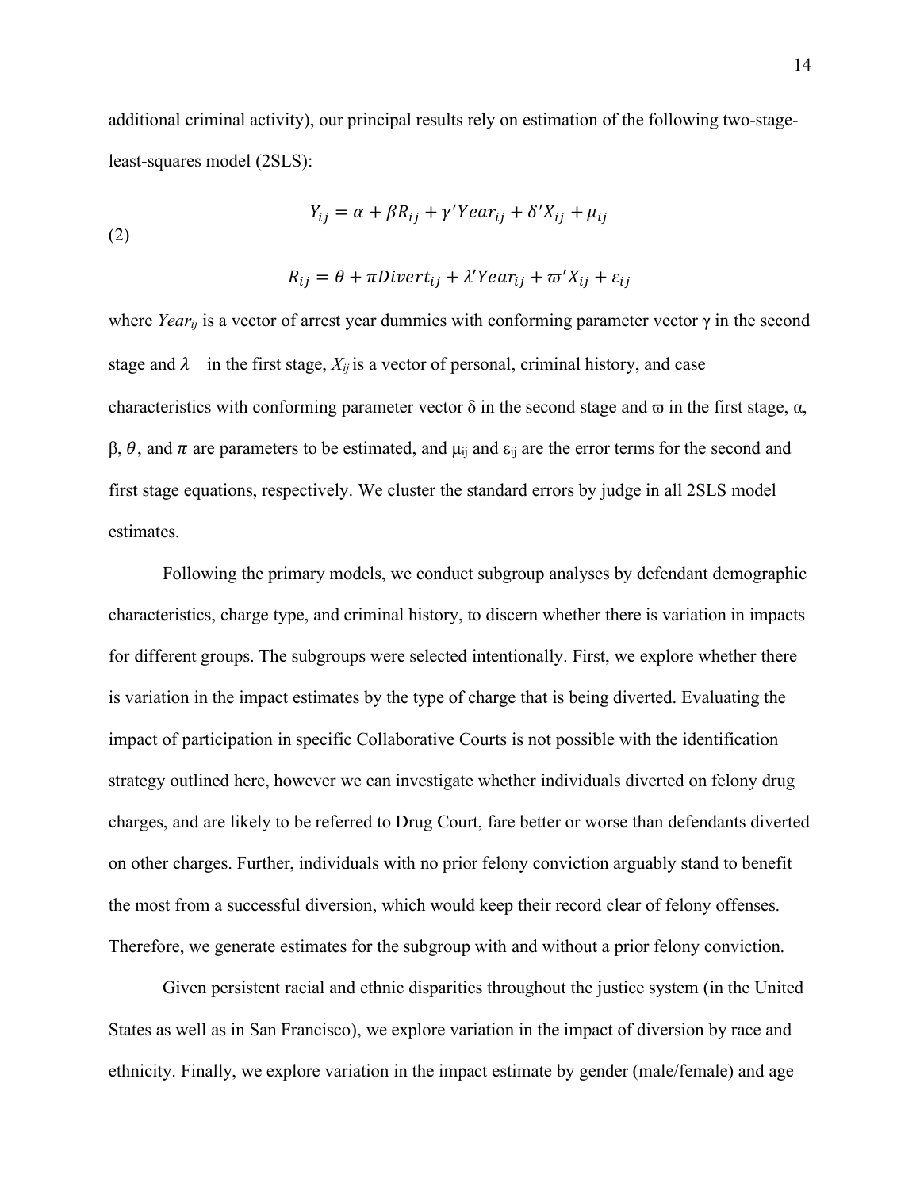additional criminal activity), our principal results rely on estimation of the following two-stage-least-squares model (2SLS):

$$Y_{ij} = \alpha + \beta R_{ij} + \gamma' Year_{ij} + \delta' X_{ij} + \mu_{ij}$$

(2)

$$R_{ij} = \theta + \pi Divert_{ij} + \lambda' Year_{ij} + \varpi' X_{ij} + \varepsilon_{ij}$$

where $Year_{ij}$ is a vector of arrest year dummies with conforming parameter vector $\gamma$ in the second stage and $\lambda$ in the first stage, $X_{ij}$ is a vector of personal, criminal history, and case characteristics with conforming parameter vector $\delta$ in the second stage and $\varpi$ in the first stage, $\alpha$, $\beta$, $\theta$, and $\pi$ are parameters to be estimated, and $\mu_{ij}$ and $\varepsilon_{ij}$ are the error terms for the second and first stage equations, respectively. We cluster the standard errors by judge in all 2SLS model estimates.

Following the primary models, we conduct subgroup analyses by defendant demographic characteristics, charge type, and criminal history, to discern whether there is variation in impacts for different groups. The subgroups were selected intentionally. First, we explore whether there is variation in the impact estimates by the type of charge that is being diverted. Evaluating the impact of participation in specific Collaborative Courts is not possible with the identification strategy outlined here, however we can investigate whether individuals diverted on felony drug charges, and are likely to be referred to Drug Court, fare better or worse than defendants diverted on other charges. Further, individuals with no prior felony conviction arguably stand to benefit the most from a successful diversion, which would keep their record clear of felony offenses. Therefore, we generate estimates for the subgroup with and without a prior felony conviction.

Given persistent racial and ethnic disparities throughout the justice system (in the United States as well as in San Francisco), we explore variation in the impact of diversion by race and ethnicity. Finally, we explore variation in the impact estimate by gender (male/female) and age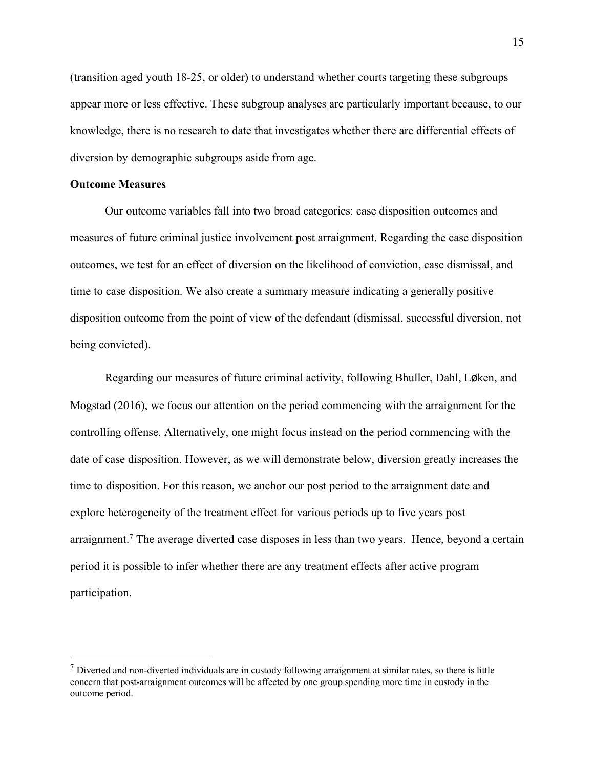(transition aged youth 18-25, or older) to understand whether courts targeting these subgroups appear more or less effective. These subgroup analyses are particularly important because, to our knowledge, there is no research to date that investigates whether there are differential effects of diversion by demographic subgroups aside from age.

**Outcome Measures**

Our outcome variables fall into two broad categories: case disposition outcomes and measures of future criminal justice involvement post arraignment. Regarding the case disposition outcomes, we test for an effect of diversion on the likelihood of conviction, case dismissal, and time to case disposition. We also create a summary measure indicating a generally positive disposition outcome from the point of view of the defendant (dismissal, successful diversion, not being convicted).

Regarding our measures of future criminal activity, following Bhuller, Dahl, LØken, and Mogstad (2016), we focus our attention on the period commencing with the arraignment for the controlling offense. Alternatively, one might focus instead on the period commencing with the date of case disposition. However, as we will demonstrate below, diversion greatly increases the time to disposition. For this reason, we anchor our post period to the arraignment date and explore heterogeneity of the treatment effect for various periods up to five years post arraignment.[7] The average diverted case disposes in less than two years. Hence, beyond a certain period it is possible to infer whether there are any treatment effects after active program participation.

[7] Diverted and non-diverted individuals are in custody following arraignment at similar rates, so there is little concern that post-arraignment outcomes will be affected by one group spending more time in custody in the outcome period.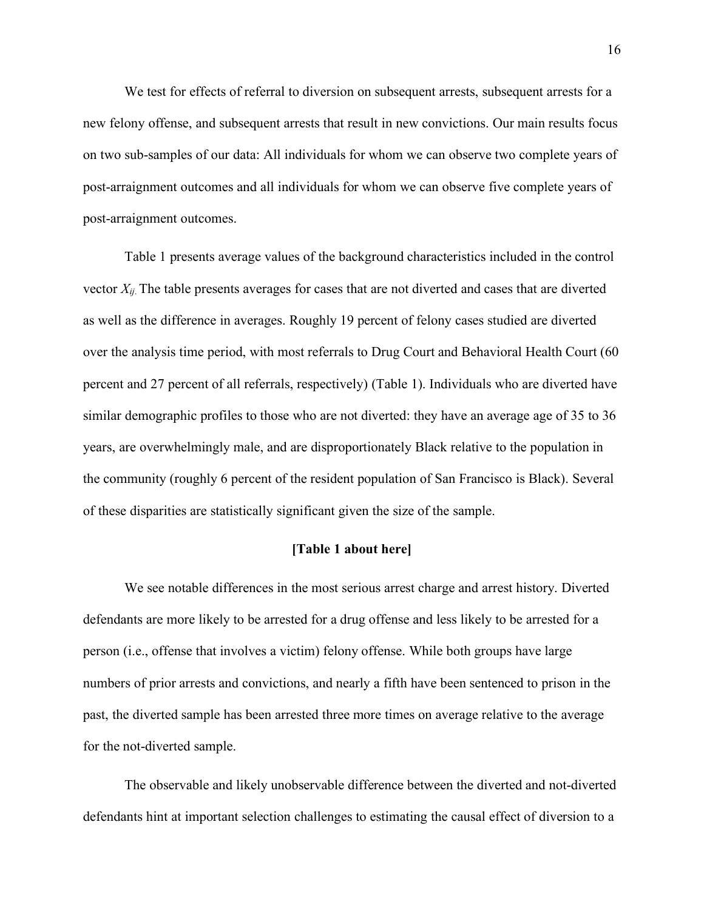We test for effects of referral to diversion on subsequent arrests, subsequent arrests for a new felony offense, and subsequent arrests that result in new convictions. Our main results focus on two sub-samples of our data: All individuals for whom we can observe two complete years of post-arraignment outcomes and all individuals for whom we can observe five complete years of post-arraignment outcomes.

Table 1 presents average values of the background characteristics included in the control vector $X_{ij}$. The table presents averages for cases that are not diverted and cases that are diverted as well as the difference in averages. Roughly 19 percent of felony cases studied are diverted over the analysis time period, with most referrals to Drug Court and Behavioral Health Court (60 percent and 27 percent of all referrals, respectively) (Table 1). Individuals who are diverted have similar demographic profiles to those who are not diverted: they have an average age of 35 to 36 years, are overwhelmingly male, and are disproportionately Black relative to the population in the community (roughly 6 percent of the resident population of San Francisco is Black). Several of these disparities are statistically significant given the size of the sample.

**[Table 1 about here]**

We see notable differences in the most serious arrest charge and arrest history. Diverted defendants are more likely to be arrested for a drug offense and less likely to be arrested for a person (i.e., offense that involves a victim) felony offense. While both groups have large numbers of prior arrests and convictions, and nearly a fifth have been sentenced to prison in the past, the diverted sample has been arrested three more times on average relative to the average for the not-diverted sample.

The observable and likely unobservable difference between the diverted and not-diverted defendants hint at important selection challenges to estimating the causal effect of diversion to a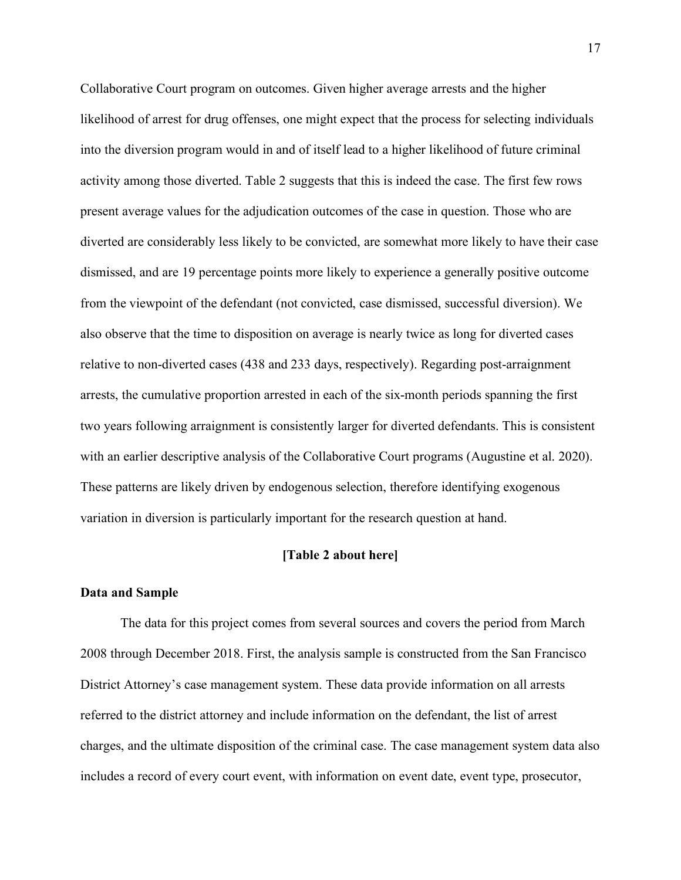Collaborative Court program on outcomes. Given higher average arrests and the higher likelihood of arrest for drug offenses, one might expect that the process for selecting individuals into the diversion program would in and of itself lead to a higher likelihood of future criminal activity among those diverted. Table 2 suggests that this is indeed the case. The first few rows present average values for the adjudication outcomes of the case in question. Those who are diverted are considerably less likely to be convicted, are somewhat more likely to have their case dismissed, and are 19 percentage points more likely to experience a generally positive outcome from the viewpoint of the defendant (not convicted, case dismissed, successful diversion). We also observe that the time to disposition on average is nearly twice as long for diverted cases relative to non-diverted cases (438 and 233 days, respectively). Regarding post-arraignment arrests, the cumulative proportion arrested in each of the six-month periods spanning the first two years following arraignment is consistently larger for diverted defendants. This is consistent with an earlier descriptive analysis of the Collaborative Court programs (Augustine et al. 2020). These patterns are likely driven by endogenous selection, therefore identifying exogenous variation in diversion is particularly important for the research question at hand.

**[Table 2 about here]**

### Data and Sample

The data for this project comes from several sources and covers the period from March 2008 through December 2018. First, the analysis sample is constructed from the San Francisco District Attorney's case management system. These data provide information on all arrests referred to the district attorney and include information on the defendant, the list of arrest charges, and the ultimate disposition of the criminal case. The case management system data also includes a record of every court event, with information on event date, event type, prosecutor,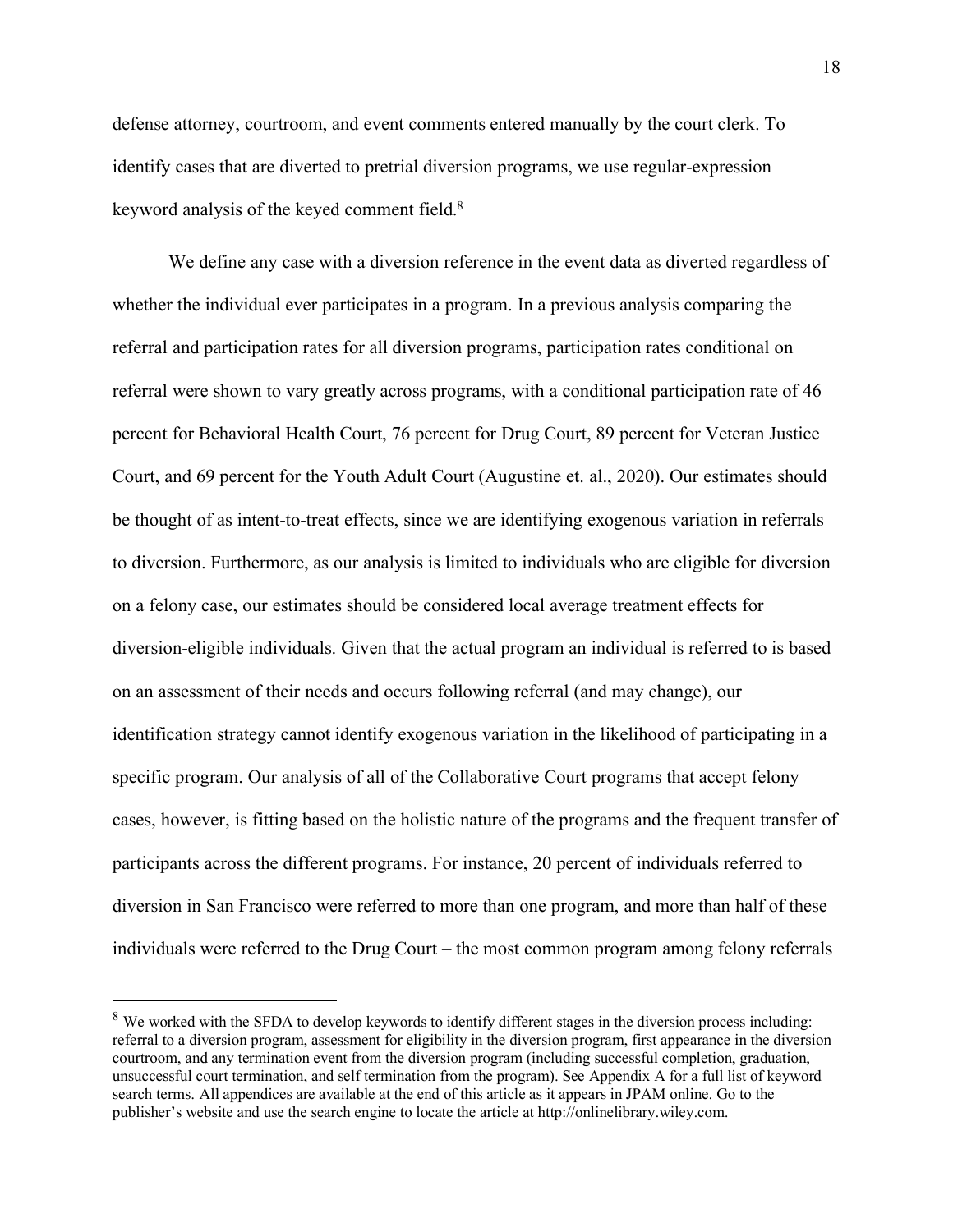defense attorney, courtroom, and event comments entered manually by the court clerk. To identify cases that are diverted to pretrial diversion programs, we use regular-expression keyword analysis of the keyed comment field.[8]

We define any case with a diversion reference in the event data as diverted regardless of whether the individual ever participates in a program. In a previous analysis comparing the referral and participation rates for all diversion programs, participation rates conditional on referral were shown to vary greatly across programs, with a conditional participation rate of 46 percent for Behavioral Health Court, 76 percent for Drug Court, 89 percent for Veteran Justice Court, and 69 percent for the Youth Adult Court (Augustine et. al., 2020). Our estimates should be thought of as intent-to-treat effects, since we are identifying exogenous variation in referrals to diversion. Furthermore, as our analysis is limited to individuals who are eligible for diversion on a felony case, our estimates should be considered local average treatment effects for diversion-eligible individuals. Given that the actual program an individual is referred to is based on an assessment of their needs and occurs following referral (and may change), our identification strategy cannot identify exogenous variation in the likelihood of participating in a specific program. Our analysis of all of the Collaborative Court programs that accept felony cases, however, is fitting based on the holistic nature of the programs and the frequent transfer of participants across the different programs. For instance, 20 percent of individuals referred to diversion in San Francisco were referred to more than one program, and more than half of these individuals were referred to the Drug Court – the most common program among felony referrals

[8] We worked with the SFDA to develop keywords to identify different stages in the diversion process including: referral to a diversion program, assessment for eligibility in the diversion program, first appearance in the diversion courtroom, and any termination event from the diversion program (including successful completion, graduation, unsuccessful court termination, and self termination from the program). See Appendix A for a full list of keyword search terms. All appendices are available at the end of this article as it appears in JPAM online. Go to the publisher's website and use the search engine to locate the article at http://onlinelibrary.wiley.com.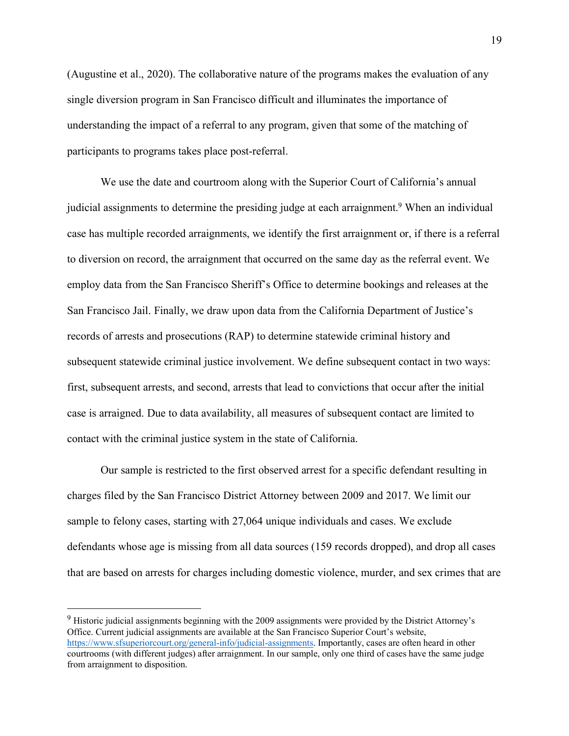(Augustine et al., 2020). The collaborative nature of the programs makes the evaluation of any single diversion program in San Francisco difficult and illuminates the importance of understanding the impact of a referral to any program, given that some of the matching of participants to programs takes place post-referral.

We use the date and courtroom along with the Superior Court of California's annual judicial assignments to determine the presiding judge at each arraignment.[9] When an individual case has multiple recorded arraignments, we identify the first arraignment or, if there is a referral to diversion on record, the arraignment that occurred on the same day as the referral event. We employ data from the San Francisco Sheriff's Office to determine bookings and releases at the San Francisco Jail. Finally, we draw upon data from the California Department of Justice's records of arrests and prosecutions (RAP) to determine statewide criminal history and subsequent statewide criminal justice involvement. We define subsequent contact in two ways: first, subsequent arrests, and second, arrests that lead to convictions that occur after the initial case is arraigned. Due to data availability, all measures of subsequent contact are limited to contact with the criminal justice system in the state of California.

Our sample is restricted to the first observed arrest for a specific defendant resulting in charges filed by the San Francisco District Attorney between 2009 and 2017. We limit our sample to felony cases, starting with 27,064 unique individuals and cases. We exclude defendants whose age is missing from all data sources (159 records dropped), and drop all cases that are based on arrests for charges including domestic violence, murder, and sex crimes that are

---

[9] Historic judicial assignments beginning with the 2009 assignments were provided by the District Attorney's Office. Current judicial assignments are available at the San Francisco Superior Court's website, https://www.sfsuperiorcourt.org/general-info/judicial-assignments. Importantly, cases are often heard in other courtrooms (with different judges) after arraignment. In our sample, only one third of cases have the same judge from arraignment to disposition.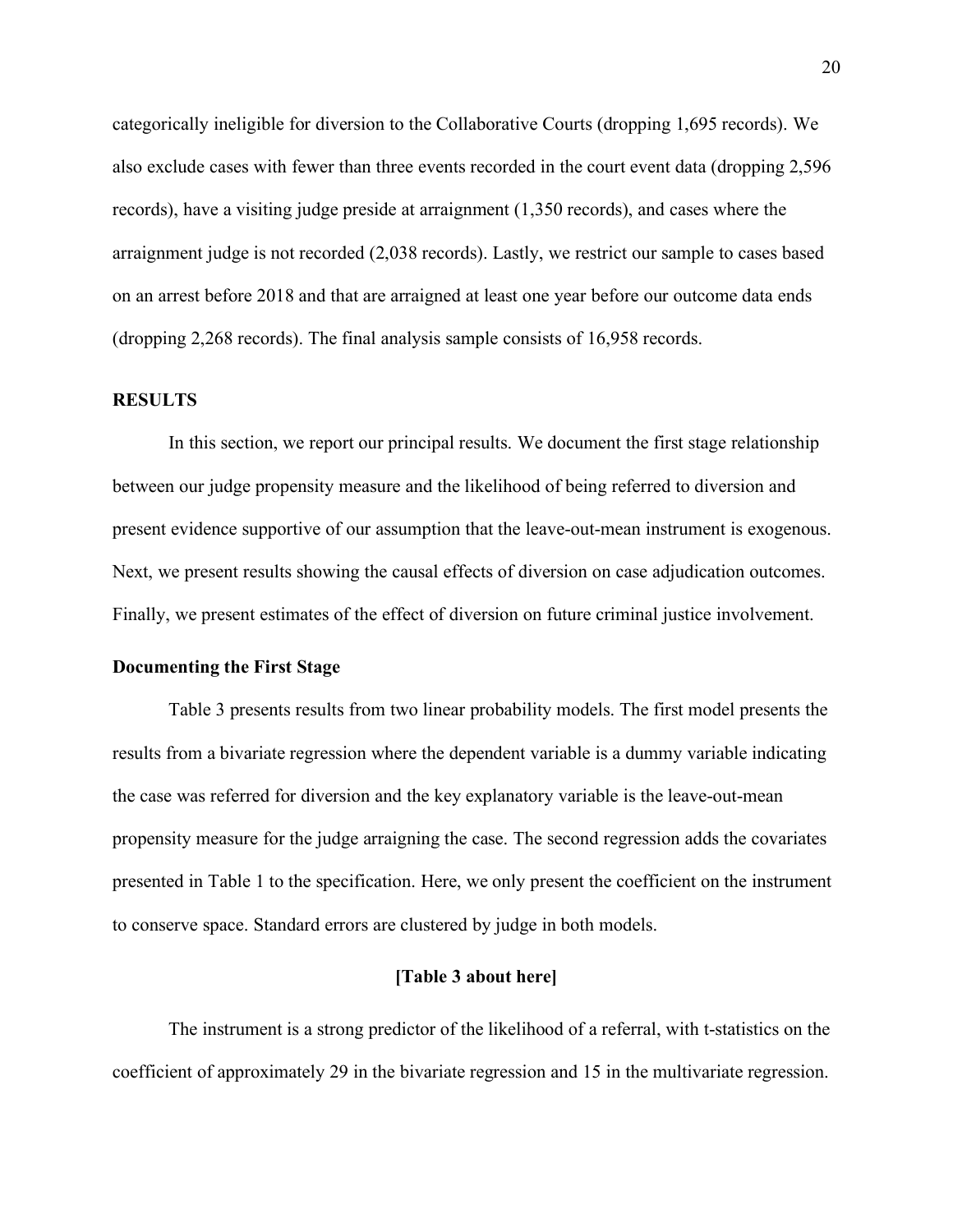categorically ineligible for diversion to the Collaborative Courts (dropping 1,695 records). We also exclude cases with fewer than three events recorded in the court event data (dropping 2,596 records), have a visiting judge preside at arraignment (1,350 records), and cases where the arraignment judge is not recorded (2,038 records). Lastly, we restrict our sample to cases based on an arrest before 2018 and that are arraigned at least one year before our outcome data ends (dropping 2,268 records). The final analysis sample consists of 16,958 records.

## RESULTS

In this section, we report our principal results. We document the first stage relationship between our judge propensity measure and the likelihood of being referred to diversion and present evidence supportive of our assumption that the leave-out-mean instrument is exogenous. Next, we present results showing the causal effects of diversion on case adjudication outcomes. Finally, we present estimates of the effect of diversion on future criminal justice involvement.

### Documenting the First Stage

Table 3 presents results from two linear probability models. The first model presents the results from a bivariate regression where the dependent variable is a dummy variable indicating the case was referred for diversion and the key explanatory variable is the leave-out-mean propensity measure for the judge arraigning the case. The second regression adds the covariates presented in Table 1 to the specification. Here, we only present the coefficient on the instrument to conserve space. Standard errors are clustered by judge in both models.

**[Table 3 about here]**

The instrument is a strong predictor of the likelihood of a referral, with t-statistics on the coefficient of approximately 29 in the bivariate regression and 15 in the multivariate regression.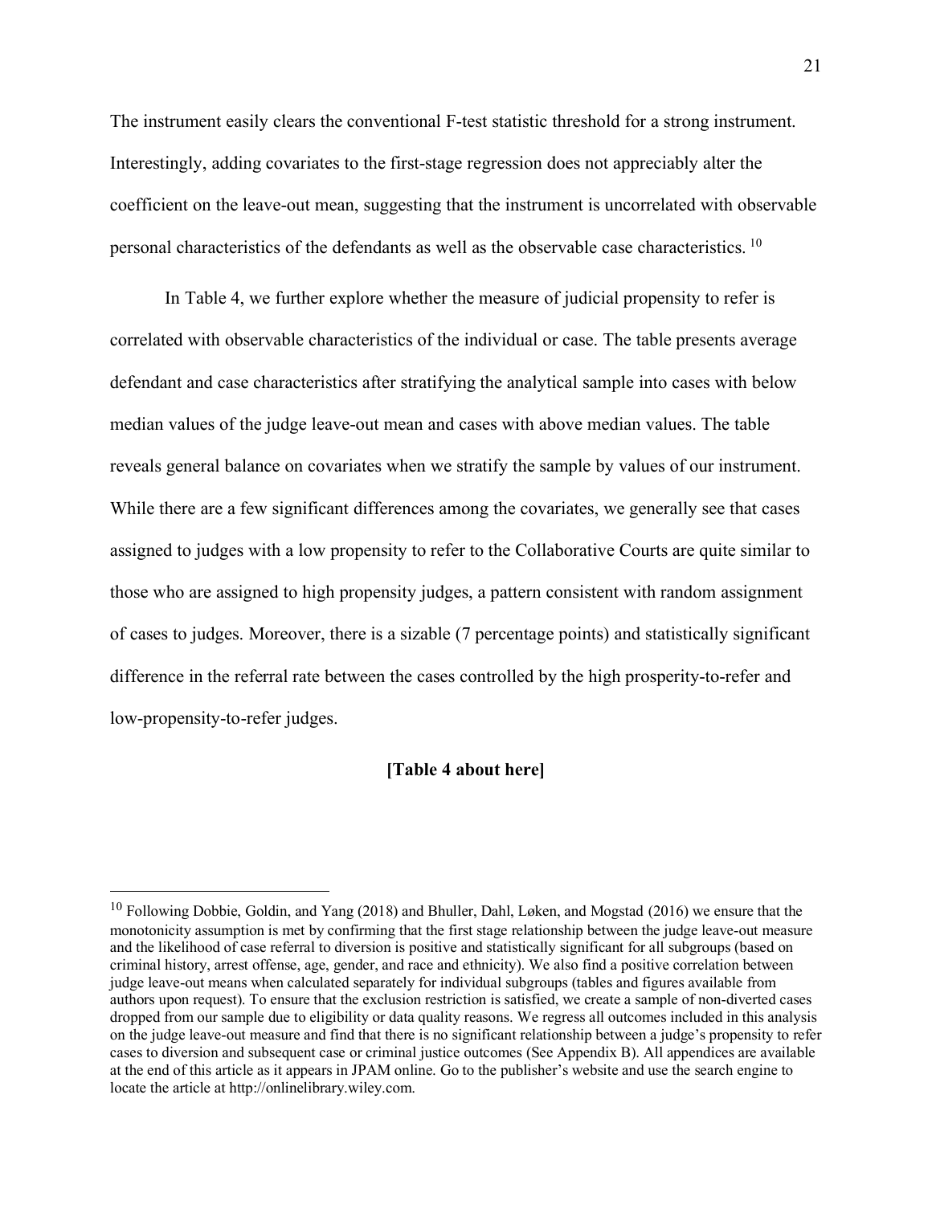The instrument easily clears the conventional F-test statistic threshold for a strong instrument. Interestingly, adding covariates to the first-stage regression does not appreciably alter the coefficient on the leave-out mean, suggesting that the instrument is uncorrelated with observable personal characteristics of the defendants as well as the observable case characteristics. [10]

In Table 4, we further explore whether the measure of judicial propensity to refer is correlated with observable characteristics of the individual or case. The table presents average defendant and case characteristics after stratifying the analytical sample into cases with below median values of the judge leave-out mean and cases with above median values. The table reveals general balance on covariates when we stratify the sample by values of our instrument. While there are a few significant differences among the covariates, we generally see that cases assigned to judges with a low propensity to refer to the Collaborative Courts are quite similar to those who are assigned to high propensity judges, a pattern consistent with random assignment of cases to judges. Moreover, there is a sizable (7 percentage points) and statistically significant difference in the referral rate between the cases controlled by the high prosperity-to-refer and low-propensity-to-refer judges.

**[Table 4 about here]**

---

[10] Following Dobbie, Goldin, and Yang (2018) and Bhuller, Dahl, Løken, and Mogstad (2016) we ensure that the monotonicity assumption is met by confirming that the first stage relationship between the judge leave-out measure and the likelihood of case referral to diversion is positive and statistically significant for all subgroups (based on criminal history, arrest offense, age, gender, and race and ethnicity). We also find a positive correlation between judge leave-out means when calculated separately for individual subgroups (tables and figures available from authors upon request). To ensure that the exclusion restriction is satisfied, we create a sample of non-diverted cases dropped from our sample due to eligibility or data quality reasons. We regress all outcomes included in this analysis on the judge leave-out measure and find that there is no significant relationship between a judge's propensity to refer cases to diversion and subsequent case or criminal justice outcomes (See Appendix B). All appendices are available at the end of this article as it appears in JPAM online. Go to the publisher's website and use the search engine to locate the article at http://onlinelibrary.wiley.com.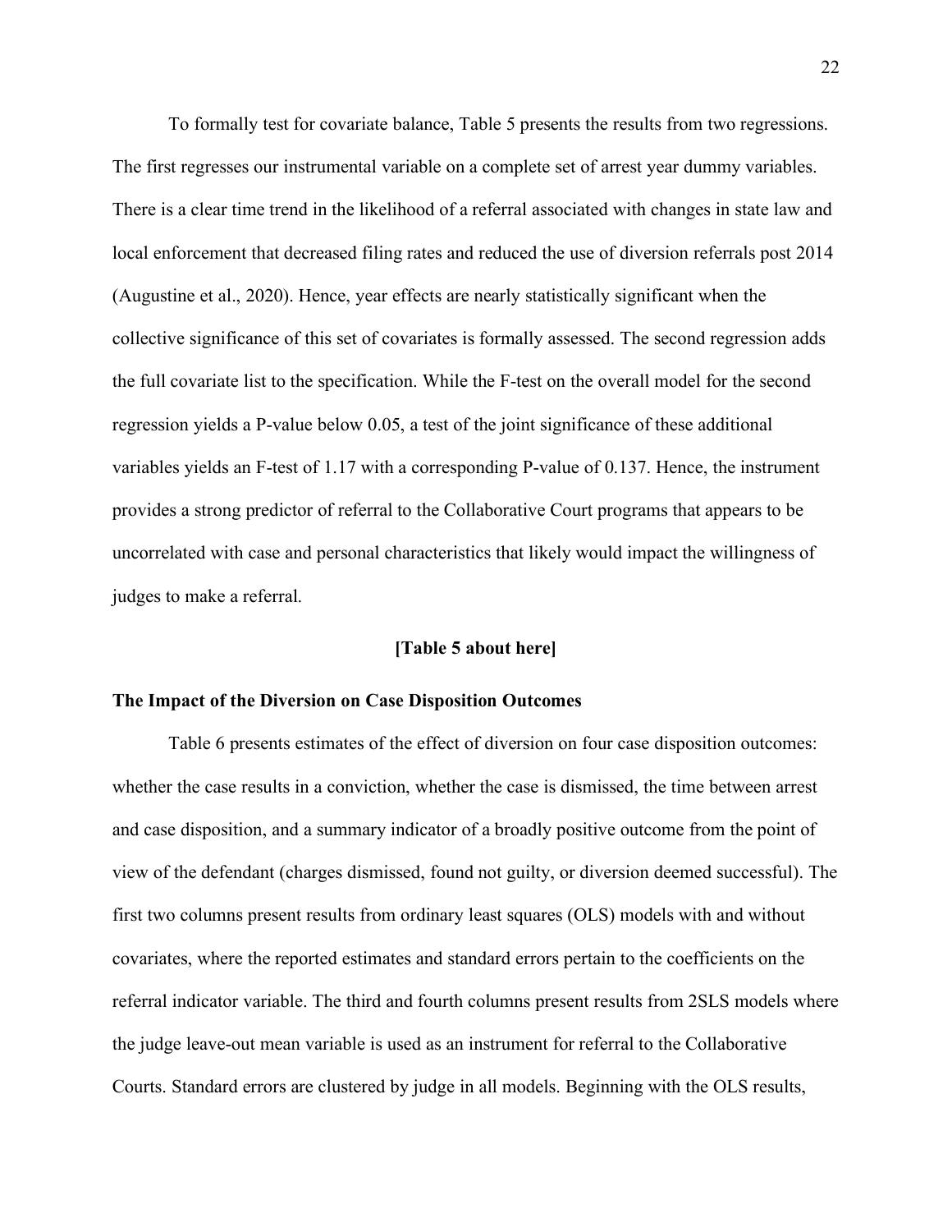To formally test for covariate balance, Table 5 presents the results from two regressions. The first regresses our instrumental variable on a complete set of arrest year dummy variables. There is a clear time trend in the likelihood of a referral associated with changes in state law and local enforcement that decreased filing rates and reduced the use of diversion referrals post 2014 (Augustine et al., 2020). Hence, year effects are nearly statistically significant when the collective significance of this set of covariates is formally assessed. The second regression adds the full covariate list to the specification. While the F-test on the overall model for the second regression yields a P-value below 0.05, a test of the joint significance of these additional variables yields an F-test of 1.17 with a corresponding P-value of 0.137. Hence, the instrument provides a strong predictor of referral to the Collaborative Court programs that appears to be uncorrelated with case and personal characteristics that likely would impact the willingness of judges to make a referral.

**[Table 5 about here]**

### The Impact of the Diversion on Case Disposition Outcomes

Table 6 presents estimates of the effect of diversion on four case disposition outcomes: whether the case results in a conviction, whether the case is dismissed, the time between arrest and case disposition, and a summary indicator of a broadly positive outcome from the point of view of the defendant (charges dismissed, found not guilty, or diversion deemed successful). The first two columns present results from ordinary least squares (OLS) models with and without covariates, where the reported estimates and standard errors pertain to the coefficients on the referral indicator variable. The third and fourth columns present results from 2SLS models where the judge leave-out mean variable is used as an instrument for referral to the Collaborative Courts. Standard errors are clustered by judge in all models. Beginning with the OLS results,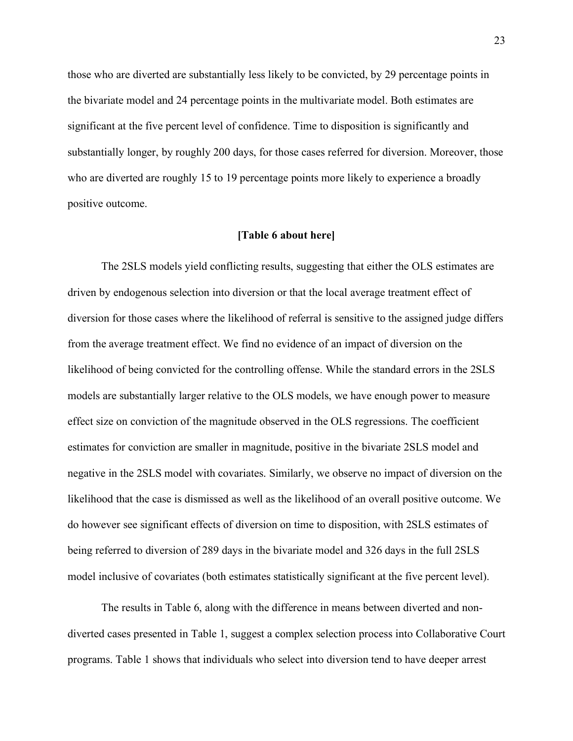those who are diverted are substantially less likely to be convicted, by 29 percentage points in the bivariate model and 24 percentage points in the multivariate model. Both estimates are significant at the five percent level of confidence. Time to disposition is significantly and substantially longer, by roughly 200 days, for those cases referred for diversion. Moreover, those who are diverted are roughly 15 to 19 percentage points more likely to experience a broadly positive outcome.

**[Table 6 about here]**

The 2SLS models yield conflicting results, suggesting that either the OLS estimates are driven by endogenous selection into diversion or that the local average treatment effect of diversion for those cases where the likelihood of referral is sensitive to the assigned judge differs from the average treatment effect. We find no evidence of an impact of diversion on the likelihood of being convicted for the controlling offense. While the standard errors in the 2SLS models are substantially larger relative to the OLS models, we have enough power to measure effect size on conviction of the magnitude observed in the OLS regressions. The coefficient estimates for conviction are smaller in magnitude, positive in the bivariate 2SLS model and negative in the 2SLS model with covariates. Similarly, we observe no impact of diversion on the likelihood that the case is dismissed as well as the likelihood of an overall positive outcome. We do however see significant effects of diversion on time to disposition, with 2SLS estimates of being referred to diversion of 289 days in the bivariate model and 326 days in the full 2SLS model inclusive of covariates (both estimates statistically significant at the five percent level).

The results in Table 6, along with the difference in means between diverted and non-diverted cases presented in Table 1, suggest a complex selection process into Collaborative Court programs. Table 1 shows that individuals who select into diversion tend to have deeper arrest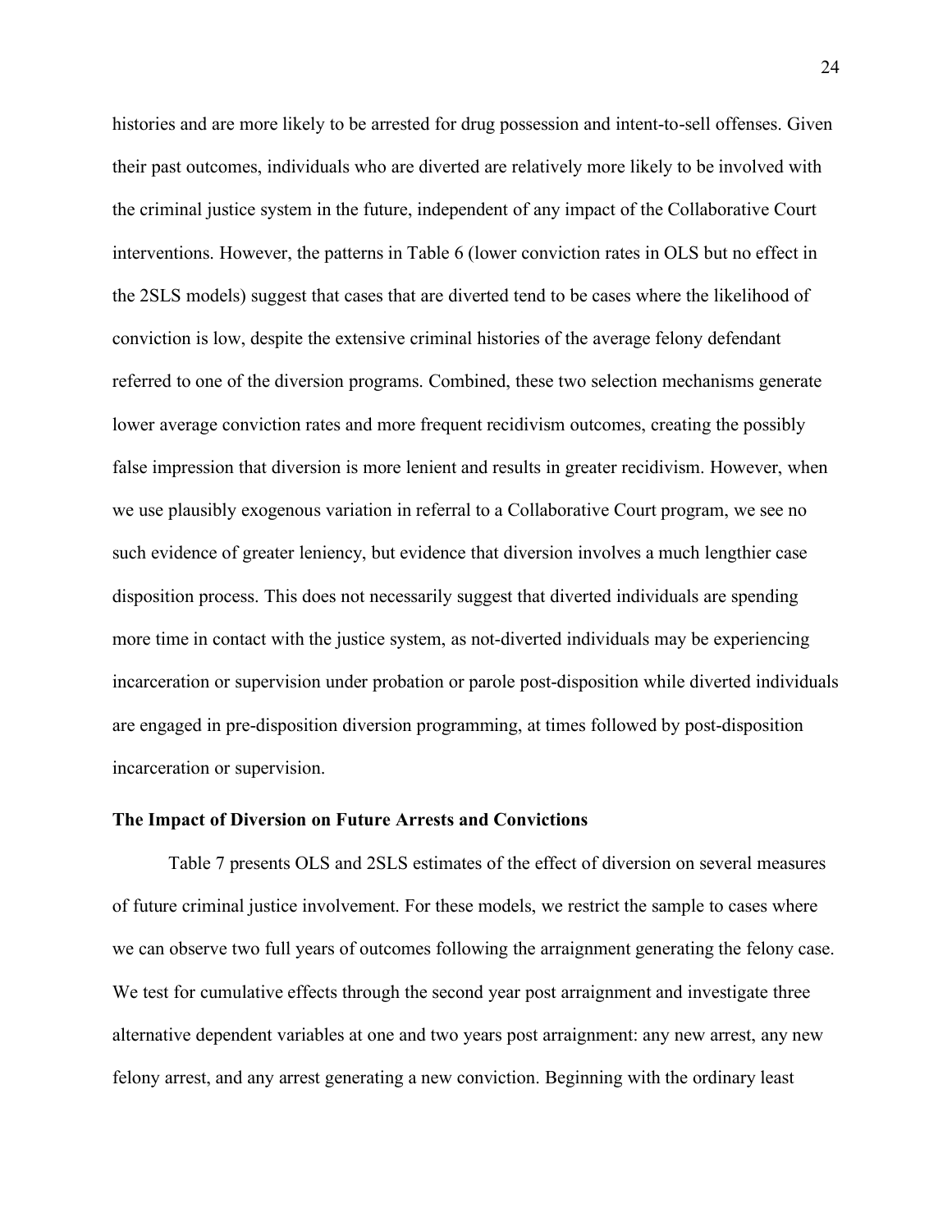histories and are more likely to be arrested for drug possession and intent-to-sell offenses. Given their past outcomes, individuals who are diverted are relatively more likely to be involved with the criminal justice system in the future, independent of any impact of the Collaborative Court interventions. However, the patterns in Table 6 (lower conviction rates in OLS but no effect in the 2SLS models) suggest that cases that are diverted tend to be cases where the likelihood of conviction is low, despite the extensive criminal histories of the average felony defendant referred to one of the diversion programs. Combined, these two selection mechanisms generate lower average conviction rates and more frequent recidivism outcomes, creating the possibly false impression that diversion is more lenient and results in greater recidivism. However, when we use plausibly exogenous variation in referral to a Collaborative Court program, we see no such evidence of greater leniency, but evidence that diversion involves a much lengthier case disposition process. This does not necessarily suggest that diverted individuals are spending more time in contact with the justice system, as not-diverted individuals may be experiencing incarceration or supervision under probation or parole post-disposition while diverted individuals are engaged in pre-disposition diversion programming, at times followed by post-disposition incarceration or supervision.

**The Impact of Diversion on Future Arrests and Convictions**

Table 7 presents OLS and 2SLS estimates of the effect of diversion on several measures of future criminal justice involvement. For these models, we restrict the sample to cases where we can observe two full years of outcomes following the arraignment generating the felony case. We test for cumulative effects through the second year post arraignment and investigate three alternative dependent variables at one and two years post arraignment: any new arrest, any new felony arrest, and any arrest generating a new conviction. Beginning with the ordinary least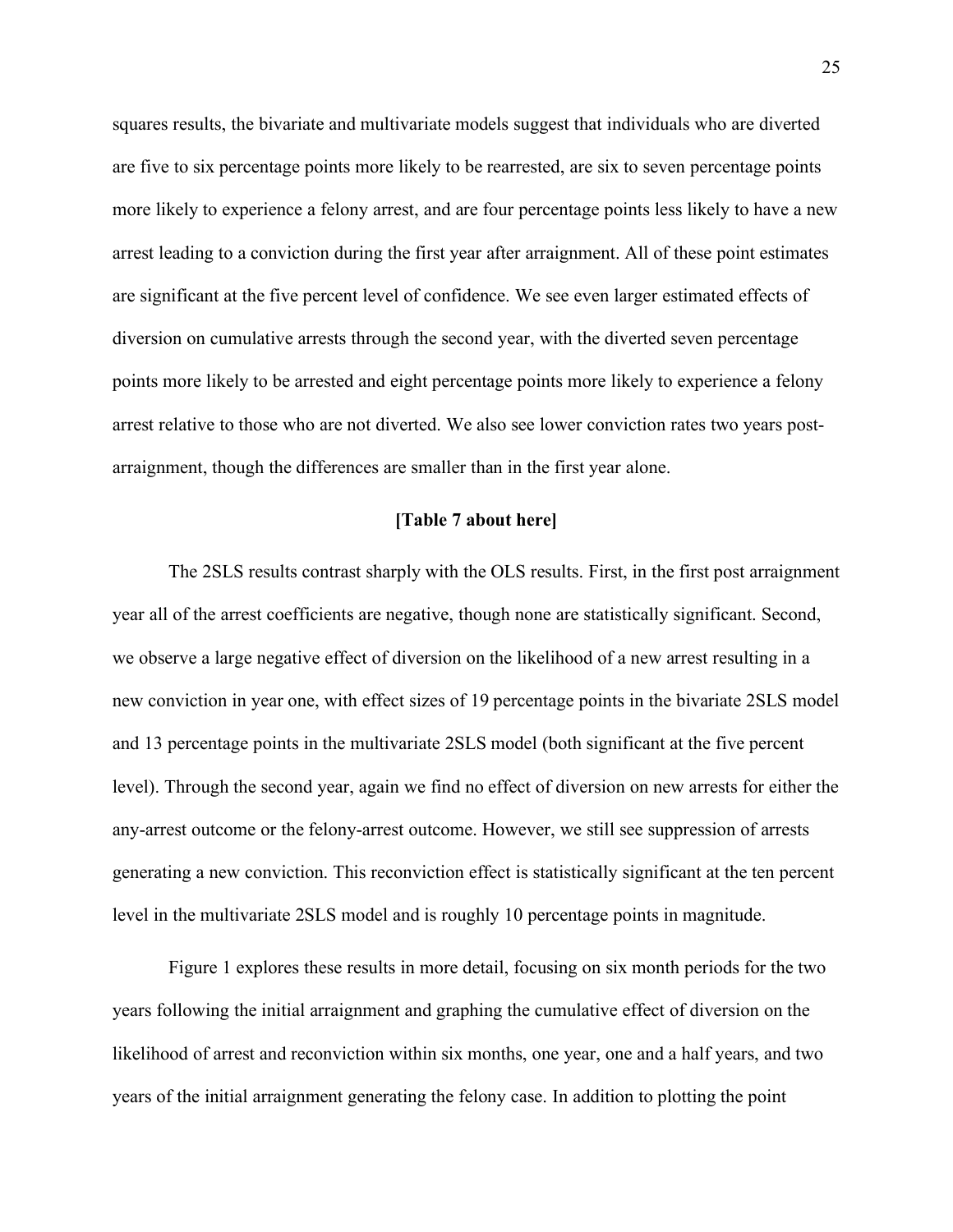squares results, the bivariate and multivariate models suggest that individuals who are diverted are five to six percentage points more likely to be rearrested, are six to seven percentage points more likely to experience a felony arrest, and are four percentage points less likely to have a new arrest leading to a conviction during the first year after arraignment. All of these point estimates are significant at the five percent level of confidence. We see even larger estimated effects of diversion on cumulative arrests through the second year, with the diverted seven percentage points more likely to be arrested and eight percentage points more likely to experience a felony arrest relative to those who are not diverted. We also see lower conviction rates two years post-arraignment, though the differences are smaller than in the first year alone.

**[Table 7 about here]**

The 2SLS results contrast sharply with the OLS results. First, in the first post arraignment year all of the arrest coefficients are negative, though none are statistically significant. Second, we observe a large negative effect of diversion on the likelihood of a new arrest resulting in a new conviction in year one, with effect sizes of 19 percentage points in the bivariate 2SLS model and 13 percentage points in the multivariate 2SLS model (both significant at the five percent level). Through the second year, again we find no effect of diversion on new arrests for either the any-arrest outcome or the felony-arrest outcome. However, we still see suppression of arrests generating a new conviction. This reconviction effect is statistically significant at the ten percent level in the multivariate 2SLS model and is roughly 10 percentage points in magnitude.

Figure 1 explores these results in more detail, focusing on six month periods for the two years following the initial arraignment and graphing the cumulative effect of diversion on the likelihood of arrest and reconviction within six months, one year, one and a half years, and two years of the initial arraignment generating the felony case. In addition to plotting the point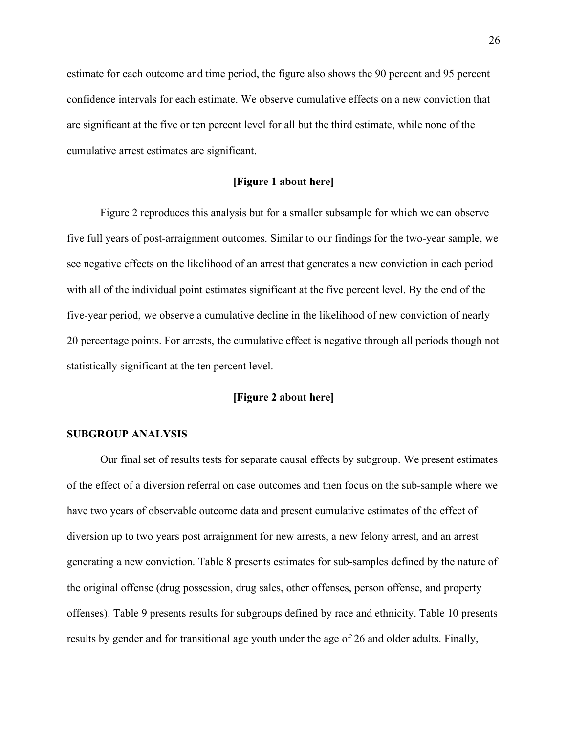estimate for each outcome and time period, the figure also shows the 90 percent and 95 percent confidence intervals for each estimate. We observe cumulative effects on a new conviction that are significant at the five or ten percent level for all but the third estimate, while none of the cumulative arrest estimates are significant.

**[Figure 1 about here]**

Figure 2 reproduces this analysis but for a smaller subsample for which we can observe five full years of post-arraignment outcomes. Similar to our findings for the two-year sample, we see negative effects on the likelihood of an arrest that generates a new conviction in each period with all of the individual point estimates significant at the five percent level. By the end of the five-year period, we observe a cumulative decline in the likelihood of new conviction of nearly 20 percentage points. For arrests, the cumulative effect is negative through all periods though not statistically significant at the ten percent level.

**[Figure 2 about here]**

## SUBGROUP ANALYSIS

Our final set of results tests for separate causal effects by subgroup. We present estimates of the effect of a diversion referral on case outcomes and then focus on the sub-sample where we have two years of observable outcome data and present cumulative estimates of the effect of diversion up to two years post arraignment for new arrests, a new felony arrest, and an arrest generating a new conviction. Table 8 presents estimates for sub-samples defined by the nature of the original offense (drug possession, drug sales, other offenses, person offense, and property offenses). Table 9 presents results for subgroups defined by race and ethnicity. Table 10 presents results by gender and for transitional age youth under the age of 26 and older adults. Finally,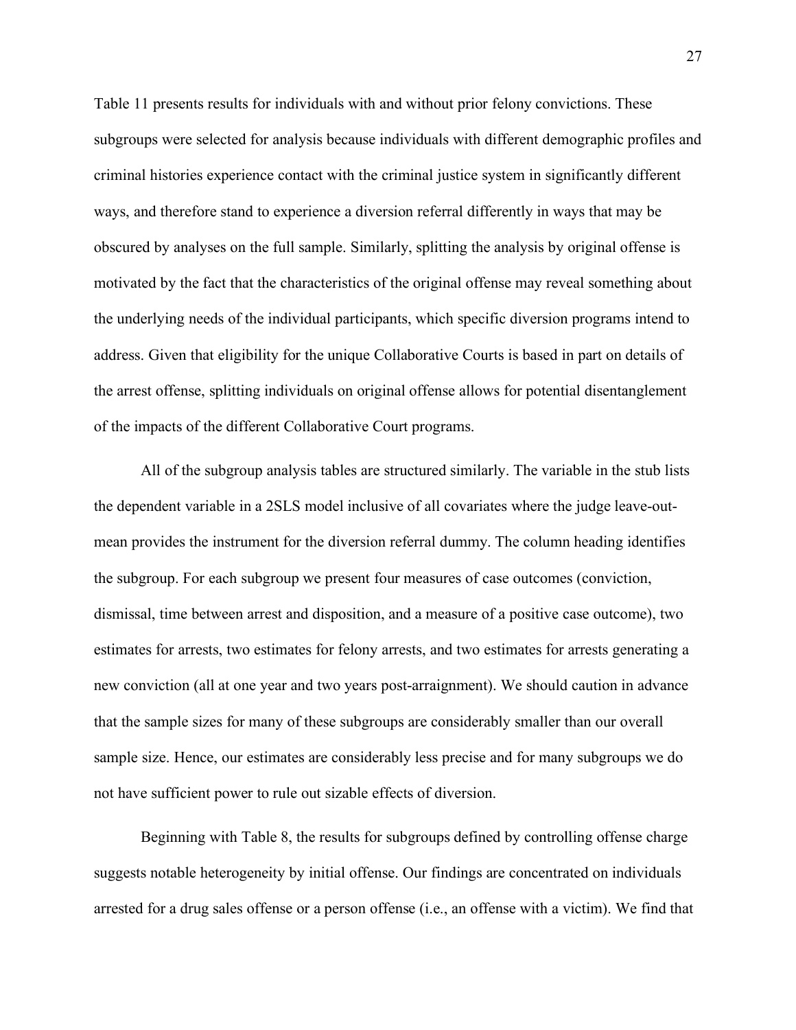Table 11 presents results for individuals with and without prior felony convictions. These subgroups were selected for analysis because individuals with different demographic profiles and criminal histories experience contact with the criminal justice system in significantly different ways, and therefore stand to experience a diversion referral differently in ways that may be obscured by analyses on the full sample. Similarly, splitting the analysis by original offense is motivated by the fact that the characteristics of the original offense may reveal something about the underlying needs of the individual participants, which specific diversion programs intend to address. Given that eligibility for the unique Collaborative Courts is based in part on details of the arrest offense, splitting individuals on original offense allows for potential disentanglement of the impacts of the different Collaborative Court programs.

All of the subgroup analysis tables are structured similarly. The variable in the stub lists the dependent variable in a 2SLS model inclusive of all covariates where the judge leave-out-mean provides the instrument for the diversion referral dummy. The column heading identifies the subgroup. For each subgroup we present four measures of case outcomes (conviction, dismissal, time between arrest and disposition, and a measure of a positive case outcome), two estimates for arrests, two estimates for felony arrests, and two estimates for arrests generating a new conviction (all at one year and two years post-arraignment). We should caution in advance that the sample sizes for many of these subgroups are considerably smaller than our overall sample size. Hence, our estimates are considerably less precise and for many subgroups we do not have sufficient power to rule out sizable effects of diversion.

Beginning with Table 8, the results for subgroups defined by controlling offense charge suggests notable heterogeneity by initial offense. Our findings are concentrated on individuals arrested for a drug sales offense or a person offense (i.e., an offense with a victim). We find that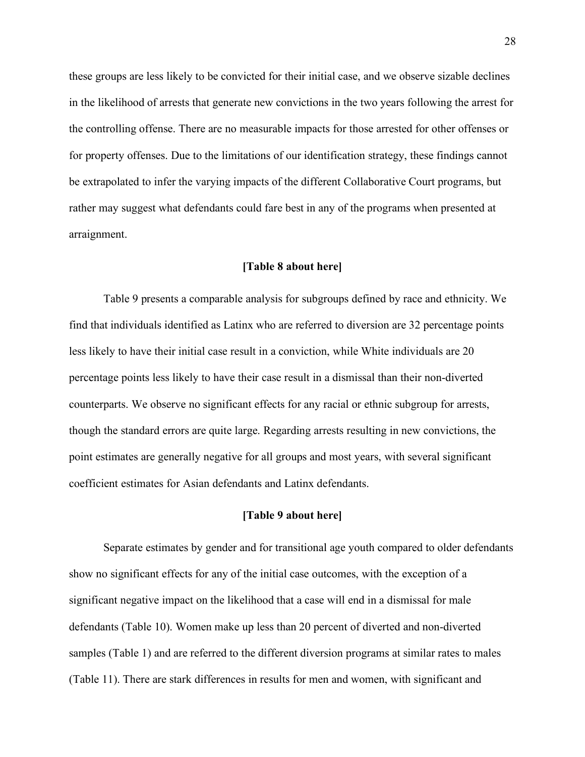these groups are less likely to be convicted for their initial case, and we observe sizable declines in the likelihood of arrests that generate new convictions in the two years following the arrest for the controlling offense. There are no measurable impacts for those arrested for other offenses or for property offenses. Due to the limitations of our identification strategy, these findings cannot be extrapolated to infer the varying impacts of the different Collaborative Court programs, but rather may suggest what defendants could fare best in any of the programs when presented at arraignment.

**[Table 8 about here]**

Table 9 presents a comparable analysis for subgroups defined by race and ethnicity. We find that individuals identified as Latinx who are referred to diversion are 32 percentage points less likely to have their initial case result in a conviction, while White individuals are 20 percentage points less likely to have their case result in a dismissal than their non-diverted counterparts. We observe no significant effects for any racial or ethnic subgroup for arrests, though the standard errors are quite large. Regarding arrests resulting in new convictions, the point estimates are generally negative for all groups and most years, with several significant coefficient estimates for Asian defendants and Latinx defendants.

**[Table 9 about here]**

Separate estimates by gender and for transitional age youth compared to older defendants show no significant effects for any of the initial case outcomes, with the exception of a significant negative impact on the likelihood that a case will end in a dismissal for male defendants (Table 10). Women make up less than 20 percent of diverted and non-diverted samples (Table 1) and are referred to the different diversion programs at similar rates to males (Table 11). There are stark differences in results for men and women, with significant and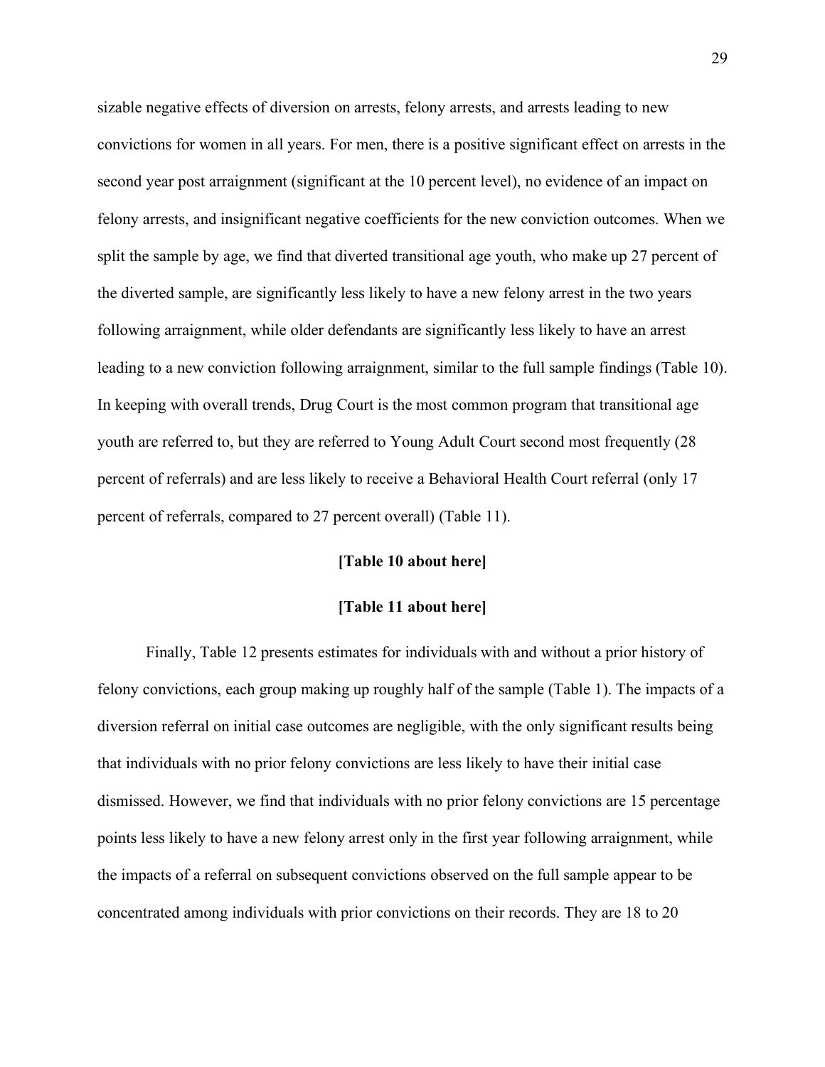sizable negative effects of diversion on arrests, felony arrests, and arrests leading to new convictions for women in all years. For men, there is a positive significant effect on arrests in the second year post arraignment (significant at the 10 percent level), no evidence of an impact on felony arrests, and insignificant negative coefficients for the new conviction outcomes. When we split the sample by age, we find that diverted transitional age youth, who make up 27 percent of the diverted sample, are significantly less likely to have a new felony arrest in the two years following arraignment, while older defendants are significantly less likely to have an arrest leading to a new conviction following arraignment, similar to the full sample findings (Table 10). In keeping with overall trends, Drug Court is the most common program that transitional age youth are referred to, but they are referred to Young Adult Court second most frequently (28 percent of referrals) and are less likely to receive a Behavioral Health Court referral (only 17 percent of referrals, compared to 27 percent overall) (Table 11).

**[Table 10 about here]**

**[Table 11 about here]**

Finally, Table 12 presents estimates for individuals with and without a prior history of felony convictions, each group making up roughly half of the sample (Table 1). The impacts of a diversion referral on initial case outcomes are negligible, with the only significant results being that individuals with no prior felony convictions are less likely to have their initial case dismissed. However, we find that individuals with no prior felony convictions are 15 percentage points less likely to have a new felony arrest only in the first year following arraignment, while the impacts of a referral on subsequent convictions observed on the full sample appear to be concentrated among individuals with prior convictions on their records. They are 18 to 20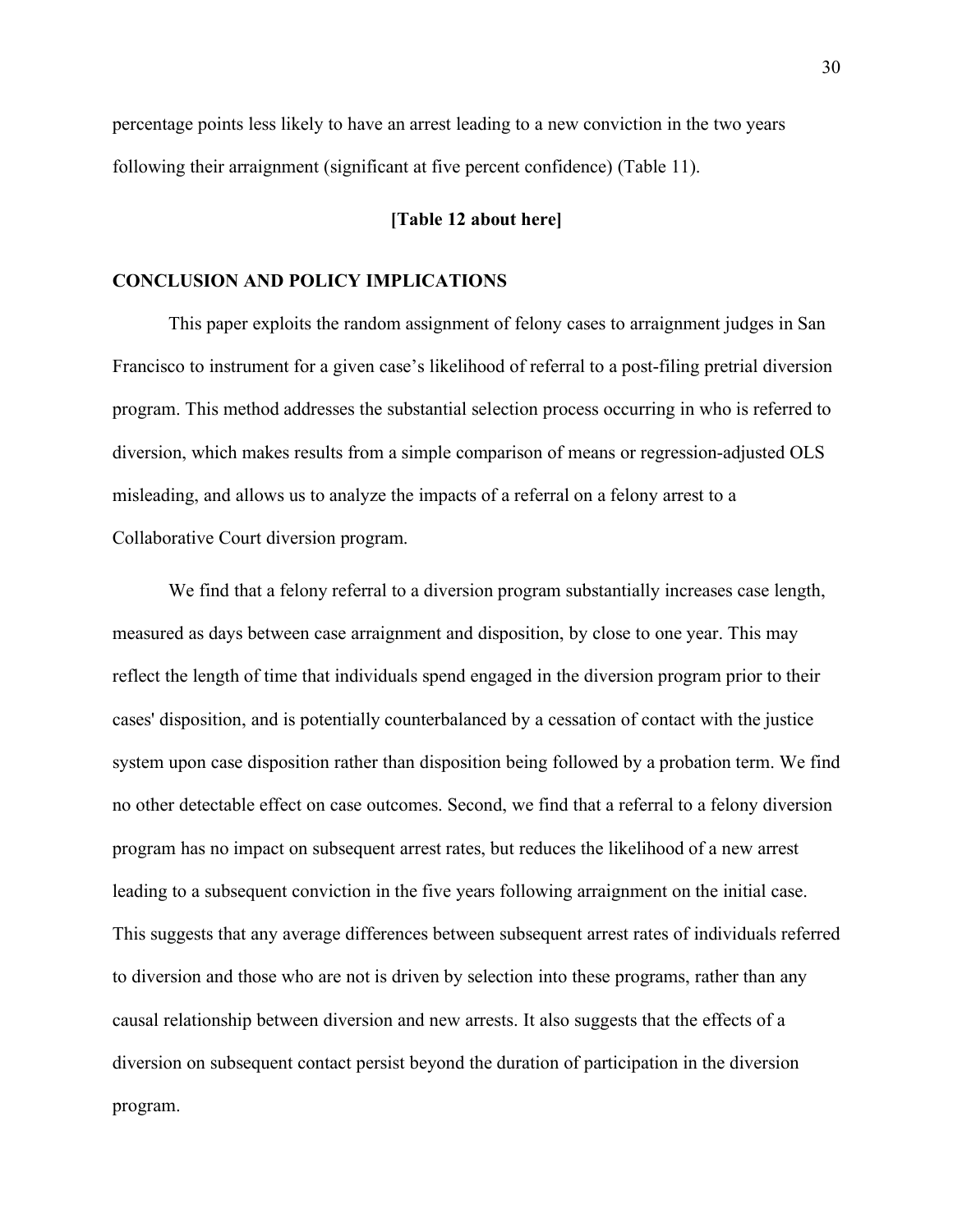percentage points less likely to have an arrest leading to a new conviction in the two years following their arraignment (significant at five percent confidence) (Table 11).

**[Table 12 about here]**

## CONCLUSION AND POLICY IMPLICATIONS

This paper exploits the random assignment of felony cases to arraignment judges in San Francisco to instrument for a given case's likelihood of referral to a post-filing pretrial diversion program. This method addresses the substantial selection process occurring in who is referred to diversion, which makes results from a simple comparison of means or regression-adjusted OLS misleading, and allows us to analyze the impacts of a referral on a felony arrest to a Collaborative Court diversion program.

We find that a felony referral to a diversion program substantially increases case length, measured as days between case arraignment and disposition, by close to one year. This may reflect the length of time that individuals spend engaged in the diversion program prior to their cases' disposition, and is potentially counterbalanced by a cessation of contact with the justice system upon case disposition rather than disposition being followed by a probation term. We find no other detectable effect on case outcomes. Second, we find that a referral to a felony diversion program has no impact on subsequent arrest rates, but reduces the likelihood of a new arrest leading to a subsequent conviction in the five years following arraignment on the initial case. This suggests that any average differences between subsequent arrest rates of individuals referred to diversion and those who are not is driven by selection into these programs, rather than any causal relationship between diversion and new arrests. It also suggests that the effects of a diversion on subsequent contact persist beyond the duration of participation in the diversion program.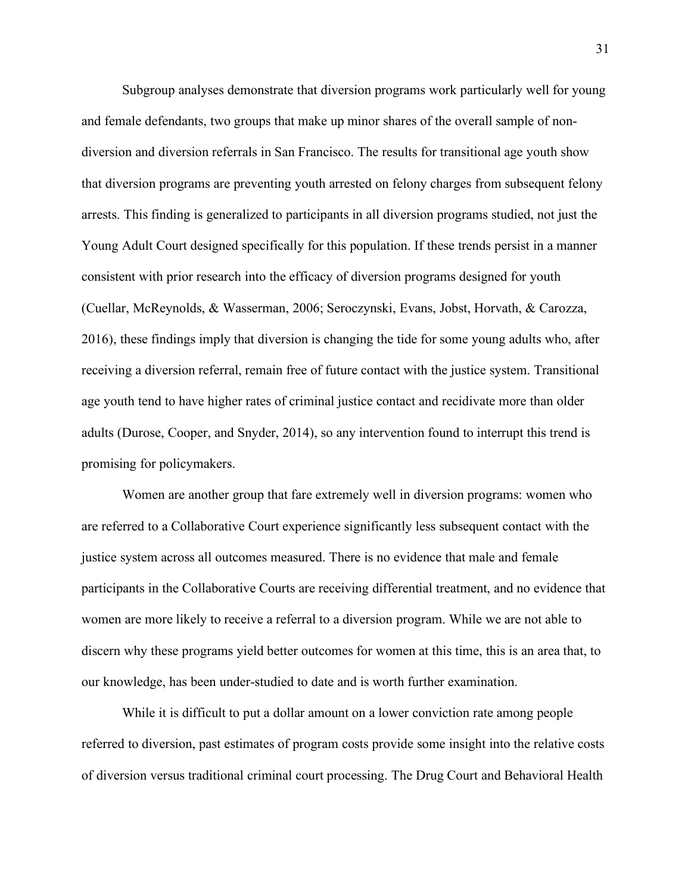Subgroup analyses demonstrate that diversion programs work particularly well for young and female defendants, two groups that make up minor shares of the overall sample of non-diversion and diversion referrals in San Francisco. The results for transitional age youth show that diversion programs are preventing youth arrested on felony charges from subsequent felony arrests. This finding is generalized to participants in all diversion programs studied, not just the Young Adult Court designed specifically for this population. If these trends persist in a manner consistent with prior research into the efficacy of diversion programs designed for youth (Cuellar, McReynolds, & Wasserman, 2006; Seroczynski, Evans, Jobst, Horvath, & Carozza, 2016), these findings imply that diversion is changing the tide for some young adults who, after receiving a diversion referral, remain free of future contact with the justice system. Transitional age youth tend to have higher rates of criminal justice contact and recidivate more than older adults (Durose, Cooper, and Snyder, 2014), so any intervention found to interrupt this trend is promising for policymakers.

Women are another group that fare extremely well in diversion programs: women who are referred to a Collaborative Court experience significantly less subsequent contact with the justice system across all outcomes measured. There is no evidence that male and female participants in the Collaborative Courts are receiving differential treatment, and no evidence that women are more likely to receive a referral to a diversion program. While we are not able to discern why these programs yield better outcomes for women at this time, this is an area that, to our knowledge, has been under-studied to date and is worth further examination.

While it is difficult to put a dollar amount on a lower conviction rate among people referred to diversion, past estimates of program costs provide some insight into the relative costs of diversion versus traditional criminal court processing. The Drug Court and Behavioral Health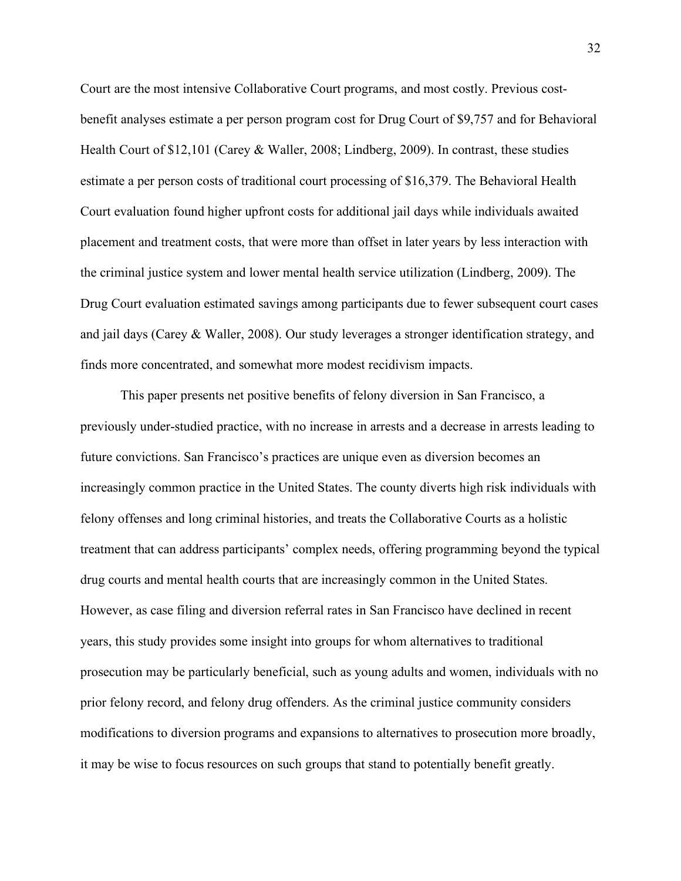Court are the most intensive Collaborative Court programs, and most costly. Previous cost-benefit analyses estimate a per person program cost for Drug Court of $9,757 and for Behavioral Health Court of $12,101 (Carey & Waller, 2008; Lindberg, 2009). In contrast, these studies estimate a per person costs of traditional court processing of $16,379. The Behavioral Health Court evaluation found higher upfront costs for additional jail days while individuals awaited placement and treatment costs, that were more than offset in later years by less interaction with the criminal justice system and lower mental health service utilization (Lindberg, 2009). The Drug Court evaluation estimated savings among participants due to fewer subsequent court cases and jail days (Carey & Waller, 2008). Our study leverages a stronger identification strategy, and finds more concentrated, and somewhat more modest recidivism impacts.

This paper presents net positive benefits of felony diversion in San Francisco, a previously under-studied practice, with no increase in arrests and a decrease in arrests leading to future convictions. San Francisco's practices are unique even as diversion becomes an increasingly common practice in the United States. The county diverts high risk individuals with felony offenses and long criminal histories, and treats the Collaborative Courts as a holistic treatment that can address participants' complex needs, offering programming beyond the typical drug courts and mental health courts that are increasingly common in the United States. However, as case filing and diversion referral rates in San Francisco have declined in recent years, this study provides some insight into groups for whom alternatives to traditional prosecution may be particularly beneficial, such as young adults and women, individuals with no prior felony record, and felony drug offenders. As the criminal justice community considers modifications to diversion programs and expansions to alternatives to prosecution more broadly, it may be wise to focus resources on such groups that stand to potentially benefit greatly.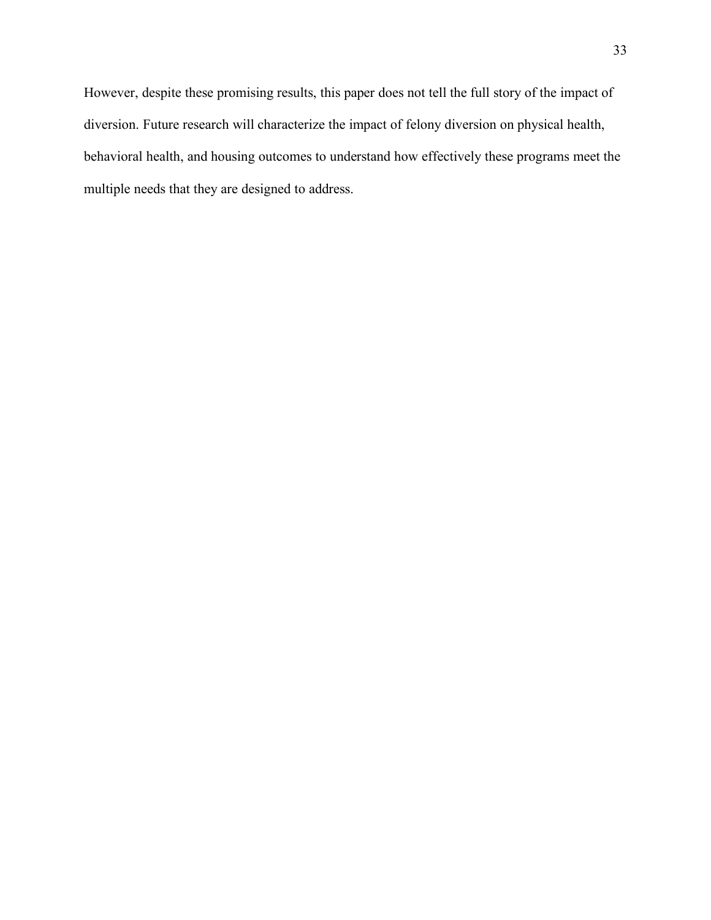However, despite these promising results, this paper does not tell the full story of the impact of diversion. Future research will characterize the impact of felony diversion on physical health, behavioral health, and housing outcomes to understand how effectively these programs meet the multiple needs that they are designed to address.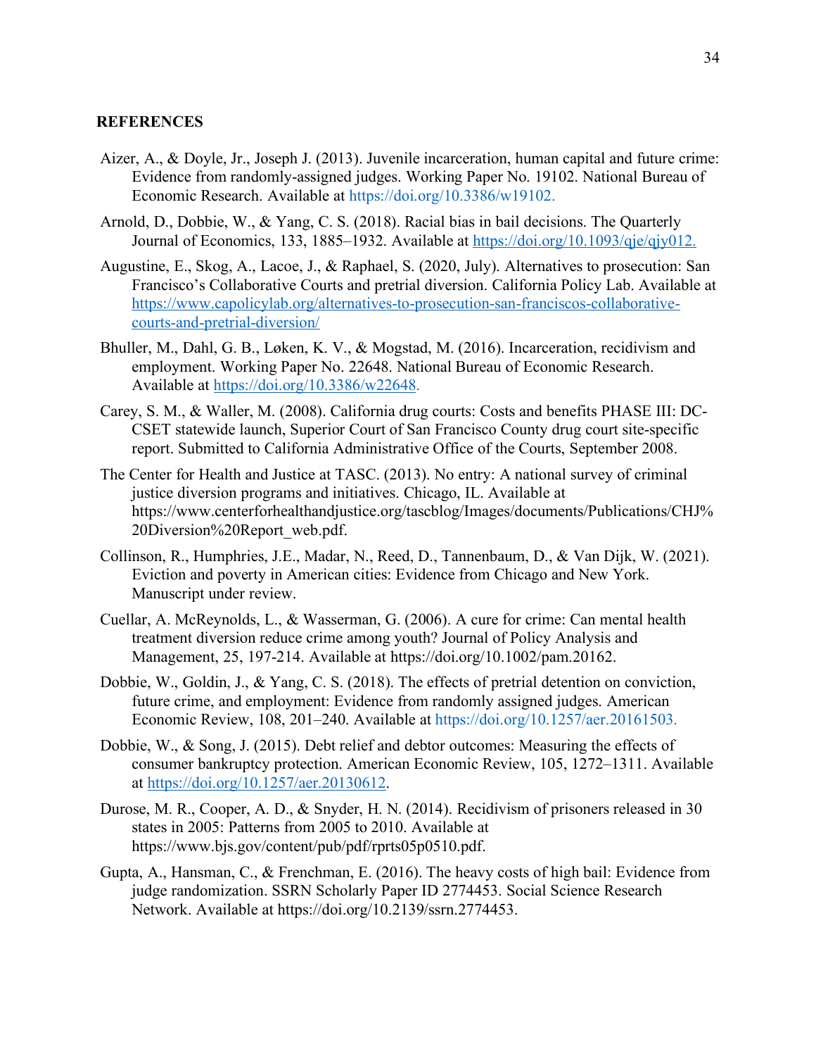## REFERENCES

Aizer, A., & Doyle, Jr., Joseph J. (2013). Juvenile incarceration, human capital and future crime: Evidence from randomly-assigned judges. Working Paper No. 19102. National Bureau of Economic Research. Available at https://doi.org/10.3386/w19102.

Arnold, D., Dobbie, W., & Yang, C. S. (2018). Racial bias in bail decisions. The Quarterly Journal of Economics, 133, 1885–1932. Available at https://doi.org/10.1093/qje/qjy012.

Augustine, E., Skog, A., Lacoe, J., & Raphael, S. (2020, July). Alternatives to prosecution: San Francisco's Collaborative Courts and pretrial diversion. California Policy Lab. Available at https://www.capolicylab.org/alternatives-to-prosecution-san-franciscos-collaborative-courts-and-pretrial-diversion/

Bhuller, M., Dahl, G. B., Løken, K. V., & Mogstad, M. (2016). Incarceration, recidivism and employment. Working Paper No. 22648. National Bureau of Economic Research. Available at https://doi.org/10.3386/w22648.

Carey, S. M., & Waller, M. (2008). California drug courts: Costs and benefits PHASE III: DC-CSET statewide launch, Superior Court of San Francisco County drug court site-specific report. Submitted to California Administrative Office of the Courts, September 2008.

The Center for Health and Justice at TASC. (2013). No entry: A national survey of criminal justice diversion programs and initiatives. Chicago, IL. Available at https://www.centerforhealthandjustice.org/tascblog/Images/documents/Publications/CHJ%20Diversion%20Report_web.pdf.

Collinson, R., Humphries, J.E., Madar, N., Reed, D., Tannenbaum, D., & Van Dijk, W. (2021). Eviction and poverty in American cities: Evidence from Chicago and New York. Manuscript under review.

Cuellar, A. McReynolds, L., & Wasserman, G. (2006). A cure for crime: Can mental health treatment diversion reduce crime among youth? Journal of Policy Analysis and Management, 25, 197-214. Available at https://doi.org/10.1002/pam.20162.

Dobbie, W., Goldin, J., & Yang, C. S. (2018). The effects of pretrial detention on conviction, future crime, and employment: Evidence from randomly assigned judges. American Economic Review, 108, 201–240. Available at https://doi.org/10.1257/aer.20161503.

Dobbie, W., & Song, J. (2015). Debt relief and debtor outcomes: Measuring the effects of consumer bankruptcy protection. American Economic Review, 105, 1272–1311. Available at https://doi.org/10.1257/aer.20130612.

Durose, M. R., Cooper, A. D., & Snyder, H. N. (2014). Recidivism of prisoners released in 30 states in 2005: Patterns from 2005 to 2010. Available at https://www.bjs.gov/content/pub/pdf/rprts05p0510.pdf.

Gupta, A., Hansman, C., & Frenchman, E. (2016). The heavy costs of high bail: Evidence from judge randomization. SSRN Scholarly Paper ID 2774453. Social Science Research Network. Available at https://doi.org/10.2139/ssrn.2774453.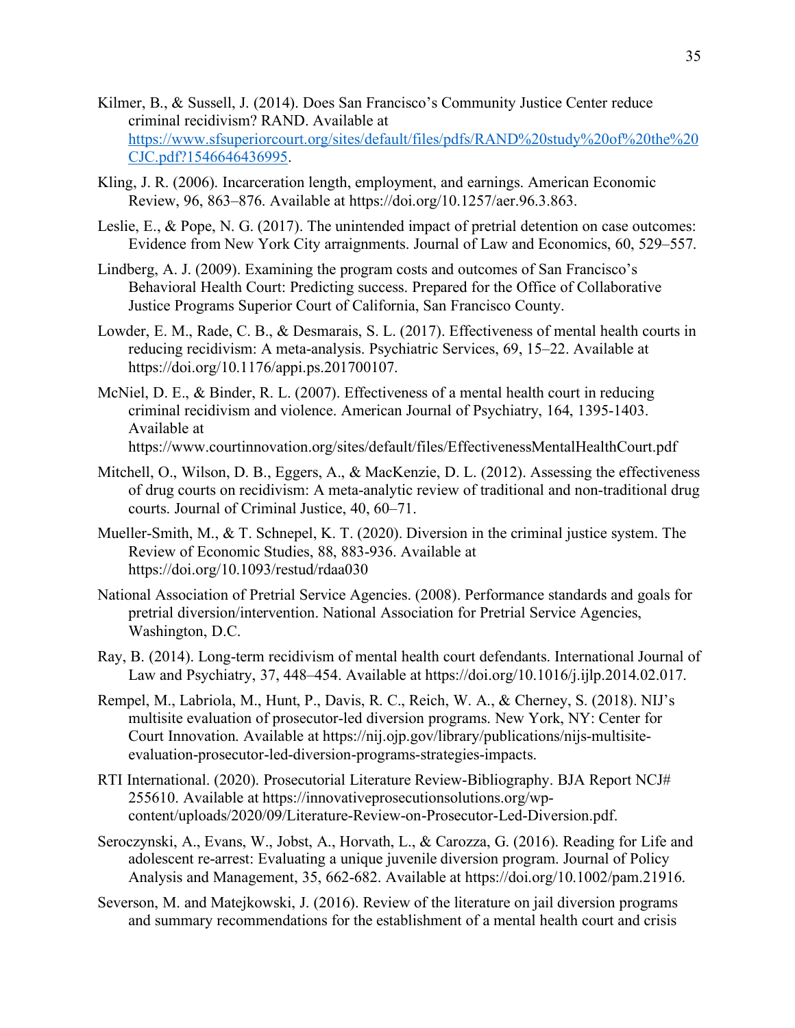Kilmer, B., & Sussell, J. (2014). Does San Francisco's Community Justice Center reduce criminal recidivism? RAND. Available at https://www.sfsuperiorcourt.org/sites/default/files/pdfs/RAND%20study%20of%20the%20CJC.pdf?1546646436995.

Kling, J. R. (2006). Incarceration length, employment, and earnings. American Economic Review, 96, 863–876. Available at https://doi.org/10.1257/aer.96.3.863.

Leslie, E., & Pope, N. G. (2017). The unintended impact of pretrial detention on case outcomes: Evidence from New York City arraignments. Journal of Law and Economics, 60, 529–557.

Lindberg, A. J. (2009). Examining the program costs and outcomes of San Francisco's Behavioral Health Court: Predicting success. Prepared for the Office of Collaborative Justice Programs Superior Court of California, San Francisco County.

Lowder, E. M., Rade, C. B., & Desmarais, S. L. (2017). Effectiveness of mental health courts in reducing recidivism: A meta-analysis. Psychiatric Services, 69, 15–22. Available at https://doi.org/10.1176/appi.ps.201700107.

McNiel, D. E., & Binder, R. L. (2007). Effectiveness of a mental health court in reducing criminal recidivism and violence. American Journal of Psychiatry, 164, 1395-1403. Available at https://www.courtinnovation.org/sites/default/files/EffectivenessMentalHealthCourt.pdf

Mitchell, O., Wilson, D. B., Eggers, A., & MacKenzie, D. L. (2012). Assessing the effectiveness of drug courts on recidivism: A meta-analytic review of traditional and non-traditional drug courts. Journal of Criminal Justice, 40, 60–71.

Mueller-Smith, M., & T. Schnepel, K. T. (2020). Diversion in the criminal justice system. The Review of Economic Studies, 88, 883-936. Available at https://doi.org/10.1093/restud/rdaa030

National Association of Pretrial Service Agencies. (2008). Performance standards and goals for pretrial diversion/intervention. National Association for Pretrial Service Agencies, Washington, D.C.

Ray, B. (2014). Long-term recidivism of mental health court defendants. International Journal of Law and Psychiatry, 37, 448–454. Available at https://doi.org/10.1016/j.ijlp.2014.02.017.

Rempel, M., Labriola, M., Hunt, P., Davis, R. C., Reich, W. A., & Cherney, S. (2018). NIJ's multisite evaluation of prosecutor-led diversion programs. New York, NY: Center for Court Innovation. Available at https://nij.ojp.gov/library/publications/nijs-multisite-evaluation-prosecutor-led-diversion-programs-strategies-impacts.

RTI International. (2020). Prosecutorial Literature Review-Bibliography. BJA Report NCJ# 255610. Available at https://innovativeprosecutionsolutions.org/wp-content/uploads/2020/09/Literature-Review-on-Prosecutor-Led-Diversion.pdf.

Seroczynski, A., Evans, W., Jobst, A., Horvath, L., & Carozza, G. (2016). Reading for Life and adolescent re-arrest: Evaluating a unique juvenile diversion program. Journal of Policy Analysis and Management, 35, 662-682. Available at https://doi.org/10.1002/pam.21916.

Severson, M. and Matejkowski, J. (2016). Review of the literature on jail diversion programs and summary recommendations for the establishment of a mental health court and crisis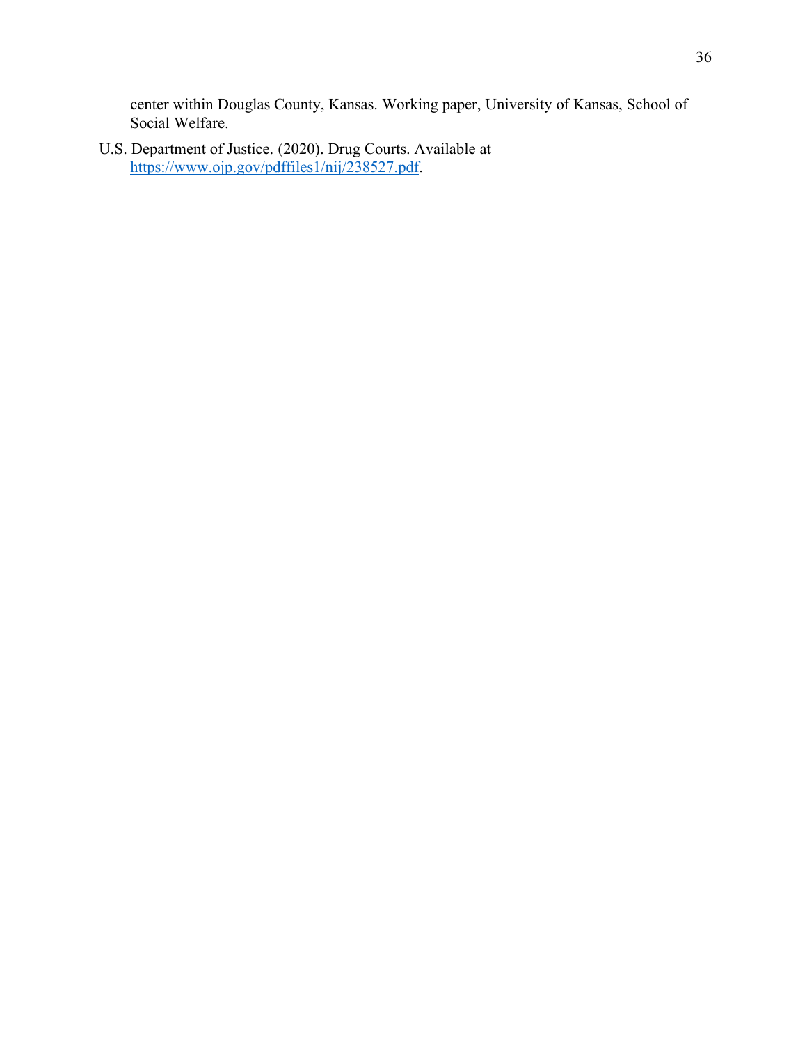center within Douglas County, Kansas. Working paper, University of Kansas, School of Social Welfare.

U.S. Department of Justice. (2020). Drug Courts. Available at https://www.ojp.gov/pdffiles1/nij/238527.pdf.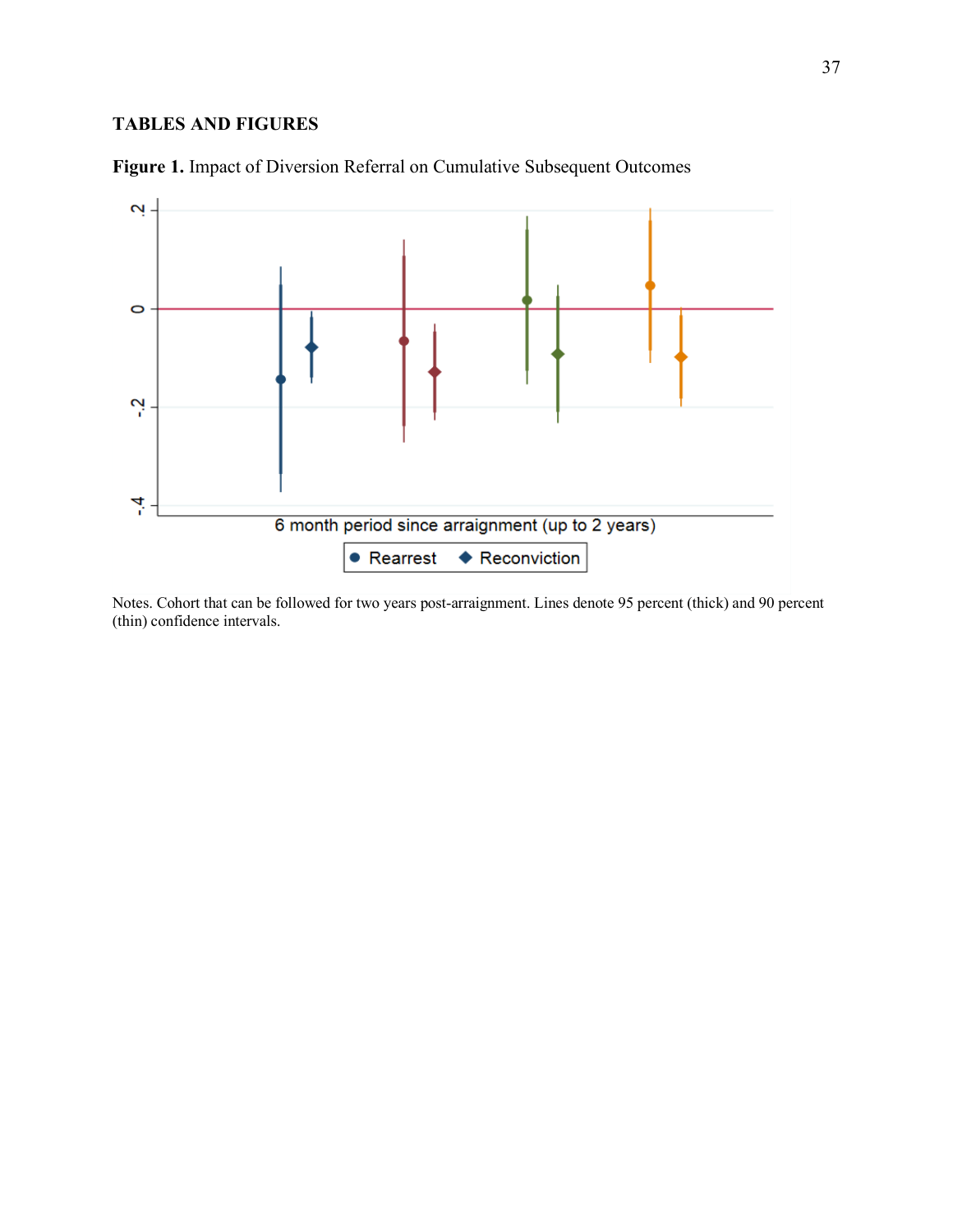**TABLES AND FIGURES**

**Figure 1.** Impact of Diversion Referral on Cumulative Subsequent Outcomes

Notes. Cohort that can be followed for two years post-arraignment. Lines denote 95 percent (thick) and 90 percent (thin) confidence intervals.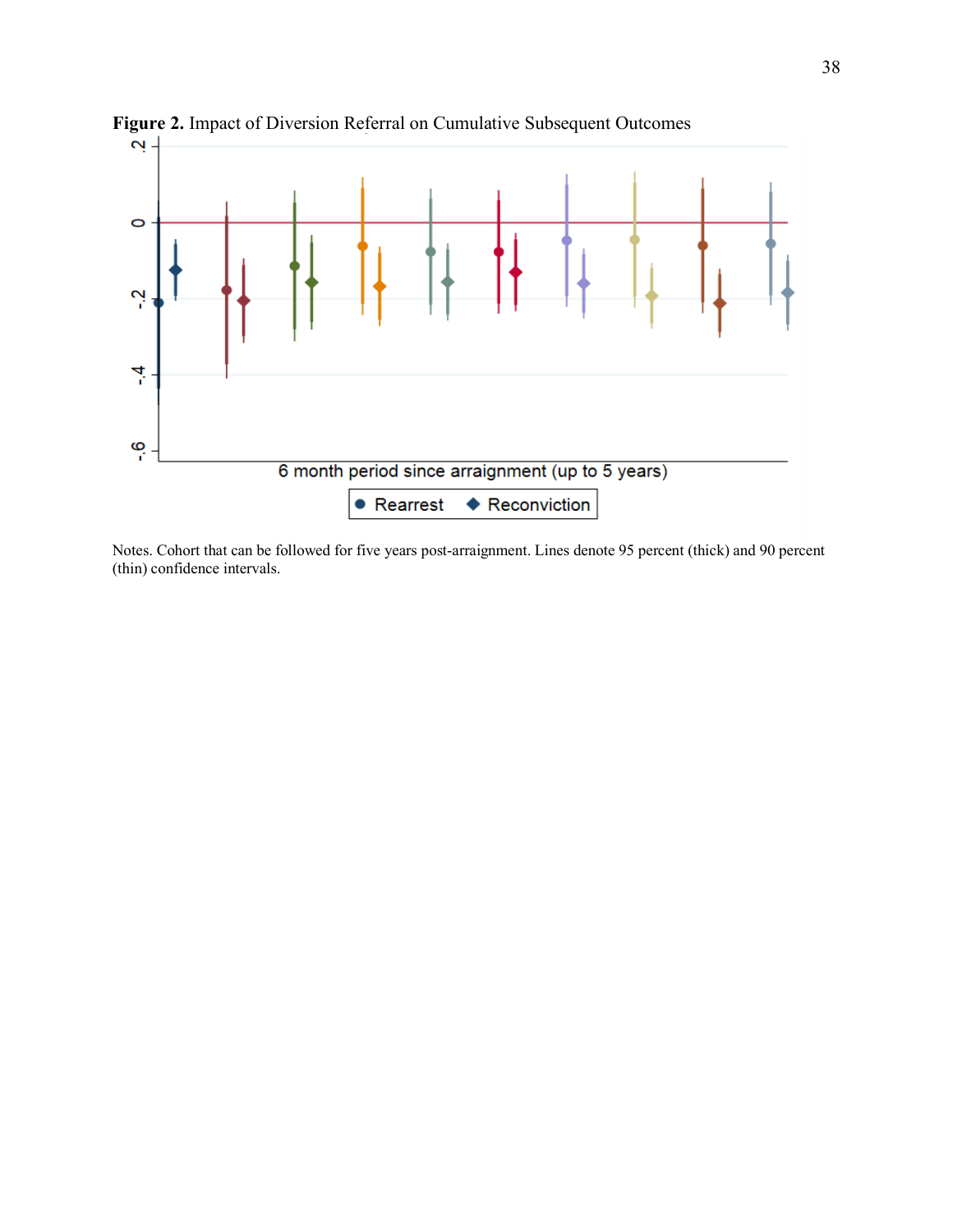**Figure 2.** Impact of Diversion Referral on Cumulative Subsequent Outcomes

Notes. Cohort that can be followed for five years post-arraignment. Lines denote 95 percent (thick) and 90 percent (thin) confidence intervals.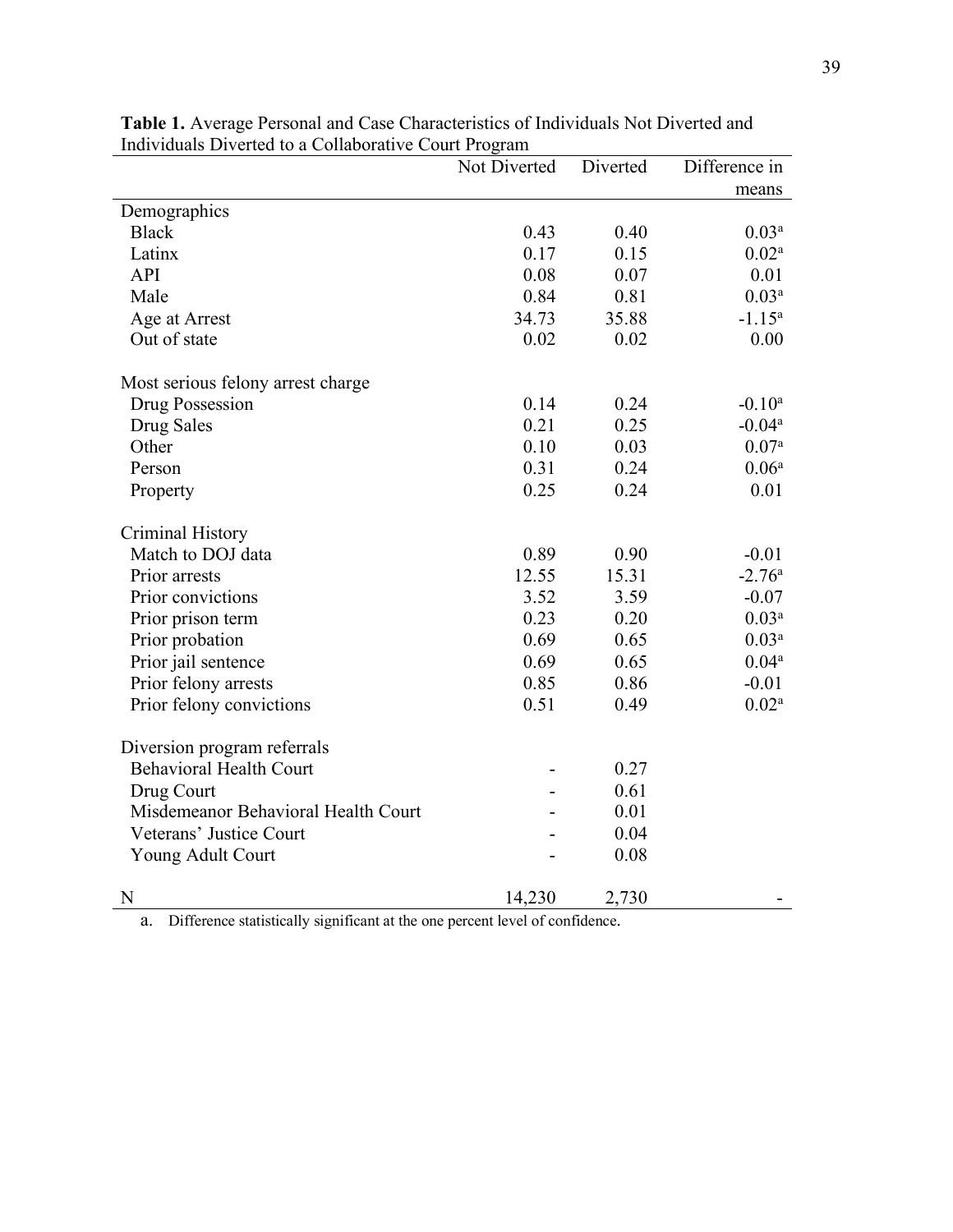**Table 1.** Average Personal and Case Characteristics of Individuals Not Diverted and Individuals Diverted to a Collaborative Court Program

| | Not Diverted | Diverted | Difference in means |
|---|---|---|---|
| Demographics | | | |
| Black | 0.43 | 0.40 | 0.03[a] |
| Latinx | 0.17 | 0.15 | 0.02[a] |
| API | 0.08 | 0.07 | 0.01 |
| Male | 0.84 | 0.81 | 0.03[a] |
| Age at Arrest | 34.73 | 35.88 | -1.15[a] |
| Out of state | 0.02 | 0.02 | 0.00 |
| Most serious felony arrest charge | | | |
| Drug Possession | 0.14 | 0.24 | -0.10[a] |
| Drug Sales | 0.21 | 0.25 | -0.04[a] |
| Other | 0.10 | 0.03 | 0.07[a] |
| Person | 0.31 | 0.24 | 0.06[a] |
| Property | 0.25 | 0.24 | 0.01 |
| Criminal History | | | |
| Match to DOJ data | 0.89 | 0.90 | -0.01 |
| Prior arrests | 12.55 | 15.31 | -2.76[a] |
| Prior convictions | 3.52 | 3.59 | -0.07 |
| Prior prison term | 0.23 | 0.20 | 0.03[a] |
| Prior probation | 0.69 | 0.65 | 0.03[a] |
| Prior jail sentence | 0.69 | 0.65 | 0.04[a] |
| Prior felony arrests | 0.85 | 0.86 | -0.01 |
| Prior felony convictions | 0.51 | 0.49 | 0.02[a] |
| Diversion program referrals | | | |
| Behavioral Health Court | - | 0.27 | |
| Drug Court | - | 0.61 | |
| Misdemeanor Behavioral Health Court | - | 0.01 | |
| Veterans' Justice Court | - | 0.04 | |
| Young Adult Court | - | 0.08 | |
| N | 14,230 | 2,730 | - |

a. Difference statistically significant at the one percent level of confidence.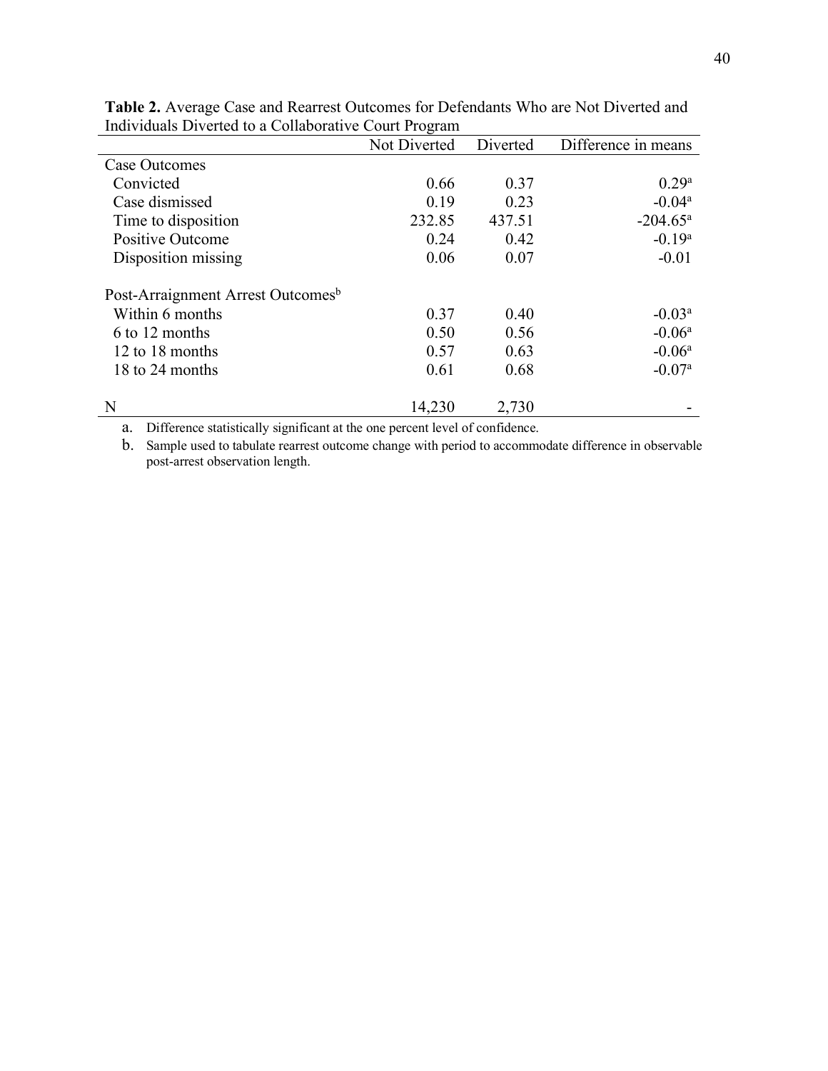**Table 2.** Average Case and Rearrest Outcomes for Defendants Who are Not Diverted and Individuals Diverted to a Collaborative Court Program

| | Not Diverted | Diverted | Difference in means |
|---|---|---|---|
| Case Outcomes | | | |
| Convicted | 0.66 | 0.37 | 0.29[a] |
| Case dismissed | 0.19 | 0.23 | -0.04[a] |
| Time to disposition | 232.85 | 437.51 | -204.65[a] |
| Positive Outcome | 0.24 | 0.42 | -0.19[a] |
| Disposition missing | 0.06 | 0.07 | -0.01 |
| | | | |
| Post-Arraignment Arrest Outcomes[b] | | | |
| Within 6 months | 0.37 | 0.40 | -0.03[a] |
| 6 to 12 months | 0.50 | 0.56 | -0.06[a] |
| 12 to 18 months | 0.57 | 0.63 | -0.06[a] |
| 18 to 24 months | 0.61 | 0.68 | -0.07[a] |
| | | | |
| N | 14,230 | 2,730 | - |

a. Difference statistically significant at the one percent level of confidence.

b. Sample used to tabulate rearrest outcome change with period to accommodate difference in observable post-arrest observation length.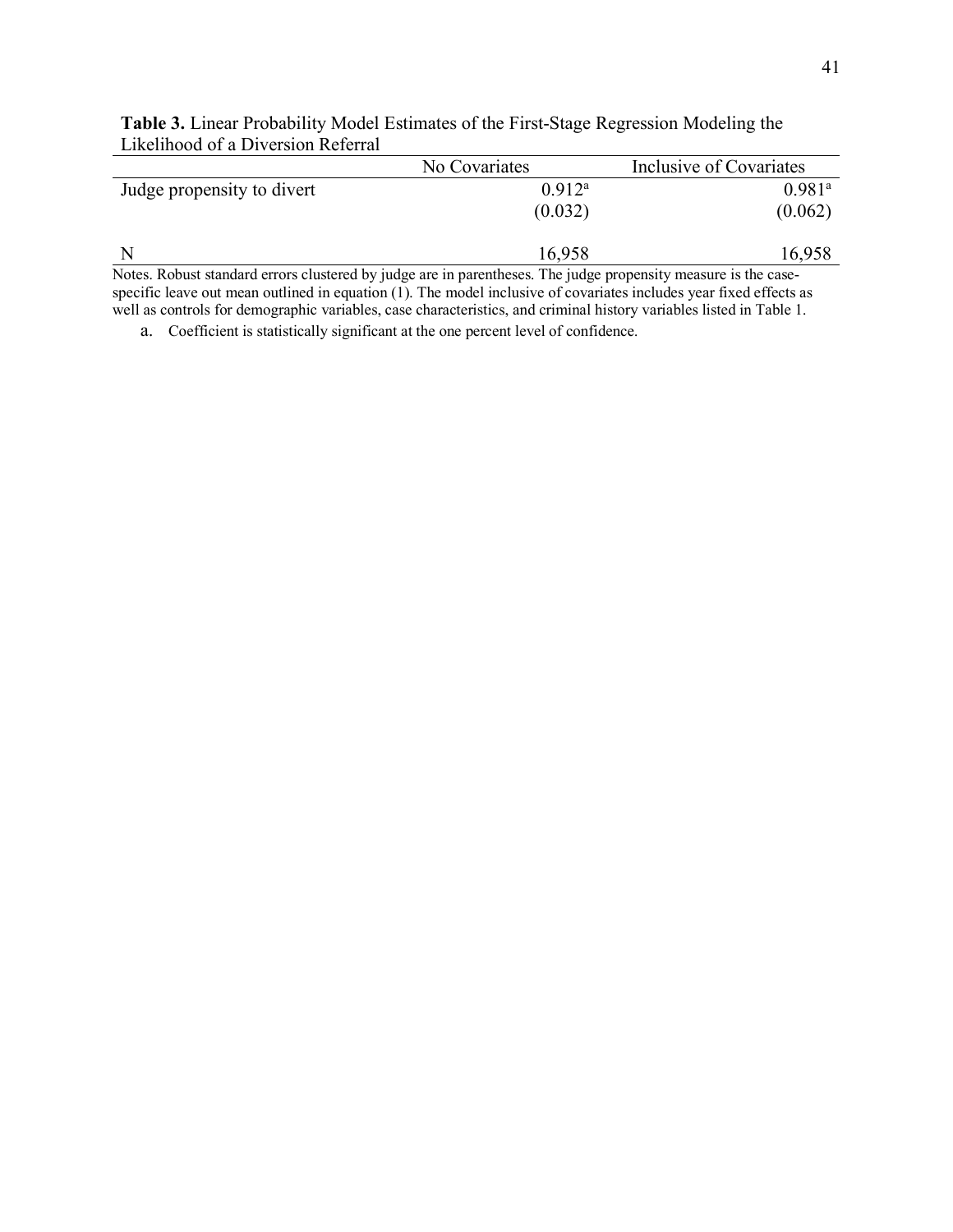**Table 3.** Linear Probability Model Estimates of the First-Stage Regression Modeling the Likelihood of a Diversion Referral

| | No Covariates | Inclusive of Covariates |
|---|---|---|
| Judge propensity to divert | 0.912[a] | 0.981[a] |
| | (0.032) | (0.062) |
| N | 16,958 | 16,958 |

Notes. Robust standard errors clustered by judge are in parentheses. The judge propensity measure is the case-specific leave out mean outlined in equation (1). The model inclusive of covariates includes year fixed effects as well as controls for demographic variables, case characteristics, and criminal history variables listed in Table 1.

a. Coefficient is statistically significant at the one percent level of confidence.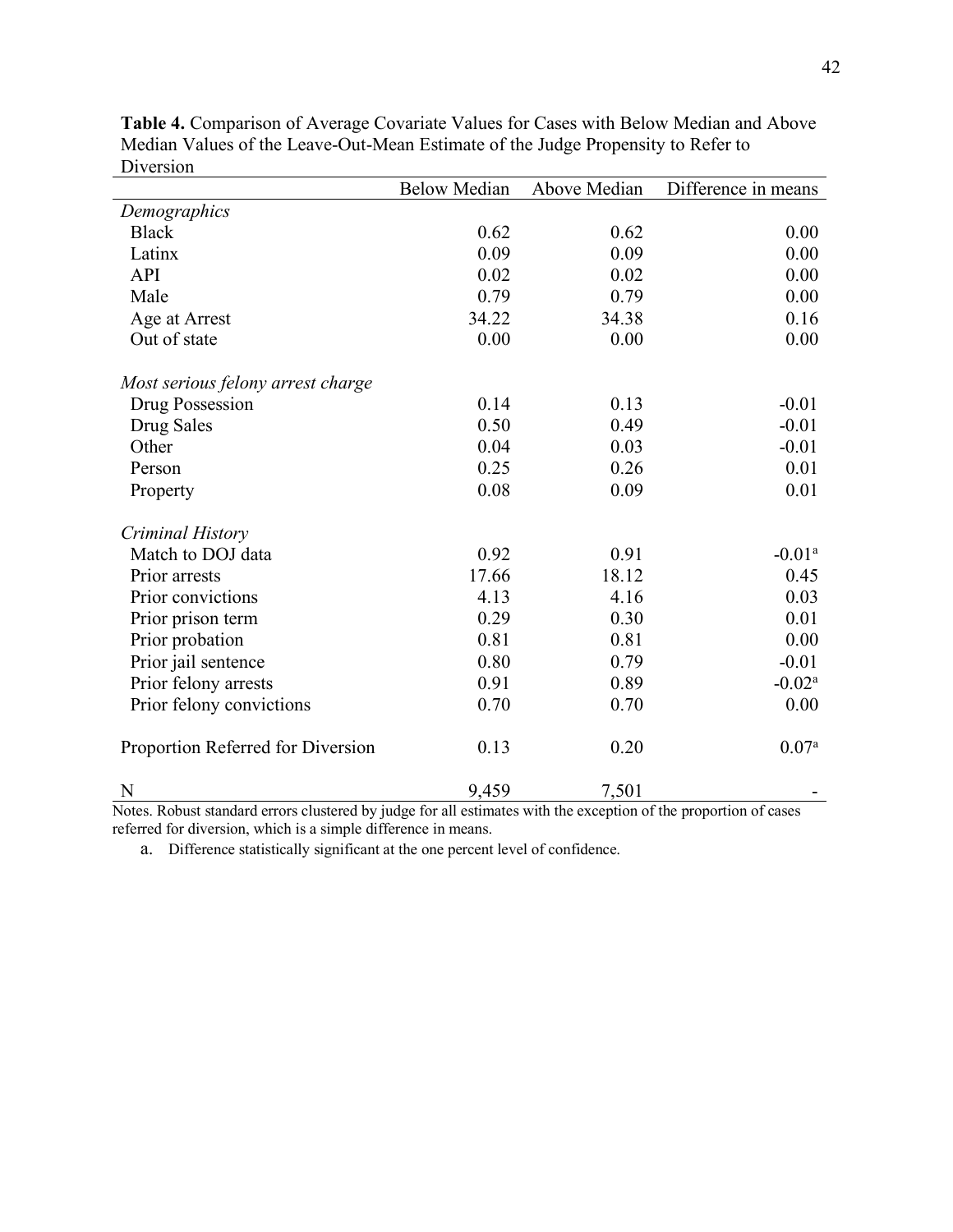**Table 4.** Comparison of Average Covariate Values for Cases with Below Median and Above Median Values of the Leave-Out-Mean Estimate of the Judge Propensity to Refer to Diversion

| | Below Median | Above Median | Difference in means |
|---|---|---|---|
| *Demographics* | | | |
| Black | 0.62 | 0.62 | 0.00 |
| Latinx | 0.09 | 0.09 | 0.00 |
| API | 0.02 | 0.02 | 0.00 |
| Male | 0.79 | 0.79 | 0.00 |
| Age at Arrest | 34.22 | 34.38 | 0.16 |
| Out of state | 0.00 | 0.00 | 0.00 |
| *Most serious felony arrest charge* | | | |
| Drug Possession | 0.14 | 0.13 | -0.01 |
| Drug Sales | 0.50 | 0.49 | -0.01 |
| Other | 0.04 | 0.03 | -0.01 |
| Person | 0.25 | 0.26 | 0.01 |
| Property | 0.08 | 0.09 | 0.01 |
| *Criminal History* | | | |
| Match to DOJ data | 0.92 | 0.91 | -0.01[a] |
| Prior arrests | 17.66 | 18.12 | 0.45 |
| Prior convictions | 4.13 | 4.16 | 0.03 |
| Prior prison term | 0.29 | 0.30 | 0.01 |
| Prior probation | 0.81 | 0.81 | 0.00 |
| Prior jail sentence | 0.80 | 0.79 | -0.01 |
| Prior felony arrests | 0.91 | 0.89 | -0.02[a] |
| Prior felony convictions | 0.70 | 0.70 | 0.00 |
| Proportion Referred for Diversion | 0.13 | 0.20 | 0.07[a] |
| N | 9,459 | 7,501 | - |

Notes. Robust standard errors clustered by judge for all estimates with the exception of the proportion of cases referred for diversion, which is a simple difference in means.

a. Difference statistically significant at the one percent level of confidence.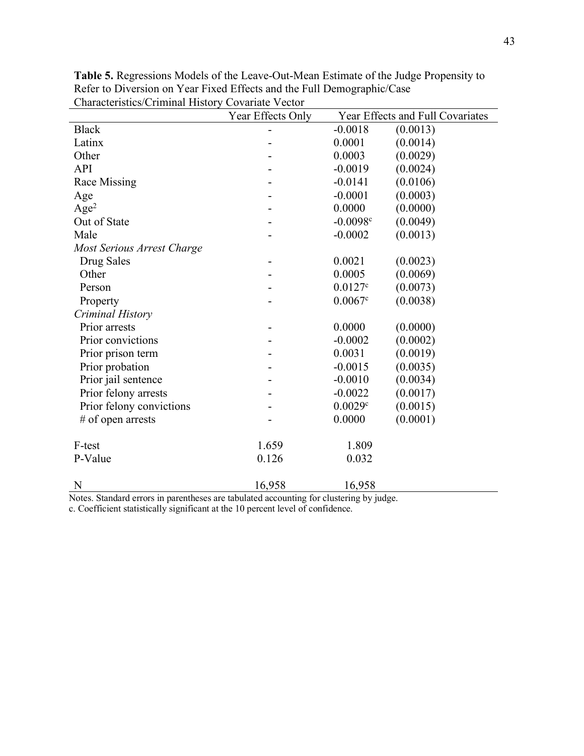**Table 5.** Regressions Models of the Leave-Out-Mean Estimate of the Judge Propensity to Refer to Diversion on Year Fixed Effects and the Full Demographic/Case Characteristics/Criminal History Covariate Vector

| | Year Effects Only | Year Effects and Full Covariates | |
|---|---|---|---|
| Black | - | -0.0018 | (0.0013) |
| Latinx | - | 0.0001 | (0.0014) |
| Other | - | 0.0003 | (0.0029) |
| API | - | -0.0019 | (0.0024) |
| Race Missing | - | -0.0141 | (0.0106) |
| Age | - | -0.0001 | (0.0003) |
| $Age^2$ | - | 0.0000 | (0.0000) |
| Out of State | - | -0.0098[c] | (0.0049) |
| Male | - | -0.0002 | (0.0013) |
| *Most Serious Arrest Charge* | | | |
| Drug Sales | - | 0.0021 | (0.0023) |
| Other | - | 0.0005 | (0.0069) |
| Person | - | 0.0127[c] | (0.0073) |
| Property | - | 0.0067[c] | (0.0038) |
| *Criminal History* | | | |
| Prior arrests | - | 0.0000 | (0.0000) |
| Prior convictions | - | -0.0002 | (0.0002) |
| Prior prison term | - | 0.0031 | (0.0019) |
| Prior probation | - | -0.0015 | (0.0035) |
| Prior jail sentence | - | -0.0010 | (0.0034) |
| Prior felony arrests | - | -0.0022 | (0.0017) |
| Prior felony convictions | - | 0.0029[c] | (0.0015) |
| # of open arrests | - | 0.0000 | (0.0001) |
| F-test | 1.659 | 1.809 | |
| P-Value | 0.126 | 0.032 | |
| N | 16,958 | 16,958 | |

Notes. Standard errors in parentheses are tabulated accounting for clustering by judge.
c. Coefficient statistically significant at the 10 percent level of confidence.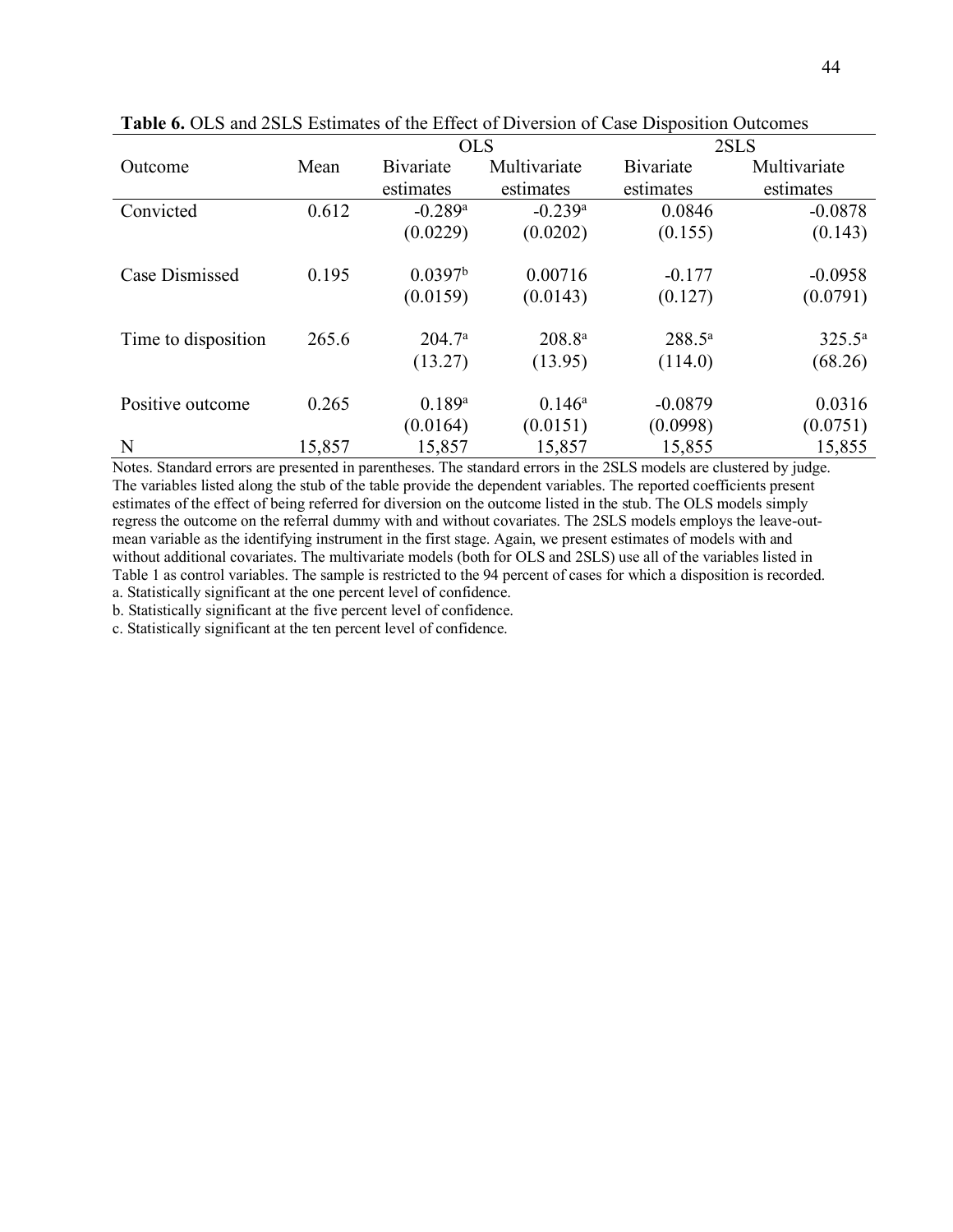**Table 6.** OLS and 2SLS Estimates of the Effect of Diversion of Case Disposition Outcomes

| Outcome | Mean | OLS Bivariate estimates | OLS Multivariate estimates | 2SLS Bivariate estimates | 2SLS Multivariate estimates |
|---|---|---|---|---|---|
| Convicted | 0.612 | -0.289[a] | -0.239[a] | 0.0846 | -0.0878 |
| | | (0.0229) | (0.0202) | (0.155) | (0.143) |
| Case Dismissed | 0.195 | 0.0397[b] | 0.00716 | -0.177 | -0.0958 |
| | | (0.0159) | (0.0143) | (0.127) | (0.0791) |
| Time to disposition | 265.6 | 204.7[a] | 208.8[a] | 288.5[a] | 325.5[a] |
| | | (13.27) | (13.95) | (114.0) | (68.26) |
| Positive outcome | 0.265 | 0.189[a] | 0.146[a] | -0.0879 | 0.0316 |
| | | (0.0164) | (0.0151) | (0.0998) | (0.0751) |
| N | 15,857 | 15,857 | 15,857 | 15,855 | 15,855 |

Notes. Standard errors are presented in parentheses. The standard errors in the 2SLS models are clustered by judge. The variables listed along the stub of the table provide the dependent variables. The reported coefficients present estimates of the effect of being referred for diversion on the outcome listed in the stub. The OLS models simply regress the outcome on the referral dummy with and without covariates. The 2SLS models employs the leave-out-mean variable as the identifying instrument in the first stage. Again, we present estimates of models with and without additional covariates. The multivariate models (both for OLS and 2SLS) use all of the variables listed in Table 1 as control variables. The sample is restricted to the 94 percent of cases for which a disposition is recorded.

a. Statistically significant at the one percent level of confidence.

b. Statistically significant at the five percent level of confidence.

c. Statistically significant at the ten percent level of confidence.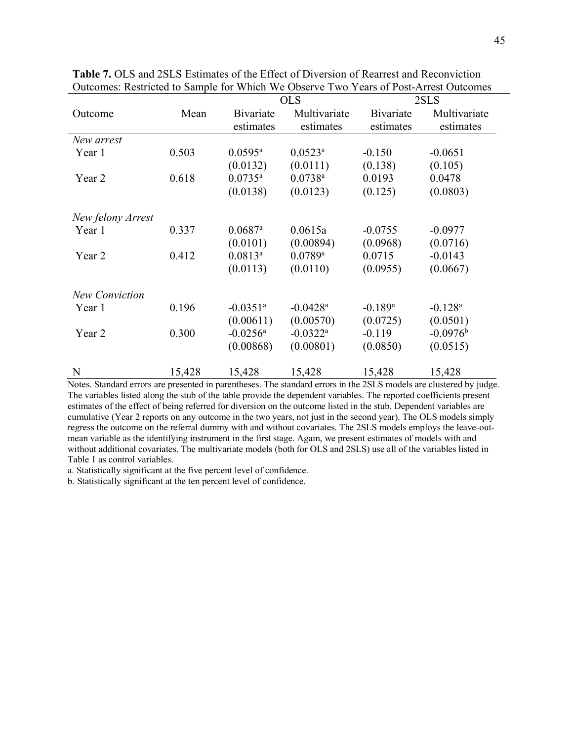**Table 7.** OLS and 2SLS Estimates of the Effect of Diversion of Rearrest and Reconviction Outcomes: Restricted to Sample for Which We Observe Two Years of Post-Arrest Outcomes

| Outcome | Mean | OLS | | 2SLS | |
|---|---|---|---|---|---|
| | | Bivariate estimates | Multivariate estimates | Bivariate estimates | Multivariate estimates |
| *New arrest* | | | | | |
| Year 1 | 0.503 | 0.0595[a] | 0.0523[a] | -0.150 | -0.0651 |
| | | (0.0132) | (0.0111) | (0.138) | (0.105) |
| Year 2 | 0.618 | 0.0735[a] | 0.0738[a] | 0.0193 | 0.0478 |
| | | (0.0138) | (0.0123) | (0.125) | (0.0803) |
| *New felony Arrest* | | | | | |
| Year 1 | 0.337 | 0.0687[a] | 0.0615a | -0.0755 | -0.0977 |
| | | (0.0101) | (0.00894) | (0.0968) | (0.0716) |
| Year 2 | 0.412 | 0.0813[a] | 0.0789[a] | 0.0715 | -0.0143 |
| | | (0.0113) | (0.0110) | (0.0955) | (0.0667) |
| *New Conviction* | | | | | |
| Year 1 | 0.196 | -0.0351[a] | -0.0428[a] | -0.189[a] | -0.128[a] |
| | | (0.00611) | (0.00570) | (0.0725) | (0.0501) |
| Year 2 | 0.300 | -0.0256[a] | -0.0322[a] | -0.119 | -0.0976[b] |
| | | (0.00868) | (0.00801) | (0.0850) | (0.0515) |
| N | 15,428 | 15,428 | 15,428 | 15,428 | 15,428 |

Notes. Standard errors are presented in parentheses. The standard errors in the 2SLS models are clustered by judge. The variables listed along the stub of the table provide the dependent variables. The reported coefficients present estimates of the effect of being referred for diversion on the outcome listed in the stub. Dependent variables are cumulative (Year 2 reports on any outcome in the two years, not just in the second year). The OLS models simply regress the outcome on the referral dummy with and without covariates. The 2SLS models employs the leave-out-mean variable as the identifying instrument in the first stage. Again, we present estimates of models with and without additional covariates. The multivariate models (both for OLS and 2SLS) use all of the variables listed in Table 1 as control variables.

a. Statistically significant at the five percent level of confidence.

b. Statistically significant at the ten percent level of confidence.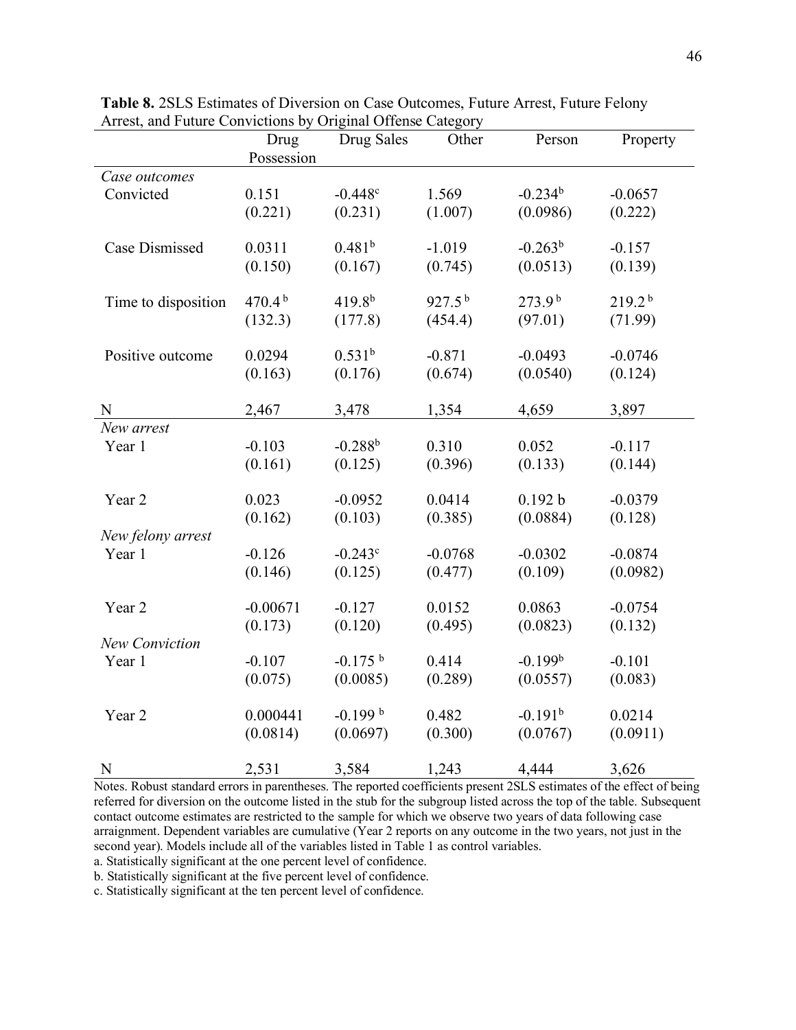**Table 8.** 2SLS Estimates of Diversion on Case Outcomes, Future Arrest, Future Felony Arrest, and Future Convictions by Original Offense Category

| | Drug Possession | Drug Sales | Other | Person | Property |
|---|---|---|---|---|---|
| *Case outcomes* | | | | | |
| Convicted | 0.151 | -0.448[c] | 1.569 | -0.234[b] | -0.0657 |
| | (0.221) | (0.231) | (1.007) | (0.0986) | (0.222) |
| Case Dismissed | 0.0311 | 0.481[b] | -1.019 | -0.263[b] | -0.157 |
| | (0.150) | (0.167) | (0.745) | (0.0513) | (0.139) |
| Time to disposition | 470.4[b] | 419.8[b] | 927.5[b] | 273.9[b] | 219.2[b] |
| | (132.3) | (177.8) | (454.4) | (97.01) | (71.99) |
| Positive outcome | 0.0294 | 0.531[b] | -0.871 | -0.0493 | -0.0746 |
| | (0.163) | (0.176) | (0.674) | (0.0540) | (0.124) |
| N | 2,467 | 3,478 | 1,354 | 4,659 | 3,897 |
| *New arrest* | | | | | |
| Year 1 | -0.103 | -0.288[b] | 0.310 | 0.052 | -0.117 |
| | (0.161) | (0.125) | (0.396) | (0.133) | (0.144) |
| Year 2 | 0.023 | -0.0952 | 0.0414 | 0.192 b | -0.0379 |
| | (0.162) | (0.103) | (0.385) | (0.0884) | (0.128) |
| *New felony arrest* | | | | | |
| Year 1 | -0.126 | -0.243[c] | -0.0768 | -0.0302 | -0.0874 |
| | (0.146) | (0.125) | (0.477) | (0.109) | (0.0982) |
| Year 2 | -0.00671 | -0.127 | 0.0152 | 0.0863 | -0.0754 |
| | (0.173) | (0.120) | (0.495) | (0.0823) | (0.132) |
| *New Conviction* | | | | | |
| Year 1 | -0.107 | -0.175[b] | 0.414 | -0.199[b] | -0.101 |
| | (0.075) | (0.0085) | (0.289) | (0.0557) | (0.083) |
| Year 2 | 0.000441 | -0.199[b] | 0.482 | -0.191[b] | 0.0214 |
| | (0.0814) | (0.0697) | (0.300) | (0.0767) | (0.0911) |
| N | 2,531 | 3,584 | 1,243 | 4,444 | 3,626 |

Notes. Robust standard errors in parentheses. The reported coefficients present 2SLS estimates of the effect of being referred for diversion on the outcome listed in the stub for the subgroup listed across the top of the table. Subsequent contact outcome estimates are restricted to the sample for which we observe two years of data following case arraignment. Dependent variables are cumulative (Year 2 reports on any outcome in the two years, not just in the second year). Models include all of the variables listed in Table 1 as control variables.

a. Statistically significant at the one percent level of confidence.

b. Statistically significant at the five percent level of confidence.

c. Statistically significant at the ten percent level of confidence.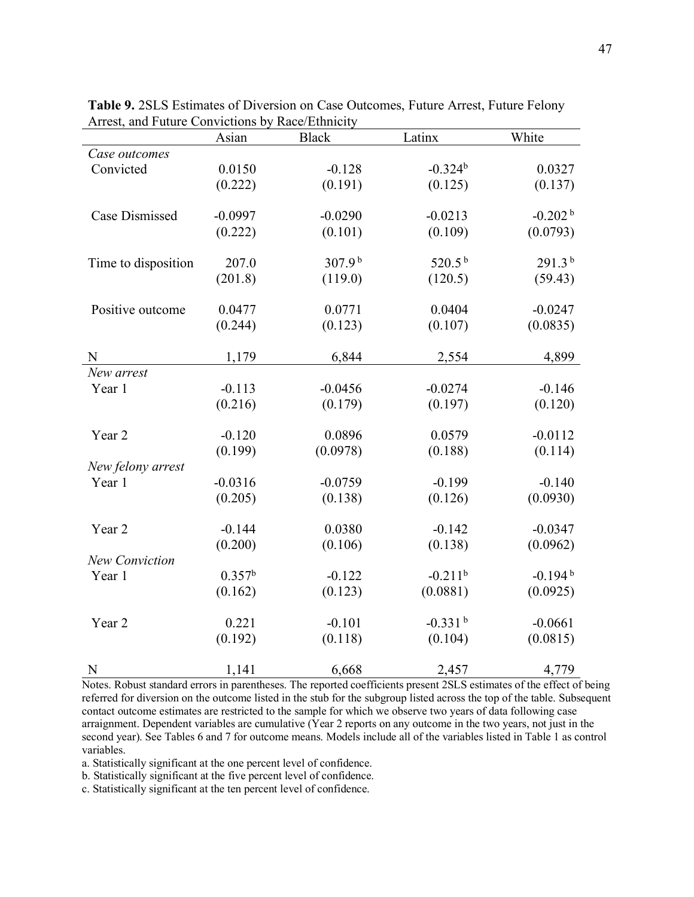**Table 9.** 2SLS Estimates of Diversion on Case Outcomes, Future Arrest, Future Felony Arrest, and Future Convictions by Race/Ethnicity

| | Asian | Black | Latinx | White |
|---|---|---|---|---|
| *Case outcomes* | | | | |
| Convicted | 0.0150 | -0.128 | -0.324[b] | 0.0327 |
| | (0.222) | (0.191) | (0.125) | (0.137) |
| Case Dismissed | -0.0997 | -0.0290 | -0.0213 | -0.202[b] |
| | (0.222) | (0.101) | (0.109) | (0.0793) |
| Time to disposition | 207.0 | 307.9[b] | 520.5[b] | 291.3[b] |
| | (201.8) | (119.0) | (120.5) | (59.43) |
| Positive outcome | 0.0477 | 0.0771 | 0.0404 | -0.0247 |
| | (0.244) | (0.123) | (0.107) | (0.0835) |
| N | 1,179 | 6,844 | 2,554 | 4,899 |
| *New arrest* | | | | |
| Year 1 | -0.113 | -0.0456 | -0.0274 | -0.146 |
| | (0.216) | (0.179) | (0.197) | (0.120) |
| Year 2 | -0.120 | 0.0896 | 0.0579 | -0.0112 |
| | (0.199) | (0.0978) | (0.188) | (0.114) |
| *New felony arrest* | | | | |
| Year 1 | -0.0316 | -0.0759 | -0.199 | -0.140 |
| | (0.205) | (0.138) | (0.126) | (0.0930) |
| Year 2 | -0.144 | 0.0380 | -0.142 | -0.0347 |
| | (0.200) | (0.106) | (0.138) | (0.0962) |
| *New Conviction* | | | | |
| Year 1 | 0.357[b] | -0.122 | -0.211[b] | -0.194[b] |
| | (0.162) | (0.123) | (0.0881) | (0.0925) |
| Year 2 | 0.221 | -0.101 | -0.331[b] | -0.0661 |
| | (0.192) | (0.118) | (0.104) | (0.0815) |
| N | 1,141 | 6,668 | 2,457 | 4,779 |

Notes. Robust standard errors in parentheses. The reported coefficients present 2SLS estimates of the effect of being referred for diversion on the outcome listed in the stub for the subgroup listed across the top of the table. Subsequent contact outcome estimates are restricted to the sample for which we observe two years of data following case arraignment. Dependent variables are cumulative (Year 2 reports on any outcome in the two years, not just in the second year). See Tables 6 and 7 for outcome means. Models include all of the variables listed in Table 1 as control variables.

a. Statistically significant at the one percent level of confidence.

b. Statistically significant at the five percent level of confidence.

c. Statistically significant at the ten percent level of confidence.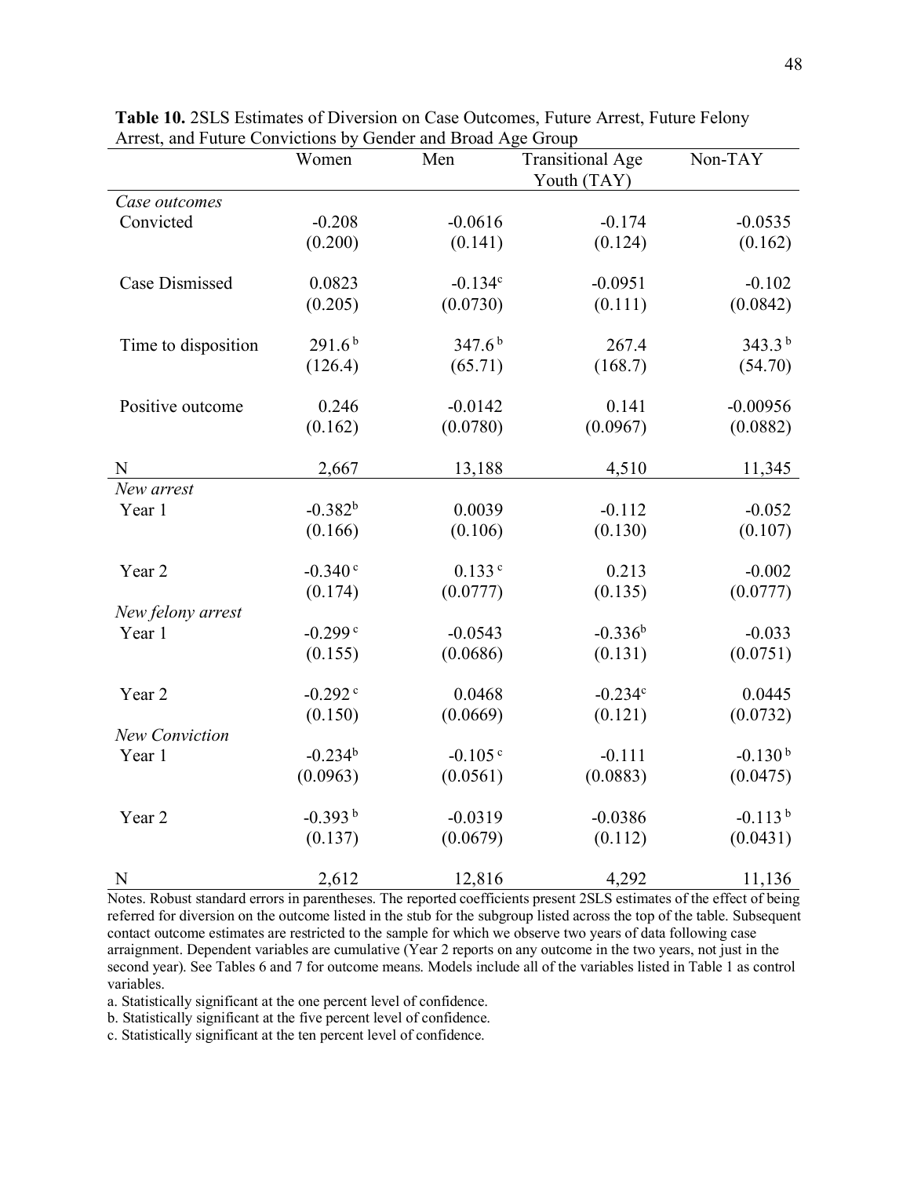**Table 10.** 2SLS Estimates of Diversion on Case Outcomes, Future Arrest, Future Felony Arrest, and Future Convictions by Gender and Broad Age Group

| | Women | Men | Transitional Age Youth (TAY) | Non-TAY |
|---|---|---|---|---|
| *Case outcomes* | | | | |
| Convicted | -0.208 | -0.0616 | -0.174 | -0.0535 |
| | (0.200) | (0.141) | (0.124) | (0.162) |
| Case Dismissed | 0.0823 | -0.134[c] | -0.0951 | -0.102 |
| | (0.205) | (0.0730) | (0.111) | (0.0842) |
| Time to disposition | 291.6[b] | 347.6[b] | 267.4 | 343.3[b] |
| | (126.4) | (65.71) | (168.7) | (54.70) |
| Positive outcome | 0.246 | -0.0142 | 0.141 | -0.00956 |
| | (0.162) | (0.0780) | (0.0967) | (0.0882) |
| N | 2,667 | 13,188 | 4,510 | 11,345 |
| *New arrest* | | | | |
| Year 1 | -0.382[b] | 0.0039 | -0.112 | -0.052 |
| | (0.166) | (0.106) | (0.130) | (0.107) |
| Year 2 | -0.340[c] | 0.133[c] | 0.213 | -0.002 |
| | (0.174) | (0.0777) | (0.135) | (0.0777) |
| *New felony arrest* | | | | |
| Year 1 | -0.299[c] | -0.0543 | -0.336[b] | -0.033 |
| | (0.155) | (0.0686) | (0.131) | (0.0751) |
| Year 2 | -0.292[c] | 0.0468 | -0.234[c] | 0.0445 |
| | (0.150) | (0.0669) | (0.121) | (0.0732) |
| *New Conviction* | | | | |
| Year 1 | -0.234[b] | -0.105[c] | -0.111 | -0.130[b] |
| | (0.0963) | (0.0561) | (0.0883) | (0.0475) |
| Year 2 | -0.393[b] | -0.0319 | -0.0386 | -0.113[b] |
| | (0.137) | (0.0679) | (0.112) | (0.0431) |
| N | 2,612 | 12,816 | 4,292 | 11,136 |

Notes. Robust standard errors in parentheses. The reported coefficients present 2SLS estimates of the effect of being referred for diversion on the outcome listed in the stub for the subgroup listed across the top of the table. Subsequent contact outcome estimates are restricted to the sample for which we observe two years of data following case arraignment. Dependent variables are cumulative (Year 2 reports on any outcome in the two years, not just in the second year). See Tables 6 and 7 for outcome means. Models include all of the variables listed in Table 1 as control variables.

a. Statistically significant at the one percent level of confidence.

b. Statistically significant at the five percent level of confidence.

c. Statistically significant at the ten percent level of confidence.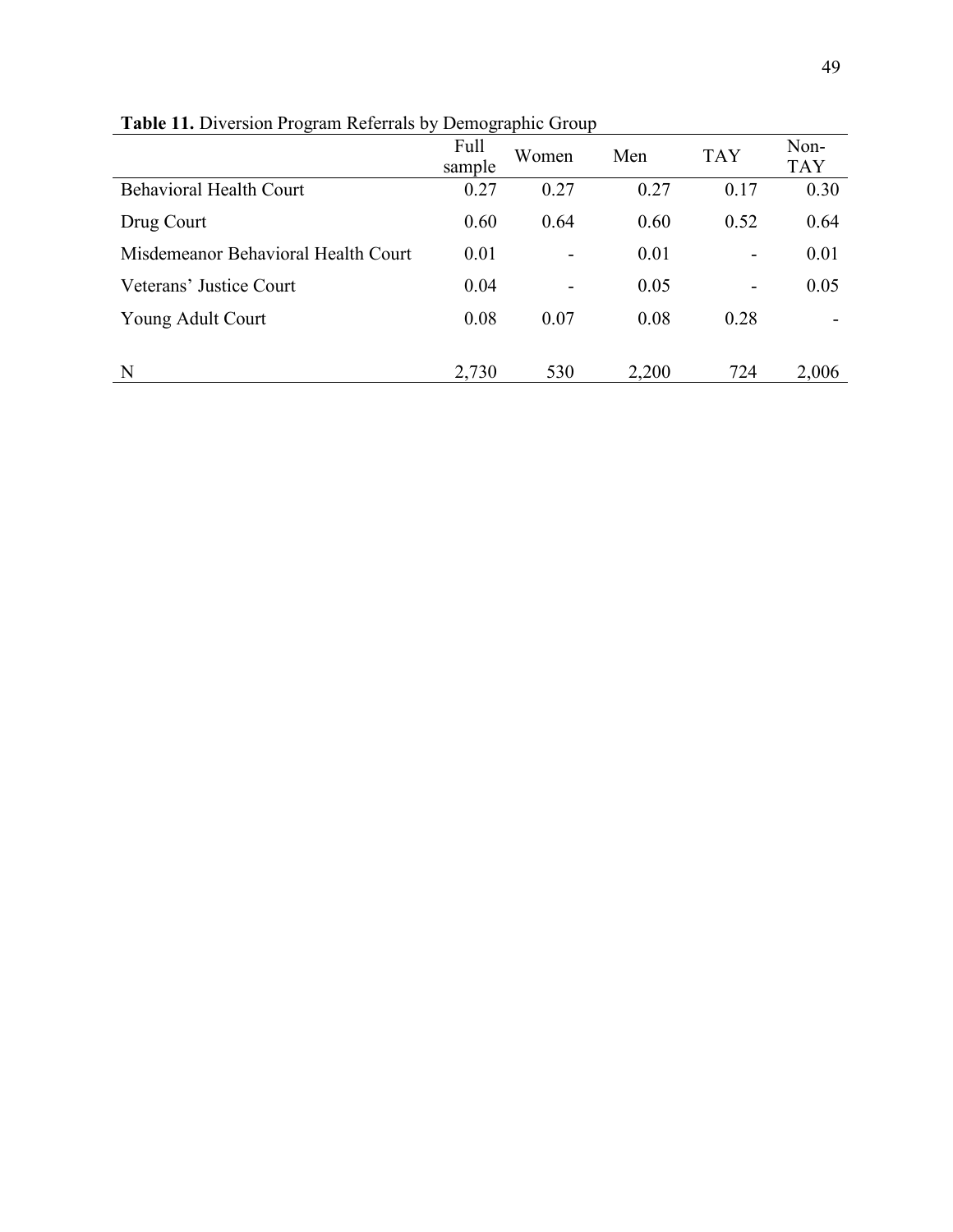**Table 11.** Diversion Program Referrals by Demographic Group

| | Full sample | Women | Men | TAY | Non-TAY |
|---|---|---|---|---|---|
| Behavioral Health Court | 0.27 | 0.27 | 0.27 | 0.17 | 0.30 |
| Drug Court | 0.60 | 0.64 | 0.60 | 0.52 | 0.64 |
| Misdemeanor Behavioral Health Court | 0.01 | - | 0.01 | - | 0.01 |
| Veterans' Justice Court | 0.04 | - | 0.05 | - | 0.05 |
| Young Adult Court | 0.08 | 0.07 | 0.08 | 0.28 | - |
| N | 2,730 | 530 | 2,200 | 724 | 2,006 |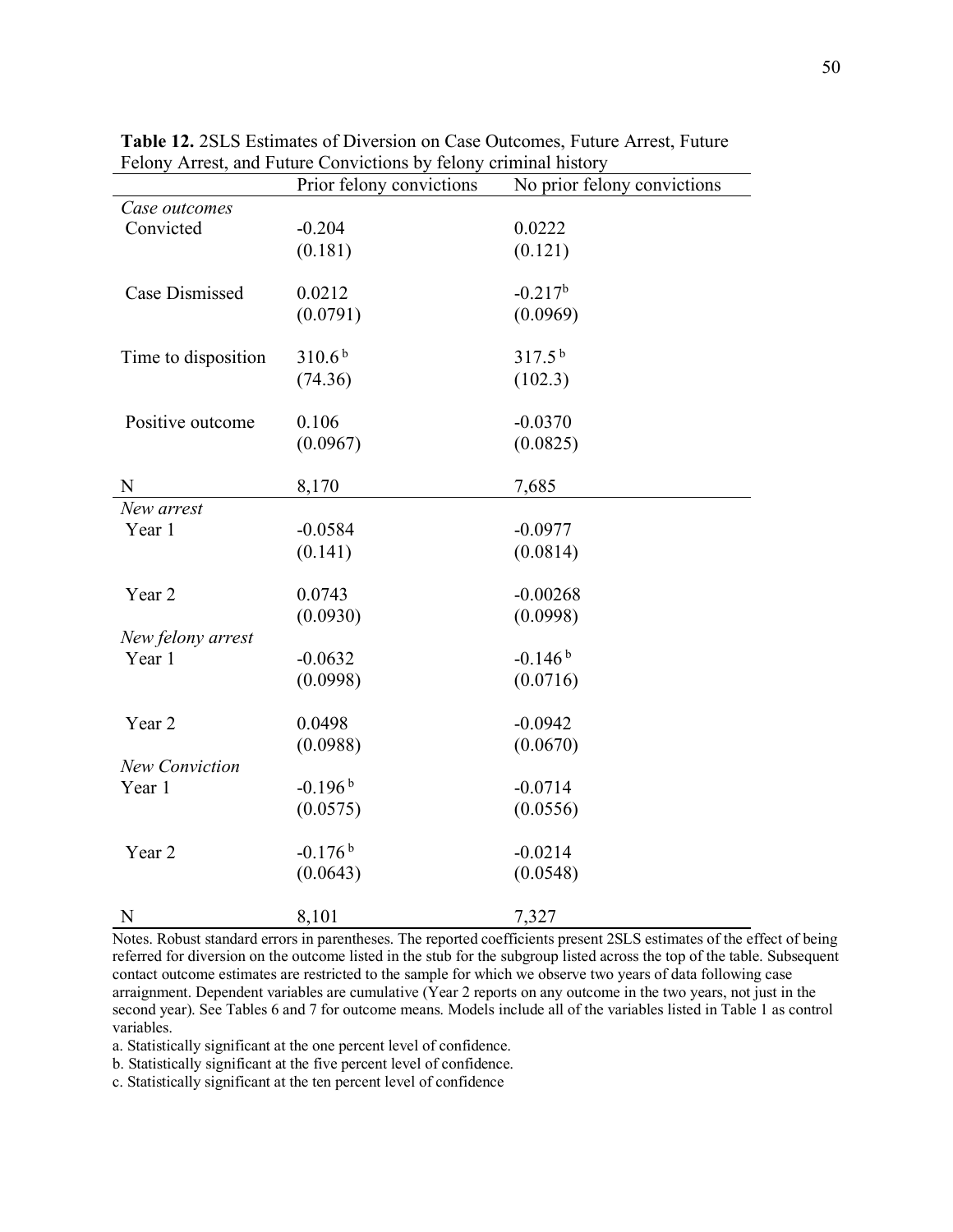**Table 12.** 2SLS Estimates of Diversion on Case Outcomes, Future Arrest, Future Felony Arrest, and Future Convictions by felony criminal history

| | Prior felony convictions | No prior felony convictions |
|---|---|---|
| *Case outcomes* | | |
| Convicted | -0.204 | 0.0222 |
| | (0.181) | (0.121) |
| Case Dismissed | 0.0212 | -0.217[b] |
| | (0.0791) | (0.0969) |
| Time to disposition | 310.6[b] | 317.5[b] |
| | (74.36) | (102.3) |
| Positive outcome | 0.106 | -0.0370 |
| | (0.0967) | (0.0825) |
| N | 8,170 | 7,685 |
| *New arrest* | | |
| Year 1 | -0.0584 | -0.0977 |
| | (0.141) | (0.0814) |
| Year 2 | 0.0743 | -0.00268 |
| | (0.0930) | (0.0998) |
| *New felony arrest* | | |
| Year 1 | -0.0632 | -0.146[b] |
| | (0.0998) | (0.0716) |
| Year 2 | 0.0498 | -0.0942 |
| | (0.0988) | (0.0670) |
| *New Conviction* | | |
| Year 1 | -0.196[b] | -0.0714 |
| | (0.0575) | (0.0556) |
| Year 2 | -0.176[b] | -0.0214 |
| | (0.0643) | (0.0548) |
| N | 8,101 | 7,327 |

Notes. Robust standard errors in parentheses. The reported coefficients present 2SLS estimates of the effect of being referred for diversion on the outcome listed in the stub for the subgroup listed across the top of the table. Subsequent contact outcome estimates are restricted to the sample for which we observe two years of data following case arraignment. Dependent variables are cumulative (Year 2 reports on any outcome in the two years, not just in the second year). See Tables 6 and 7 for outcome means. Models include all of the variables listed in Table 1 as control variables.

a. Statistically significant at the one percent level of confidence.

b. Statistically significant at the five percent level of confidence.

c. Statistically significant at the ten percent level of confidence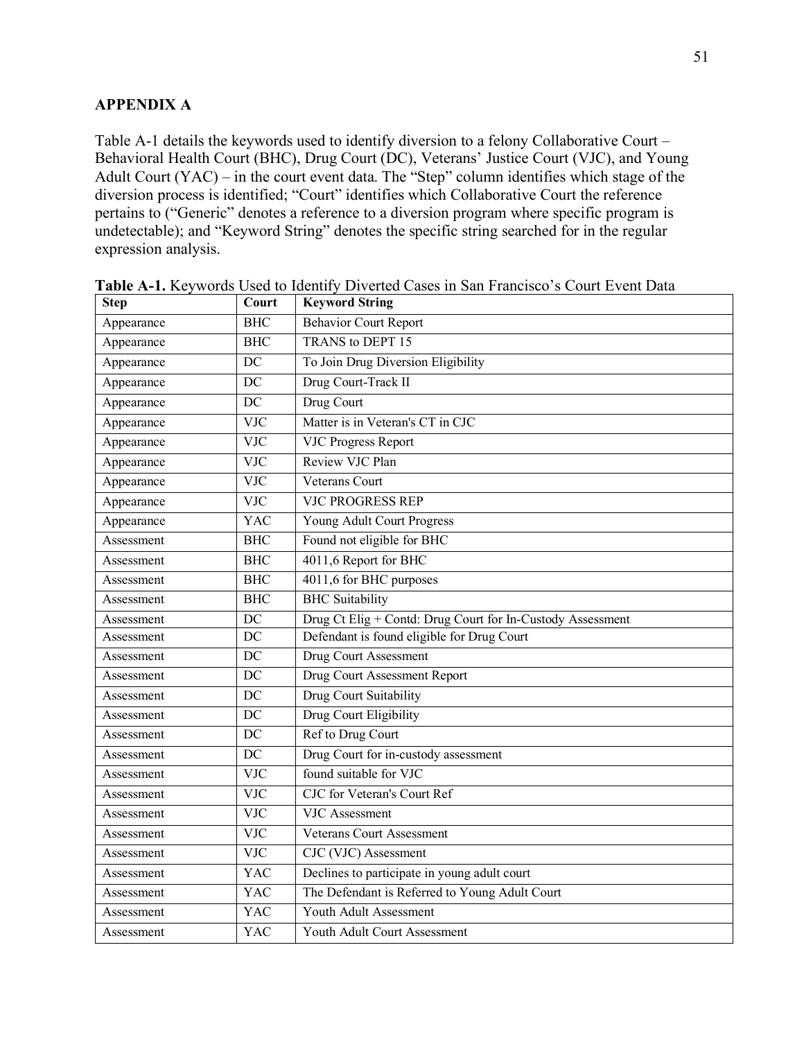## APPENDIX A

Table A-1 details the keywords used to identify diversion to a felony Collaborative Court – Behavioral Health Court (BHC), Drug Court (DC), Veterans' Justice Court (VJC), and Young Adult Court (YAC) – in the court event data. The "Step" column identifies which stage of the diversion process is identified; "Court" identifies which Collaborative Court the reference pertains to ("Generic" denotes a reference to a diversion program where specific program is undetectable); and "Keyword String" denotes the specific string searched for in the regular expression analysis.

**Table A-1.** Keywords Used to Identify Diverted Cases in San Francisco's Court Event Data

| Step | Court | Keyword String |
|---|---|---|
| Appearance | BHC | Behavior Court Report |
| Appearance | BHC | TRANS to DEPT 15 |
| Appearance | DC | To Join Drug Diversion Eligibility |
| Appearance | DC | Drug Court-Track II |
| Appearance | DC | Drug Court |
| Appearance | VJC | Matter is in Veteran's CT in CJC |
| Appearance | VJC | VJC Progress Report |
| Appearance | VJC | Review VJC Plan |
| Appearance | VJC | Veterans Court |
| Appearance | VJC | VJC PROGRESS REP |
| Appearance | YAC | Young Adult Court Progress |
| Assessment | BHC | Found not eligible for BHC |
| Assessment | BHC | 4011,6 Report for BHC |
| Assessment | BHC | 4011,6 for BHC purposes |
| Assessment | BHC | BHC Suitability |
| Assessment | DC | Drug Ct Elig + Contd: Drug Court for In-Custody Assessment |
| Assessment | DC | Defendant is found eligible for Drug Court |
| Assessment | DC | Drug Court Assessment |
| Assessment | DC | Drug Court Assessment Report |
| Assessment | DC | Drug Court Suitability |
| Assessment | DC | Drug Court Eligibility |
| Assessment | DC | Ref to Drug Court |
| Assessment | DC | Drug Court for in-custody assessment |
| Assessment | VJC | found suitable for VJC |
| Assessment | VJC | CJC for Veteran's Court Ref |
| Assessment | VJC | VJC Assessment |
| Assessment | VJC | Veterans Court Assessment |
| Assessment | VJC | CJC (VJC) Assessment |
| Assessment | YAC | Declines to participate in young adult court |
| Assessment | YAC | The Defendant is Referred to Young Adult Court |
| Assessment | YAC | Youth Adult Assessment |
| Assessment | YAC | Youth Adult Court Assessment |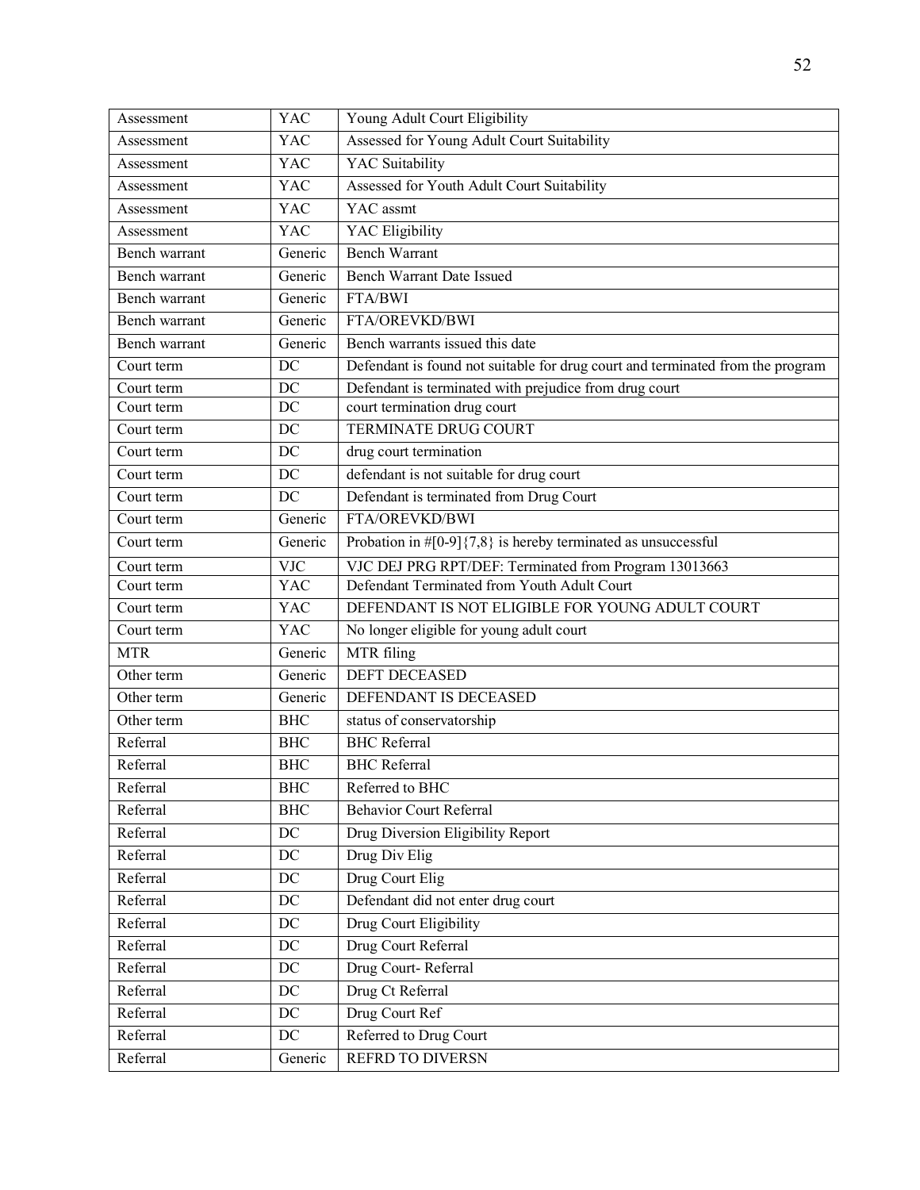| Assessment | YAC | Young Adult Court Eligibility |
|---|---|---|
| Assessment | YAC | Assessed for Young Adult Court Suitability |
| Assessment | YAC | YAC Suitability |
| Assessment | YAC | Assessed for Youth Adult Court Suitability |
| Assessment | YAC | YAC assmt |
| Assessment | YAC | YAC Eligibility |
| Bench warrant | Generic | Bench Warrant |
| Bench warrant | Generic | Bench Warrant Date Issued |
| Bench warrant | Generic | FTA/BWI |
| Bench warrant | Generic | FTA/OREVKD/BWI |
| Bench warrant | Generic | Bench warrants issued this date |
| Court term | DC | Defendant is found not suitable for drug court and terminated from the program |
| Court term | DC | Defendant is terminated with prejudice from drug court |
| Court term | DC | court termination drug court |
| Court term | DC | TERMINATE DRUG COURT |
| Court term | DC | drug court termination |
| Court term | DC | defendant is not suitable for drug court |
| Court term | DC | Defendant is terminated from Drug Court |
| Court term | Generic | FTA/OREVKD/BWI |
| Court term | Generic | Probation in #[0-9]{7,8} is hereby terminated as unsuccessful |
| Court term | VJC | VJC DEJ PRG RPT/DEF: Terminated from Program 13013663 |
| Court term | YAC | Defendant Terminated from Youth Adult Court |
| Court term | YAC | DEFENDANT IS NOT ELIGIBLE FOR YOUNG ADULT COURT |
| Court term | YAC | No longer eligible for young adult court |
| MTR | Generic | MTR filing |
| Other term | Generic | DEFT DECEASED |
| Other term | Generic | DEFENDANT IS DECEASED |
| Other term | BHC | status of conservatorship |
| Referral | BHC | BHC Referral |
| Referral | BHC | BHC Referral |
| Referral | BHC | Referred to BHC |
| Referral | BHC | Behavior Court Referral |
| Referral | DC | Drug Diversion Eligibility Report |
| Referral | DC | Drug Div Elig |
| Referral | DC | Drug Court Elig |
| Referral | DC | Defendant did not enter drug court |
| Referral | DC | Drug Court Eligibility |
| Referral | DC | Drug Court Referral |
| Referral | DC | Drug Court- Referral |
| Referral | DC | Drug Ct Referral |
| Referral | DC | Drug Court Ref |
| Referral | DC | Referred to Drug Court |
| Referral | Generic | REFRD TO DIVERSN |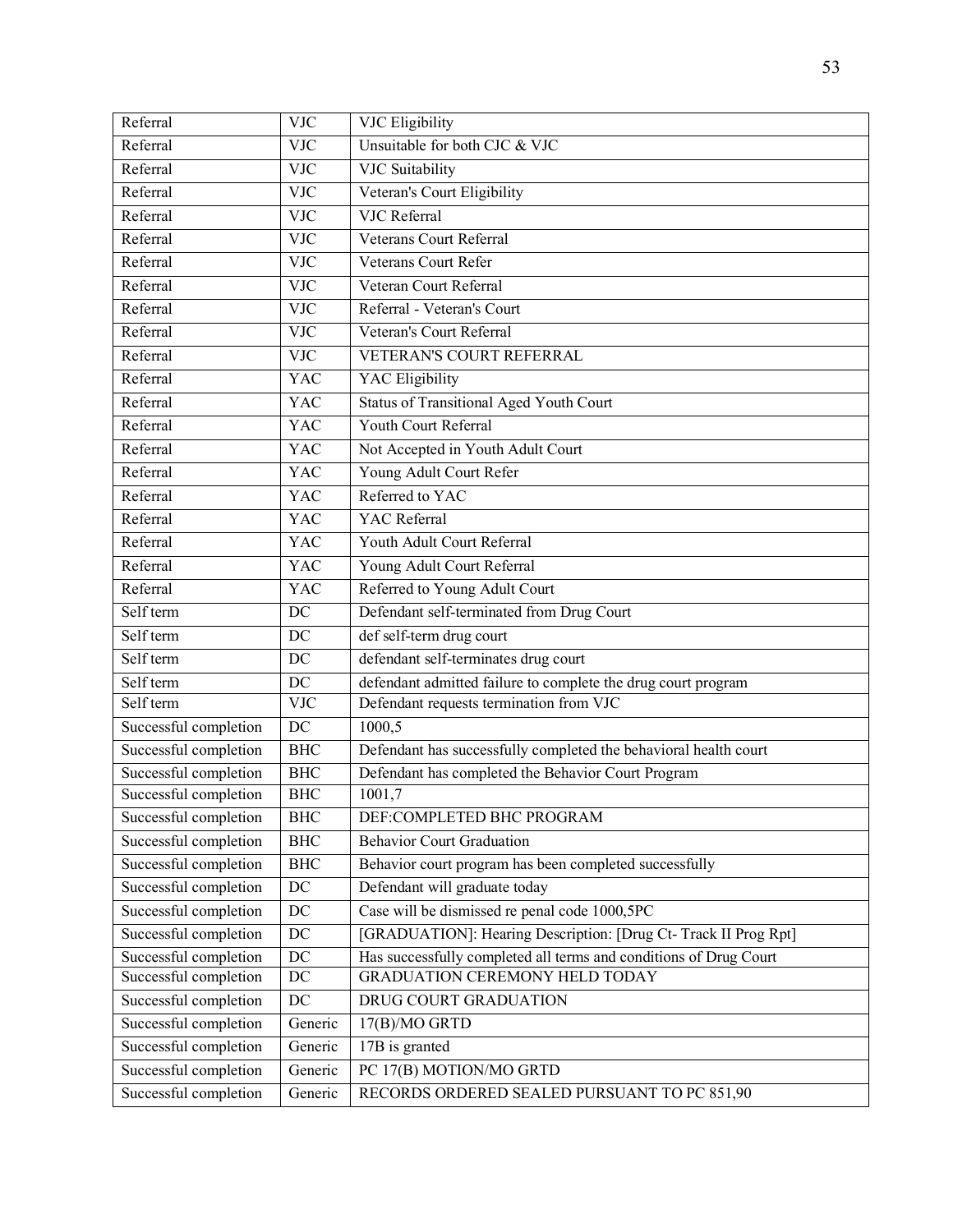| Referral | VJC | VJC Eligibility |
|---|---|---|
| Referral | VJC | Unsuitable for both CJC & VJC |
| Referral | VJC | VJC Suitability |
| Referral | VJC | Veteran's Court Eligibility |
| Referral | VJC | VJC Referral |
| Referral | VJC | Veterans Court Referral |
| Referral | VJC | Veterans Court Refer |
| Referral | VJC | Veteran Court Referral |
| Referral | VJC | Referral - Veteran's Court |
| Referral | VJC | Veteran's Court Referral |
| Referral | VJC | VETERAN'S COURT REFERRAL |
| Referral | YAC | YAC Eligibility |
| Referral | YAC | Status of Transitional Aged Youth Court |
| Referral | YAC | Youth Court Referral |
| Referral | YAC | Not Accepted in Youth Adult Court |
| Referral | YAC | Young Adult Court Refer |
| Referral | YAC | Referred to YAC |
| Referral | YAC | YAC Referral |
| Referral | YAC | Youth Adult Court Referral |
| Referral | YAC | Young Adult Court Referral |
| Referral | YAC | Referred to Young Adult Court |
| Self term | DC | Defendant self-terminated from Drug Court |
| Self term | DC | def self-term drug court |
| Self term | DC | defendant self-terminates drug court |
| Self term | DC | defendant admitted failure to complete the drug court program |
| Self term | VJC | Defendant requests termination from VJC |
| Successful completion | DC | 1000,5 |
| Successful completion | BHC | Defendant has successfully completed the behavioral health court |
| Successful completion | BHC | Defendant has completed the Behavior Court Program |
| Successful completion | BHC | 1001,7 |
| Successful completion | BHC | DEF:COMPLETED BHC PROGRAM |
| Successful completion | BHC | Behavior Court Graduation |
| Successful completion | BHC | Behavior court program has been completed successfully |
| Successful completion | DC | Defendant will graduate today |
| Successful completion | DC | Case will be dismissed re penal code 1000,5PC |
| Successful completion | DC | [GRADUATION]: Hearing Description: [Drug Ct- Track II Prog Rpt] |
| Successful completion | DC | Has successfully completed all terms and conditions of Drug Court |
| Successful completion | DC | GRADUATION CEREMONY HELD TODAY |
| Successful completion | DC | DRUG COURT GRADUATION |
| Successful completion | Generic | 17(B)/MO GRTD |
| Successful completion | Generic | 17B is granted |
| Successful completion | Generic | PC 17(B) MOTION/MO GRTD |
| Successful completion | Generic | RECORDS ORDERED SEALED PURSUANT TO PC 851,90 |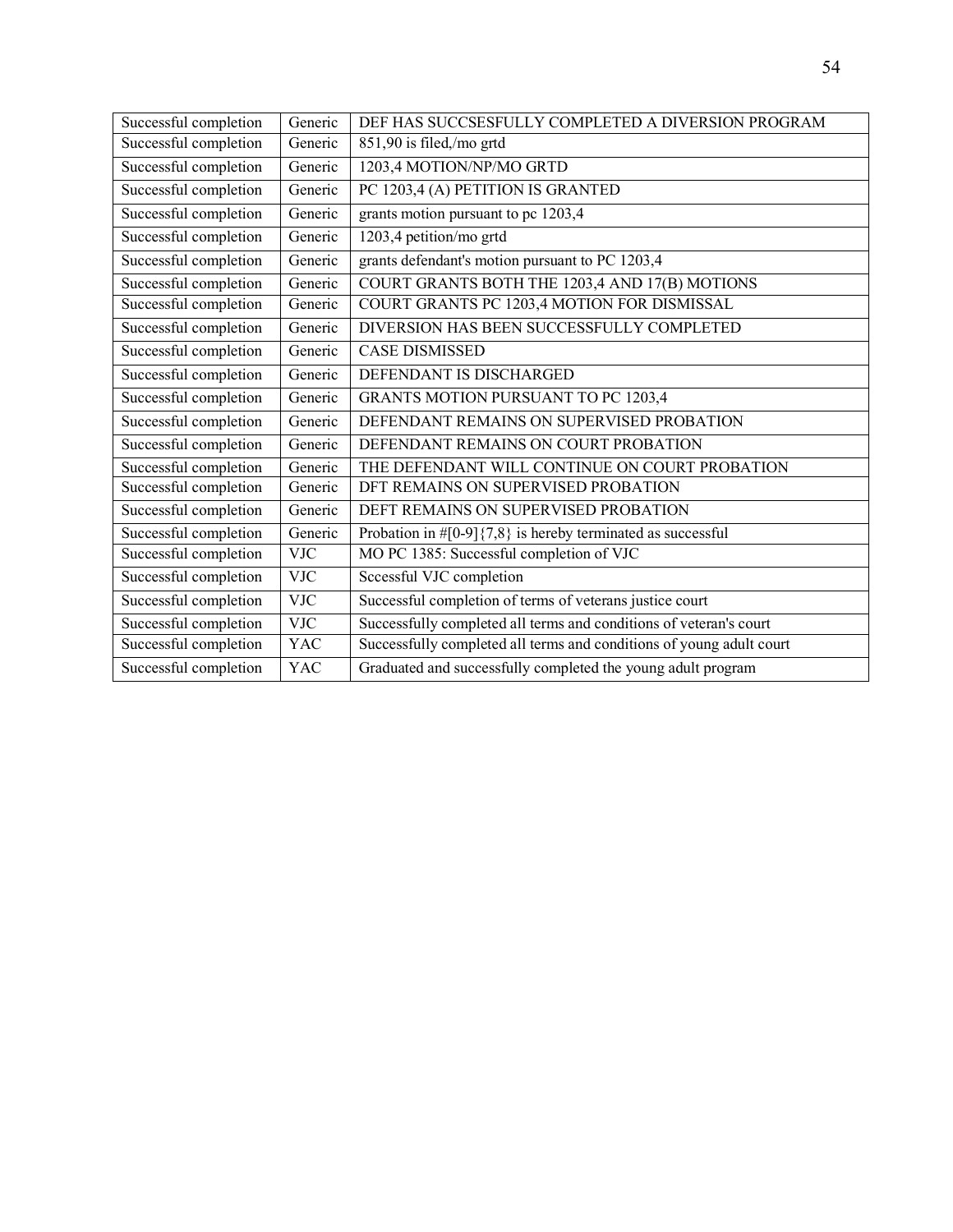| Successful completion | Generic | DEF HAS SUCCSESFULLY COMPLETED A DIVERSION PROGRAM |
|---|---|---|
| Successful completion | Generic | 851,90 is filed,/mo grtd |
| Successful completion | Generic | 1203,4 MOTION/NP/MO GRTD |
| Successful completion | Generic | PC 1203,4 (A) PETITION IS GRANTED |
| Successful completion | Generic | grants motion pursuant to pc 1203,4 |
| Successful completion | Generic | 1203,4 petition/mo grtd |
| Successful completion | Generic | grants defendant's motion pursuant to PC 1203,4 |
| Successful completion | Generic | COURT GRANTS BOTH THE 1203,4 AND 17(B) MOTIONS |
| Successful completion | Generic | COURT GRANTS PC 1203,4 MOTION FOR DISMISSAL |
| Successful completion | Generic | DIVERSION HAS BEEN SUCCESSFULLY COMPLETED |
| Successful completion | Generic | CASE DISMISSED |
| Successful completion | Generic | DEFENDANT IS DISCHARGED |
| Successful completion | Generic | GRANTS MOTION PURSUANT TO PC 1203,4 |
| Successful completion | Generic | DEFENDANT REMAINS ON SUPERVISED PROBATION |
| Successful completion | Generic | DEFENDANT REMAINS ON COURT PROBATION |
| Successful completion | Generic | THE DEFENDANT WILL CONTINUE ON COURT PROBATION |
| Successful completion | Generic | DFT REMAINS ON SUPERVISED PROBATION |
| Successful completion | Generic | DEFT REMAINS ON SUPERVISED PROBATION |
| Successful completion | Generic | Probation in #[0-9]{7,8} is hereby terminated as successful |
| Successful completion | VJC | MO PC 1385: Successful completion of VJC |
| Successful completion | VJC | Sccessful VJC completion |
| Successful completion | VJC | Successful completion of terms of veterans justice court |
| Successful completion | VJC | Successfully completed all terms and conditions of veteran's court |
| Successful completion | YAC | Successfully completed all terms and conditions of young adult court |
| Successful completion | YAC | Graduated and successfully completed the young adult program |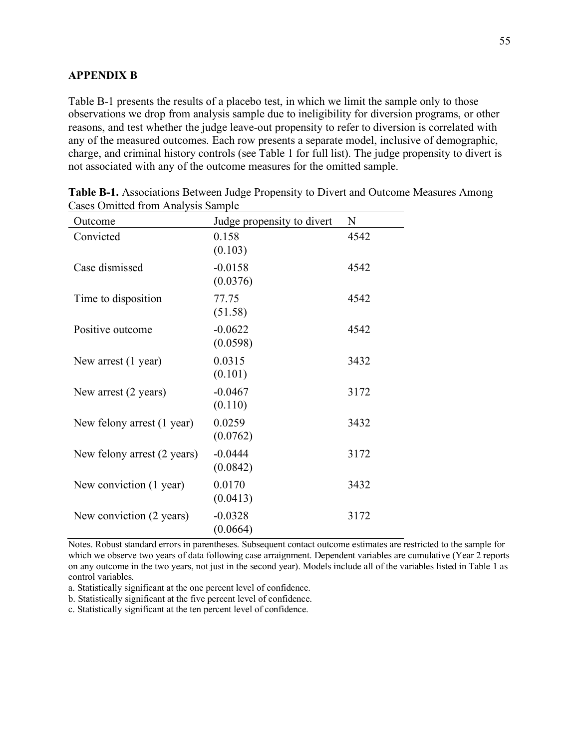## APPENDIX B

Table B-1 presents the results of a placebo test, in which we limit the sample only to those observations we drop from analysis sample due to ineligibility for diversion programs, or other reasons, and test whether the judge leave-out propensity to refer to diversion is correlated with any of the measured outcomes. Each row presents a separate model, inclusive of demographic, charge, and criminal history controls (see Table 1 for full list). The judge propensity to divert is not associated with any of the outcome measures for the omitted sample.

**Table B-1.** Associations Between Judge Propensity to Divert and Outcome Measures Among Cases Omitted from Analysis Sample

| Outcome | Judge propensity to divert | N |
|---|---|---|
| Convicted | 0.158<br>(0.103) | 4542 |
| Case dismissed | -0.0158<br>(0.0376) | 4542 |
| Time to disposition | 77.75<br>(51.58) | 4542 |
| Positive outcome | -0.0622<br>(0.0598) | 4542 |
| New arrest (1 year) | 0.0315<br>(0.101) | 3432 |
| New arrest (2 years) | -0.0467<br>(0.110) | 3172 |
| New felony arrest (1 year) | 0.0259<br>(0.0762) | 3432 |
| New felony arrest (2 years) | -0.0444<br>(0.0842) | 3172 |
| New conviction (1 year) | 0.0170<br>(0.0413) | 3432 |
| New conviction (2 years) | -0.0328<br>(0.0664) | 3172 |

Notes. Robust standard errors in parentheses. Subsequent contact outcome estimates are restricted to the sample for which we observe two years of data following case arraignment. Dependent variables are cumulative (Year 2 reports on any outcome in the two years, not just in the second year). Models include all of the variables listed in Table 1 as control variables.

a. Statistically significant at the one percent level of confidence.

b. Statistically significant at the five percent level of confidence.

c. Statistically significant at the ten percent level of confidence.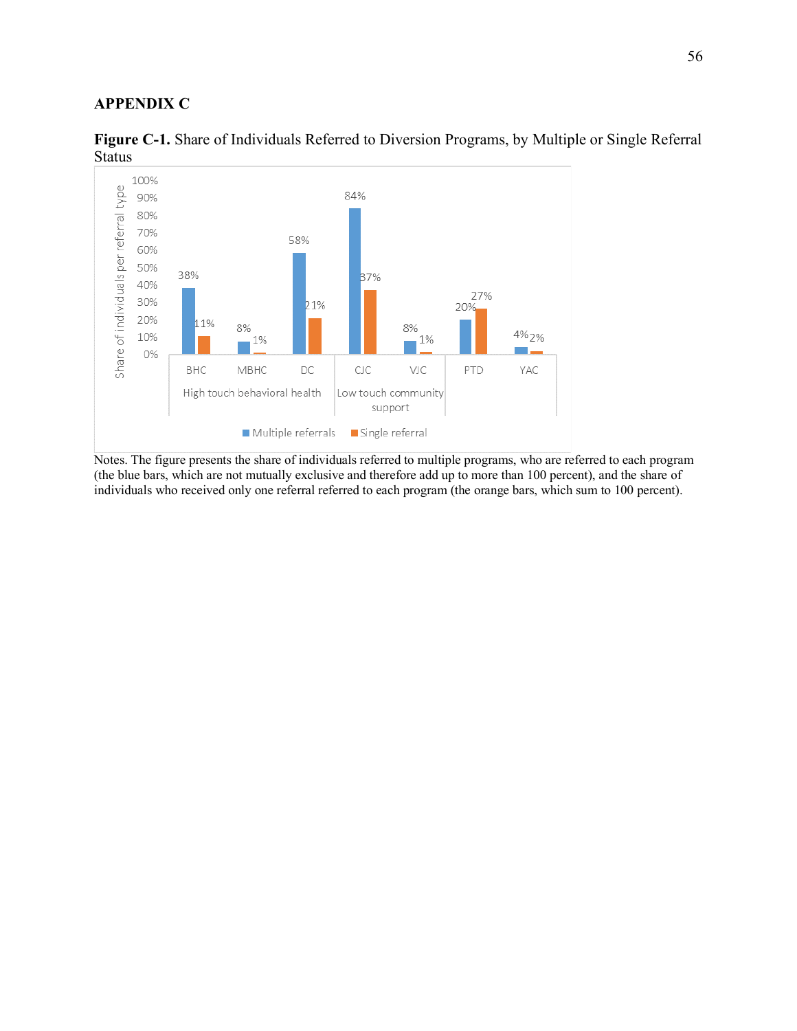## APPENDIX C

**Figure C-1.** Share of Individuals Referred to Diversion Programs, by Multiple or Single Referral Status

| | | High touch behavioral health | | | Low touch community support | | |
|---|---|---|---|---|---|---|---|
| | BHC | MBHC | DC | CJC | VJC | PTD | YAC |
| Multiple referrals | 38% | 8% | 58% | 84% | 8% | 20% | 4% |
| Single referral | 11% | 1% | 21% | 37% | 1% | 27% | 2% |

Notes. The figure presents the share of individuals referred to multiple programs, who are referred to each program (the blue bars, which are not mutually exclusive and therefore add up to more than 100 percent), and the share of individuals who received only one referral referred to each program (the orange bars, which sum to 100 percent).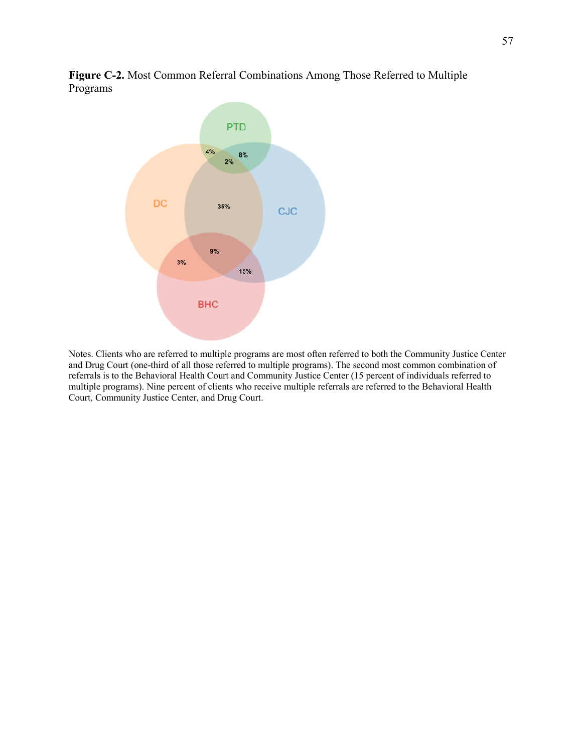**Figure C-2.** Most Common Referral Combinations Among Those Referred to Multiple Programs

PTD

4%

8%

2%

DC

35%

CJC

9%

3%

15%

BHC

Notes. Clients who are referred to multiple programs are most often referred to both the Community Justice Center and Drug Court (one-third of all those referred to multiple programs). The second most common combination of referrals is to the Behavioral Health Court and Community Justice Center (15 percent of individuals referred to multiple programs). Nine percent of clients who receive multiple referrals are referred to the Behavioral Health Court, Community Justice Center, and Drug Court.